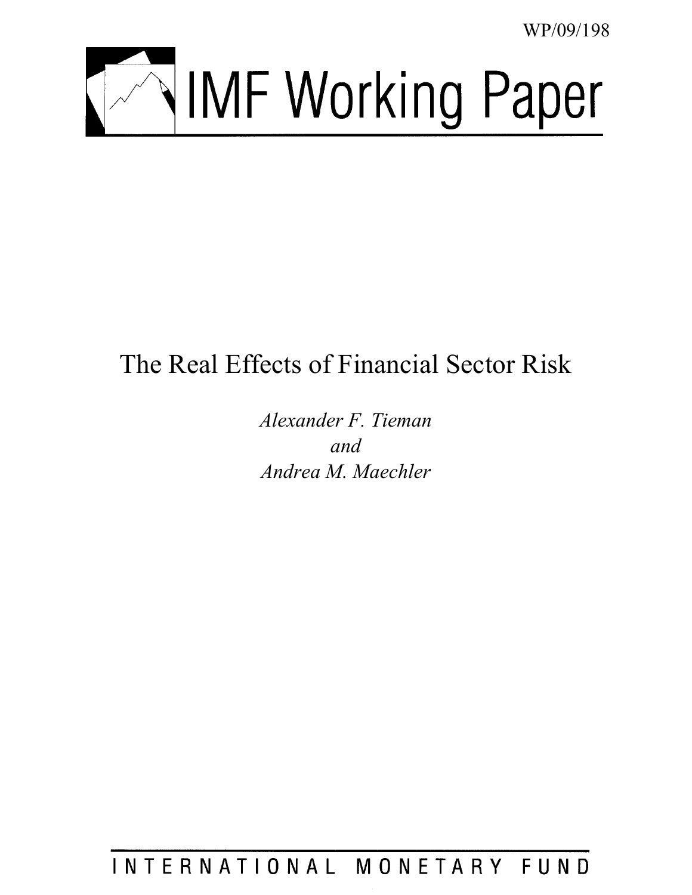WP/09/198

# IMF Working Paper

## The Real Effects of Financial Sector Risk

*Alexander F. Tieman*
*and*
*Andrea M. Maechler*

INTERNATIONAL MONETARY FUND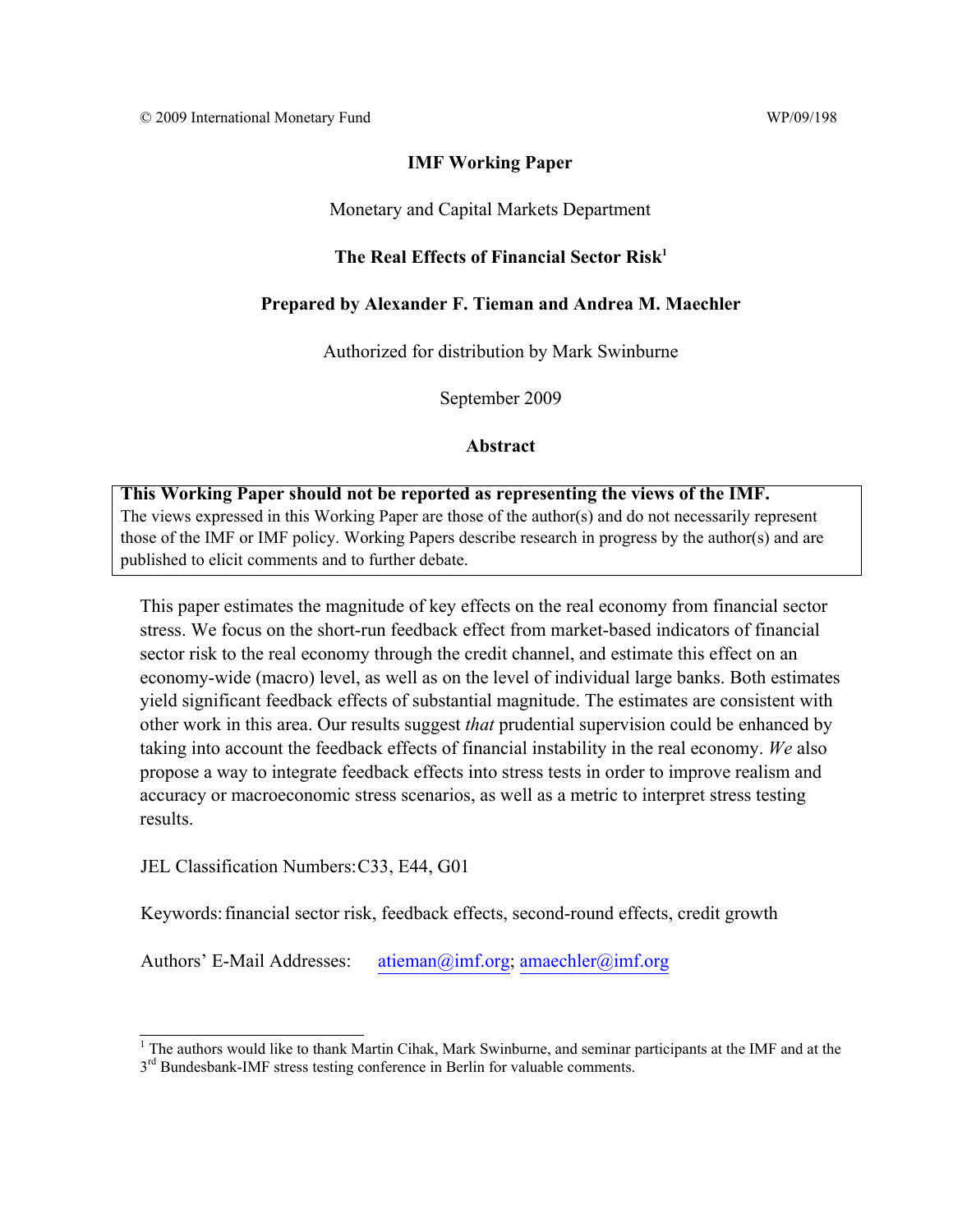© 2009 International Monetary Fund WP/09/198

# IMF Working Paper

Monetary and Capital Markets Department

## The Real Effects of Financial Sector Risk[1]

**Prepared by Alexander F. Tieman and Andrea M. Maechler**

Authorized for distribution by Mark Swinburne

September 2009

### Abstract

**This Working Paper should not be reported as representing the views of the IMF.**
The views expressed in this Working Paper are those of the author(s) and do not necessarily represent those of the IMF or IMF policy. Working Papers describe research in progress by the author(s) and are published to elicit comments and to further debate.

This paper estimates the magnitude of key effects on the real economy from financial sector stress. We focus on the short-run feedback effect from market-based indicators of financial sector risk to the real economy through the credit channel, and estimate this effect on an economy-wide (macro) level, as well as on the level of individual large banks. Both estimates yield significant feedback effects of substantial magnitude. The estimates are consistent with other work in this area. Our results suggest *that* prudential supervision could be enhanced by taking into account the feedback effects of financial instability in the real economy. *We* also propose a way to integrate feedback effects into stress tests in order to improve realism and accuracy or macroeconomic stress scenarios, as well as a metric to interpret stress testing results.

JEL Classification Numbers: C33, E44, G01

Keywords: financial sector risk, feedback effects, second-round effects, credit growth

Authors' E-Mail Addresses: atieman@imf.org; amaechler@imf.org

[1] The authors would like to thank Martin Cihak, Mark Swinburne, and seminar participants at the IMF and at the 3rd Bundesbank-IMF stress testing conference in Berlin for valuable comments.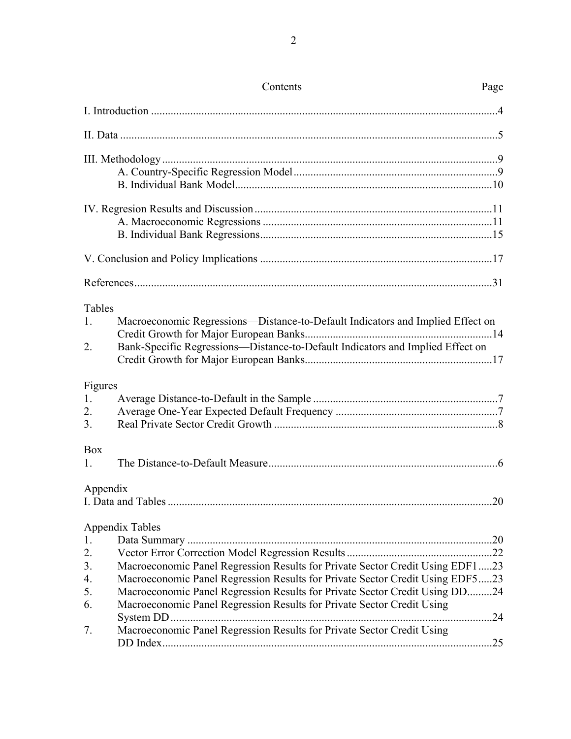# Contents

| | Page |
|---|---|
| I. Introduction | 4 |
| II. Data | 5 |
| III. Methodology | 9 |
| A. Country-Specific Regression Model | 9 |
| B. Individual Bank Model | 10 |
| IV. Regresion Results and Discussion | 11 |
| A. Macroeconomic Regressions | 11 |
| B. Individual Bank Regressions | 15 |
| V. Conclusion and Policy Implications | 17 |
| References | 31 |

Tables

1. Macroeconomic Regressions—Distance-to-Default Indicators and Implied Effect on Credit Growth for Major European Banks ... 14
2. Bank-Specific Regressions—Distance-to-Default Indicators and Implied Effect on Credit Growth for Major European Banks ... 17

Figures

1. Average Distance-to-Default in the Sample ... 7
2. Average One-Year Expected Default Frequency ... 7
3. Real Private Sector Credit Growth ... 8

Box

1. The Distance-to-Default Measure ... 6

Appendix

I. Data and Tables ... 20

Appendix Tables

1. Data Summary ... 20
2. Vector Error Correction Model Regression Results ... 22
3. Macroeconomic Panel Regression Results for Private Sector Credit Using EDF1 ... 23
4. Macroeconomic Panel Regression Results for Private Sector Credit Using EDF5 ... 23
5. Macroeconomic Panel Regression Results for Private Sector Credit Using DD ... 24
6. Macroeconomic Panel Regression Results for Private Sector Credit Using System DD ... 24
7. Macroeconomic Panel Regression Results for Private Sector Credit Using DD Index ... 25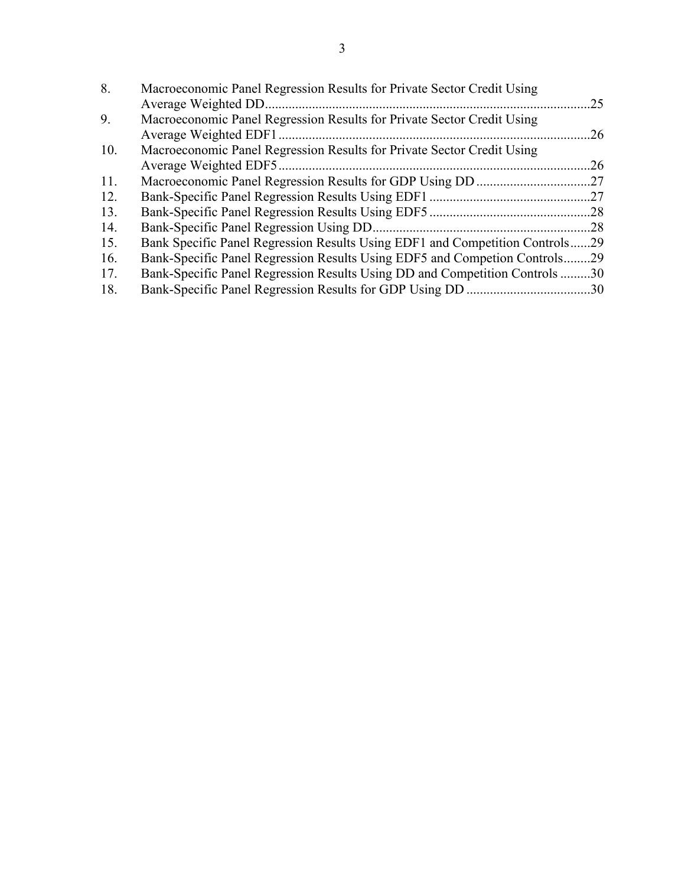8. Macroeconomic Panel Regression Results for Private Sector Credit Using Average Weighted DD.....25
9. Macroeconomic Panel Regression Results for Private Sector Credit Using Average Weighted EDF1.....26
10. Macroeconomic Panel Regression Results for Private Sector Credit Using Average Weighted EDF5.....26
11. Macroeconomic Panel Regression Results for GDP Using DD.....27
12. Bank-Specific Panel Regression Results Using EDF1.....27
13. Bank-Specific Panel Regression Results Using EDF5.....28
14. Bank-Specific Panel Regression Using DD.....28
15. Bank Specific Panel Regression Results Using EDF1 and Competition Controls.....29
16. Bank-Specific Panel Regression Results Using EDF5 and Competion Controls.....29
17. Bank-Specific Panel Regression Results Using DD and Competition Controls.....30
18. Bank-Specific Panel Regression Results for GDP Using DD.....30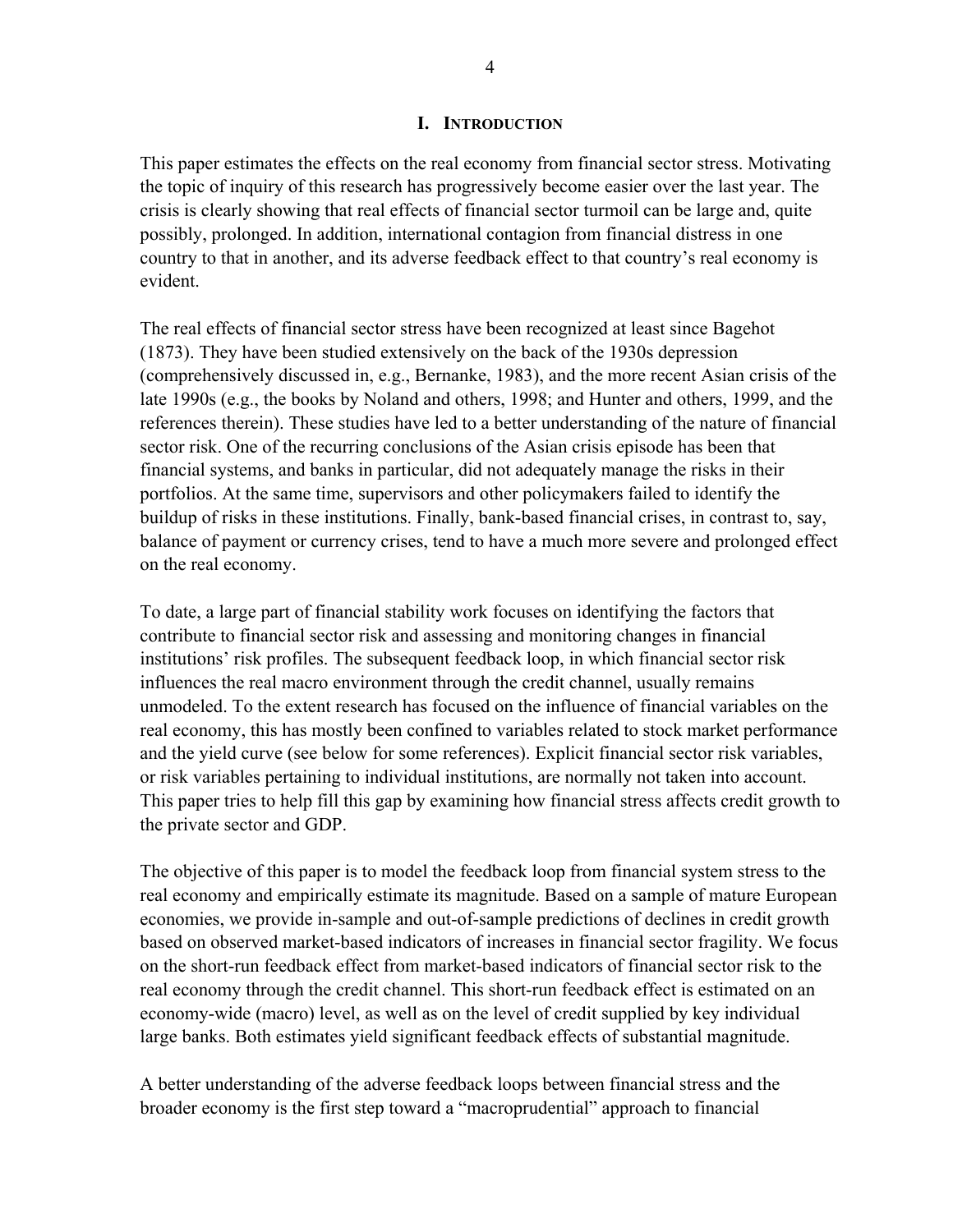# I. INTRODUCTION

This paper estimates the effects on the real economy from financial sector stress. Motivating the topic of inquiry of this research has progressively become easier over the last year. The crisis is clearly showing that real effects of financial sector turmoil can be large and, quite possibly, prolonged. In addition, international contagion from financial distress in one country to that in another, and its adverse feedback effect to that country's real economy is evident.

The real effects of financial sector stress have been recognized at least since Bagehot (1873). They have been studied extensively on the back of the 1930s depression (comprehensively discussed in, e.g., Bernanke, 1983), and the more recent Asian crisis of the late 1990s (e.g., the books by Noland and others, 1998; and Hunter and others, 1999, and the references therein). These studies have led to a better understanding of the nature of financial sector risk. One of the recurring conclusions of the Asian crisis episode has been that financial systems, and banks in particular, did not adequately manage the risks in their portfolios. At the same time, supervisors and other policymakers failed to identify the buildup of risks in these institutions. Finally, bank-based financial crises, in contrast to, say, balance of payment or currency crises, tend to have a much more severe and prolonged effect on the real economy.

To date, a large part of financial stability work focuses on identifying the factors that contribute to financial sector risk and assessing and monitoring changes in financial institutions' risk profiles. The subsequent feedback loop, in which financial sector risk influences the real macro environment through the credit channel, usually remains unmodeled. To the extent research has focused on the influence of financial variables on the real economy, this has mostly been confined to variables related to stock market performance and the yield curve (see below for some references). Explicit financial sector risk variables, or risk variables pertaining to individual institutions, are normally not taken into account. This paper tries to help fill this gap by examining how financial stress affects credit growth to the private sector and GDP.

The objective of this paper is to model the feedback loop from financial system stress to the real economy and empirically estimate its magnitude. Based on a sample of mature European economies, we provide in-sample and out-of-sample predictions of declines in credit growth based on observed market-based indicators of increases in financial sector fragility. We focus on the short-run feedback effect from market-based indicators of financial sector risk to the real economy through the credit channel. This short-run feedback effect is estimated on an economy-wide (macro) level, as well as on the level of credit supplied by key individual large banks. Both estimates yield significant feedback effects of substantial magnitude.

A better understanding of the adverse feedback loops between financial stress and the broader economy is the first step toward a "macroprudential" approach to financial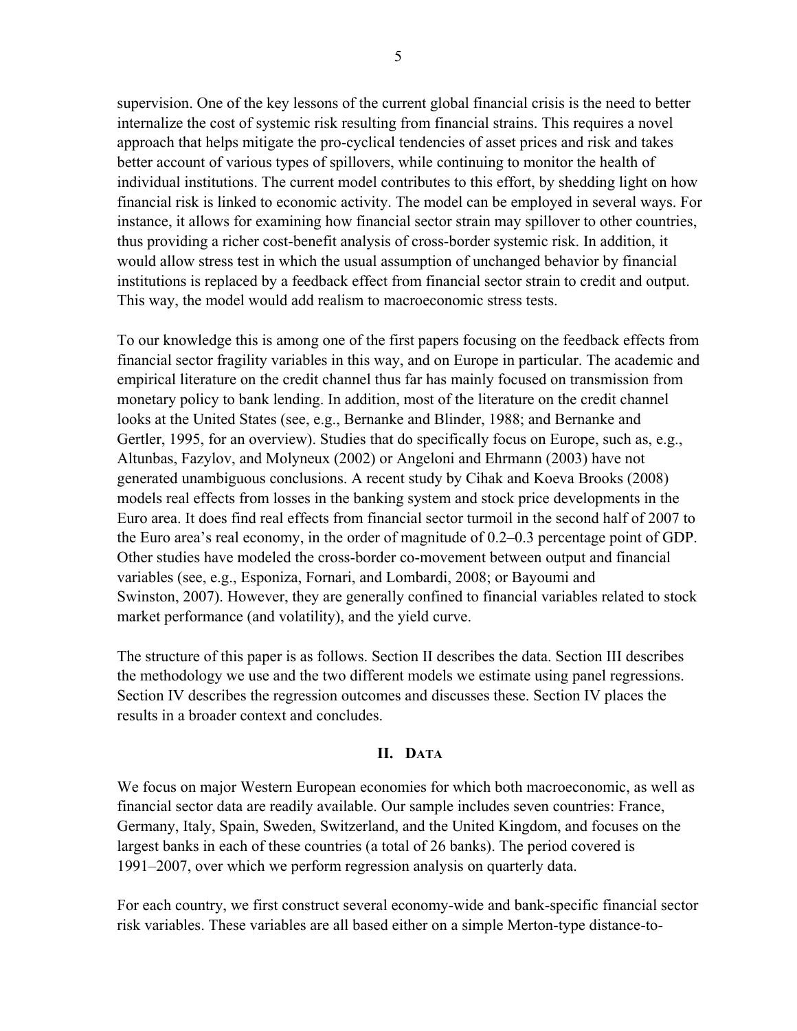supervision. One of the key lessons of the current global financial crisis is the need to better internalize the cost of systemic risk resulting from financial strains. This requires a novel approach that helps mitigate the pro-cyclical tendencies of asset prices and risk and takes better account of various types of spillovers, while continuing to monitor the health of individual institutions. The current model contributes to this effort, by shedding light on how financial risk is linked to economic activity. The model can be employed in several ways. For instance, it allows for examining how financial sector strain may spillover to other countries, thus providing a richer cost-benefit analysis of cross-border systemic risk. In addition, it would allow stress test in which the usual assumption of unchanged behavior by financial institutions is replaced by a feedback effect from financial sector strain to credit and output. This way, the model would add realism to macroeconomic stress tests.

To our knowledge this is among one of the first papers focusing on the feedback effects from financial sector fragility variables in this way, and on Europe in particular. The academic and empirical literature on the credit channel thus far has mainly focused on transmission from monetary policy to bank lending. In addition, most of the literature on the credit channel looks at the United States (see, e.g., Bernanke and Blinder, 1988; and Bernanke and Gertler, 1995, for an overview). Studies that do specifically focus on Europe, such as, e.g., Altunbas, Fazylov, and Molyneux (2002) or Angeloni and Ehrmann (2003) have not generated unambiguous conclusions. A recent study by Cihak and Koeva Brooks (2008) models real effects from losses in the banking system and stock price developments in the Euro area. It does find real effects from financial sector turmoil in the second half of 2007 to the Euro area's real economy, in the order of magnitude of 0.2–0.3 percentage point of GDP. Other studies have modeled the cross-border co-movement between output and financial variables (see, e.g., Esponiza, Fornari, and Lombardi, 2008; or Bayoumi and Swinston, 2007). However, they are generally confined to financial variables related to stock market performance (and volatility), and the yield curve.

The structure of this paper is as follows. Section II describes the data. Section III describes the methodology we use and the two different models we estimate using panel regressions. Section IV describes the regression outcomes and discusses these. Section IV places the results in a broader context and concludes.

## II. Data

We focus on major Western European economies for which both macroeconomic, as well as financial sector data are readily available. Our sample includes seven countries: France, Germany, Italy, Spain, Sweden, Switzerland, and the United Kingdom, and focuses on the largest banks in each of these countries (a total of 26 banks). The period covered is 1991–2007, over which we perform regression analysis on quarterly data.

For each country, we first construct several economy-wide and bank-specific financial sector risk variables. These variables are all based either on a simple Merton-type distance-to-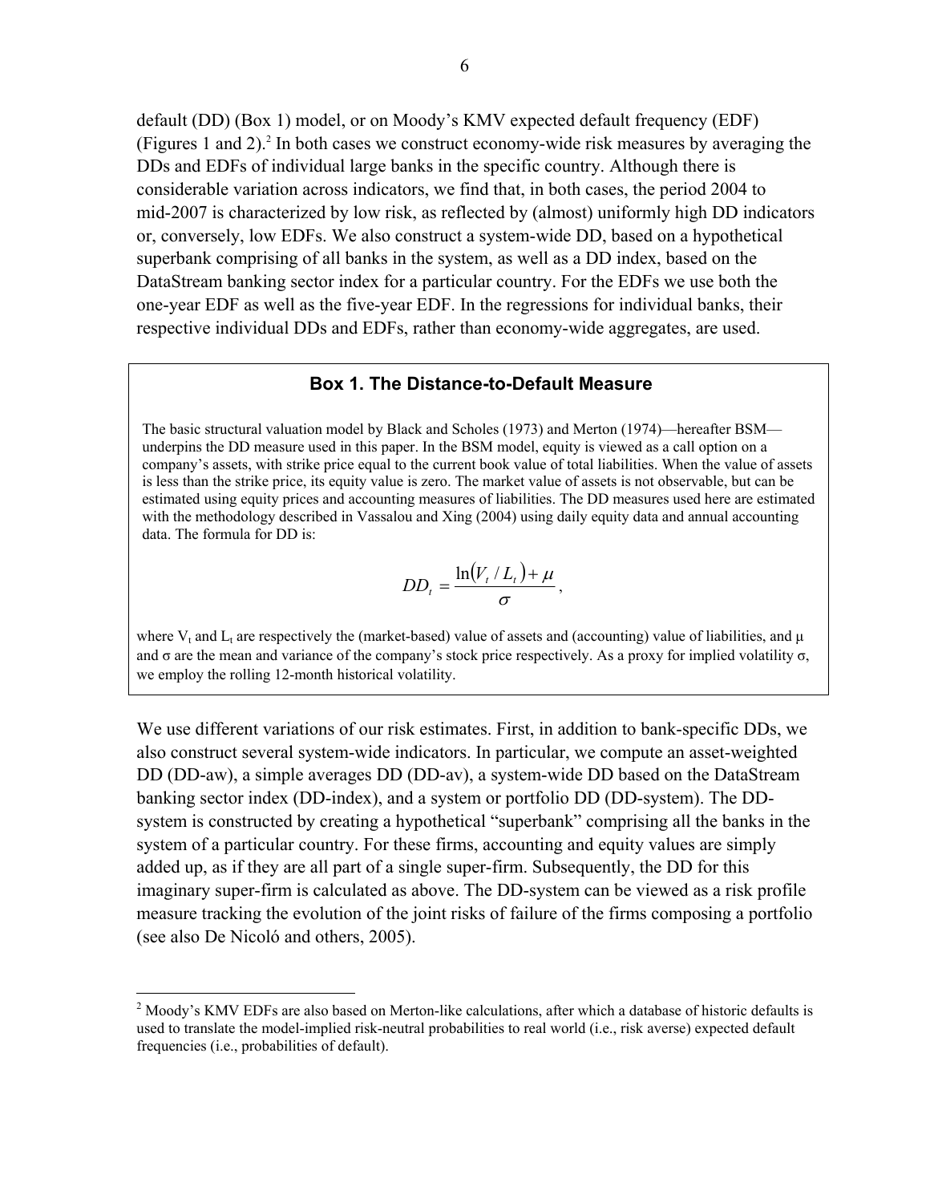default (DD) (Box 1) model, or on Moody's KMV expected default frequency (EDF) (Figures 1 and 2).[2] In both cases we construct economy-wide risk measures by averaging the DDs and EDFs of individual large banks in the specific country. Although there is considerable variation across indicators, we find that, in both cases, the period 2004 to mid-2007 is characterized by low risk, as reflected by (almost) uniformly high DD indicators or, conversely, low EDFs. We also construct a system-wide DD, based on a hypothetical superbank comprising of all banks in the system, as well as a DD index, based on the DataStream banking sector index for a particular country. For the EDFs we use both the one-year EDF as well as the five-year EDF. In the regressions for individual banks, their respective individual DDs and EDFs, rather than economy-wide aggregates, are used.

> **Box 1. The Distance-to-Default Measure**
>
> The basic structural valuation model by Black and Scholes (1973) and Merton (1974)—hereafter BSM—underpins the DD measure used in this paper. In the BSM model, equity is viewed as a call option on a company's assets, with strike price equal to the current book value of total liabilities. When the value of assets is less than the strike price, its equity value is zero. The market value of assets is not observable, but can be estimated using equity prices and accounting measures of liabilities. The DD measures used here are estimated with the methodology described in Vassalou and Xing (2004) using daily equity data and annual accounting data. The formula for DD is:
>
> $$DD_t = \frac{\ln(V_t / L_t) + \mu}{\sigma},$$
>
> where $V_t$ and $L_t$ are respectively the (market-based) value of assets and (accounting) value of liabilities, and $\mu$ and $\sigma$ are the mean and variance of the company's stock price respectively. As a proxy for implied volatility $\sigma$, we employ the rolling 12-month historical volatility.

We use different variations of our risk estimates. First, in addition to bank-specific DDs, we also construct several system-wide indicators. In particular, we compute an asset-weighted DD (DD-aw), a simple averages DD (DD-av), a system-wide DD based on the DataStream banking sector index (DD-index), and a system or portfolio DD (DD-system). The DD-system is constructed by creating a hypothetical "superbank" comprising all the banks in the system of a particular country. For these firms, accounting and equity values are simply added up, as if they are all part of a single super-firm. Subsequently, the DD for this imaginary super-firm is calculated as above. The DD-system can be viewed as a risk profile measure tracking the evolution of the joint risks of failure of the firms composing a portfolio (see also De Nicoló and others, 2005).

[2] Moody's KMV EDFs are also based on Merton-like calculations, after which a database of historic defaults is used to translate the model-implied risk-neutral probabilities to real world (i.e., risk averse) expected default frequencies (i.e., probabilities of default).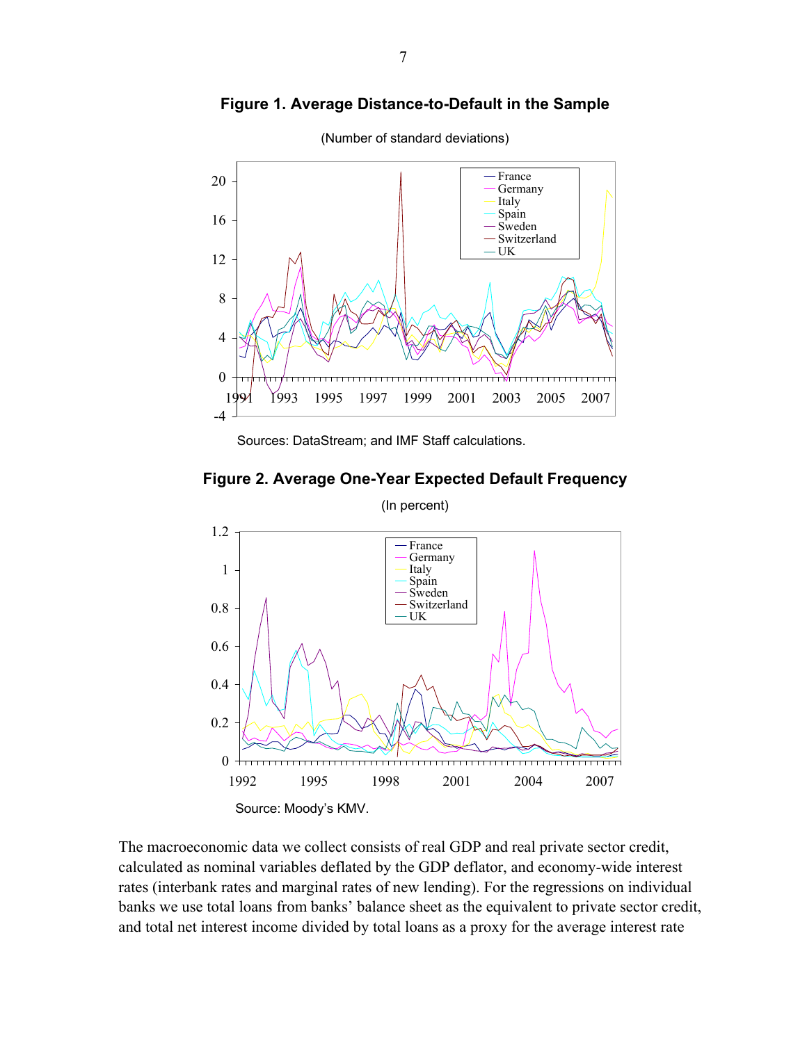**Figure 1. Average Distance-to-Default in the Sample**

(Number of standard deviations)

Sources: DataStream; and IMF Staff calculations.

**Figure 2. Average One-Year Expected Default Frequency**

(In percent)

Source: Moody's KMV.

The macroeconomic data we collect consists of real GDP and real private sector credit, calculated as nominal variables deflated by the GDP deflator, and economy-wide interest rates (interbank rates and marginal rates of new lending). For the regressions on individual banks we use total loans from banks' balance sheet as the equivalent to private sector credit, and total net interest income divided by total loans as a proxy for the average interest rate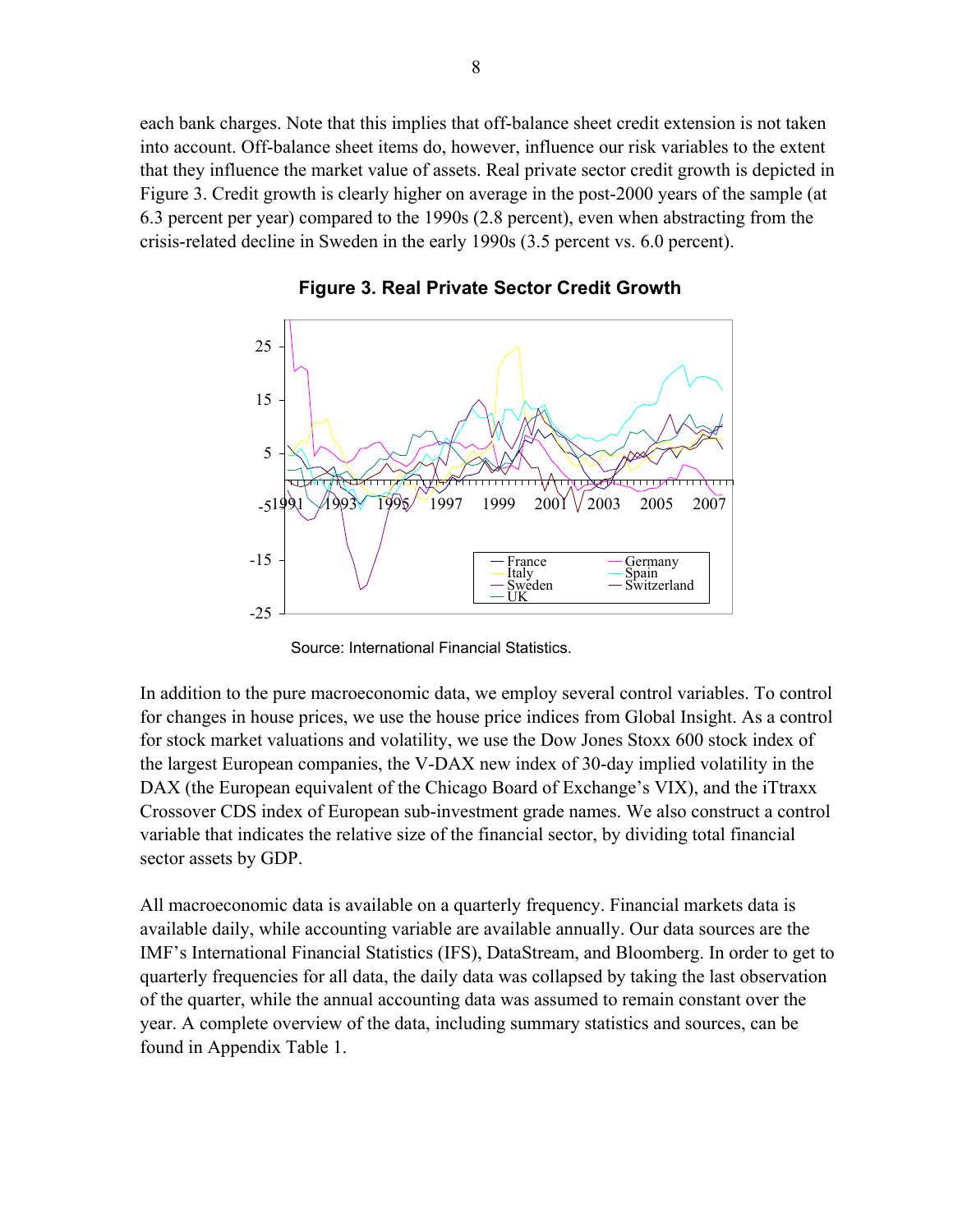each bank charges. Note that this implies that off-balance sheet credit extension is not taken into account. Off-balance sheet items do, however, influence our risk variables to the extent that they influence the market value of assets. Real private sector credit growth is depicted in Figure 3. Credit growth is clearly higher on average in the post-2000 years of the sample (at 6.3 percent per year) compared to the 1990s (2.8 percent), even when abstracting from the crisis-related decline in Sweden in the early 1990s (3.5 percent vs. 6.0 percent).

**Figure 3. Real Private Sector Credit Growth**

Source: International Financial Statistics.

In addition to the pure macroeconomic data, we employ several control variables. To control for changes in house prices, we use the house price indices from Global Insight. As a control for stock market valuations and volatility, we use the Dow Jones Stoxx 600 stock index of the largest European companies, the V-DAX new index of 30-day implied volatility in the DAX (the European equivalent of the Chicago Board of Exchange's VIX), and the iTtraxx Crossover CDS index of European sub-investment grade names. We also construct a control variable that indicates the relative size of the financial sector, by dividing total financial sector assets by GDP.

All macroeconomic data is available on a quarterly frequency. Financial markets data is available daily, while accounting variable are available annually. Our data sources are the IMF's International Financial Statistics (IFS), DataStream, and Bloomberg. In order to get to quarterly frequencies for all data, the daily data was collapsed by taking the last observation of the quarter, while the annual accounting data was assumed to remain constant over the year. A complete overview of the data, including summary statistics and sources, can be found in Appendix Table 1.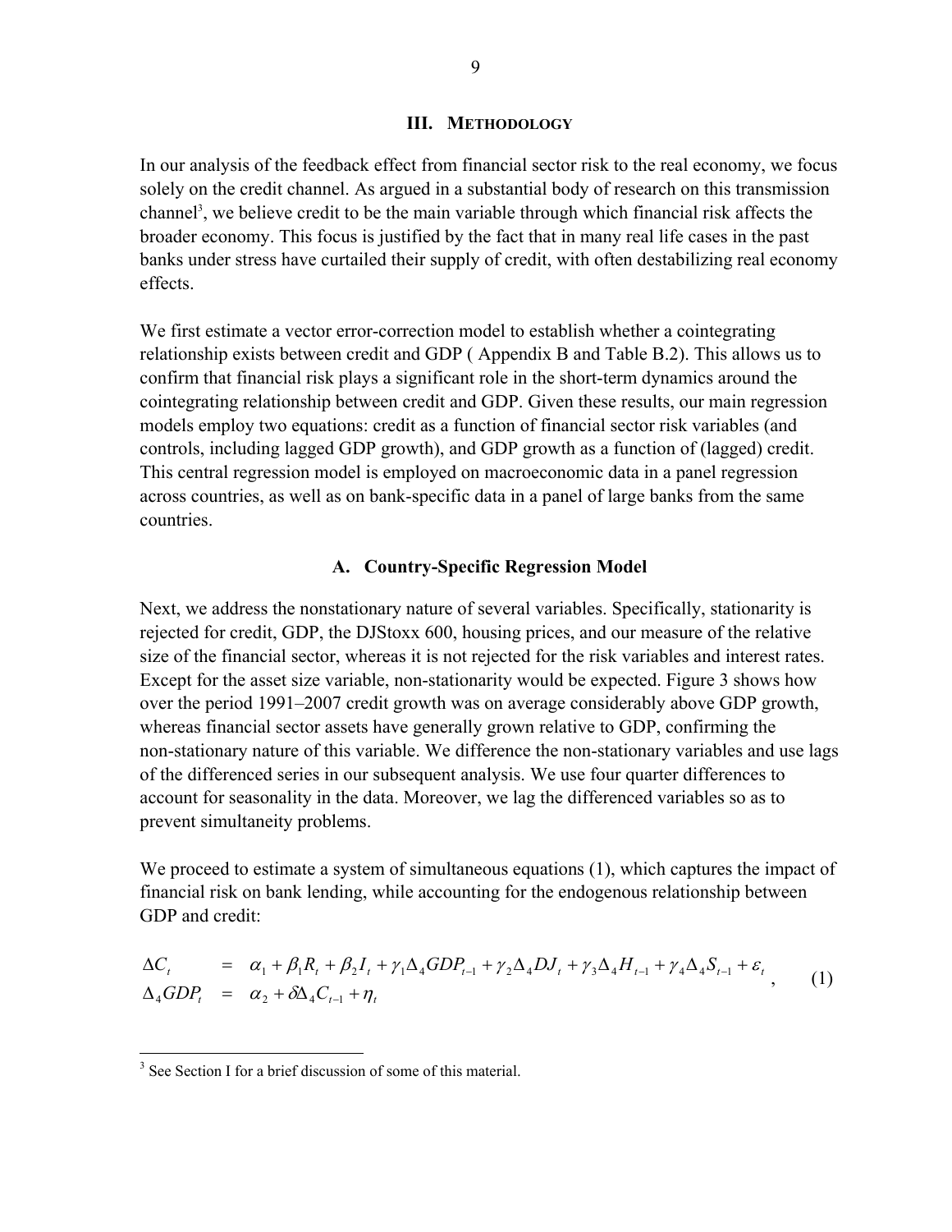## III. Methodology

In our analysis of the feedback effect from financial sector risk to the real economy, we focus solely on the credit channel. As argued in a substantial body of research on this transmission channel[3], we believe credit to be the main variable through which financial risk affects the broader economy. This focus is justified by the fact that in many real life cases in the past banks under stress have curtailed their supply of credit, with often destabilizing real economy effects.

We first estimate a vector error-correction model to establish whether a cointegrating relationship exists between credit and GDP ( Appendix B and Table B.2). This allows us to confirm that financial risk plays a significant role in the short-term dynamics around the cointegrating relationship between credit and GDP. Given these results, our main regression models employ two equations: credit as a function of financial sector risk variables (and controls, including lagged GDP growth), and GDP growth as a function of (lagged) credit. This central regression model is employed on macroeconomic data in a panel regression across countries, as well as on bank-specific data in a panel of large banks from the same countries.

### A. Country-Specific Regression Model

Next, we address the nonstationary nature of several variables. Specifically, stationarity is rejected for credit, GDP, the DJStoxx 600, housing prices, and our measure of the relative size of the financial sector, whereas it is not rejected for the risk variables and interest rates. Except for the asset size variable, non-stationarity would be expected. Figure 3 shows how over the period 1991–2007 credit growth was on average considerably above GDP growth, whereas financial sector assets have generally grown relative to GDP, confirming the non-stationary nature of this variable. We difference the non-stationary variables and use lags of the differenced series in our subsequent analysis. We use four quarter differences to account for seasonality in the data. Moreover, we lag the differenced variables so as to prevent simultaneity problems.

We proceed to estimate a system of simultaneous equations (1), which captures the impact of financial risk on bank lending, while accounting for the endogenous relationship between GDP and credit:

$$
\begin{aligned}
\Delta C_t &= \alpha_1 + \beta_1 R_t + \beta_2 I_t + \gamma_1 \Delta_4 GDP_{t-1} + \gamma_2 \Delta_4 DJ_t + \gamma_3 \Delta_4 H_{t-1} + \gamma_4 \Delta_4 S_{t-1} + \varepsilon_t \\
\Delta_4 GDP_t &= \alpha_2 + \delta \Delta_4 C_{t-1} + \eta_t
\end{aligned}
\quad , \qquad (1)
$$

[3] See Section I for a brief discussion of some of this material.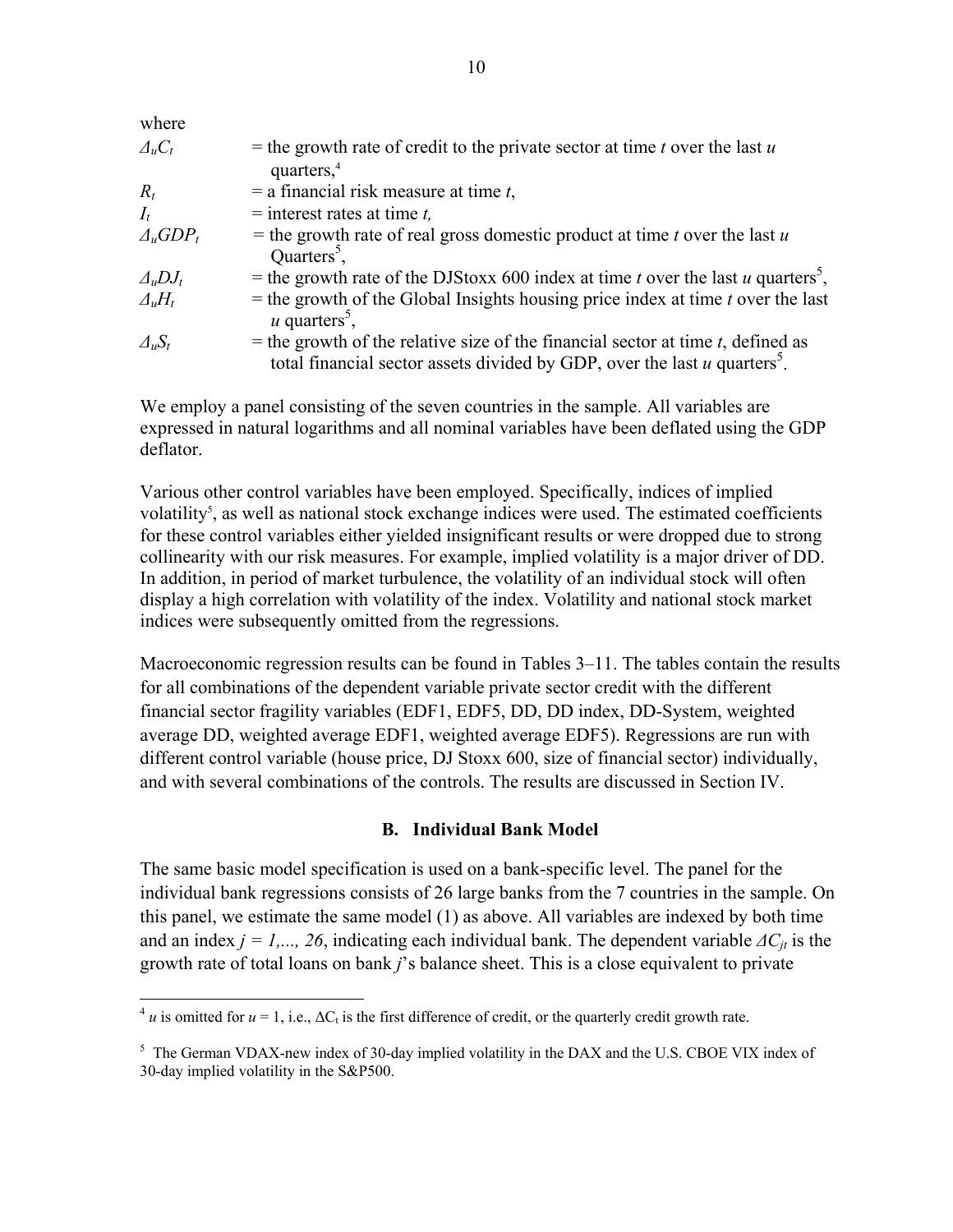where

$\Delta_u C_t$ = the growth rate of credit to the private sector at time $t$ over the last $u$ quarters,[4]

$R_t$ = a financial risk measure at time $t$,

$I_t$ = interest rates at time $t$,

$\Delta_u GDP_t$ = the growth rate of real gross domestic product at time $t$ over the last $u$ Quarters[5],

$\Delta_u DJ_t$ = the growth rate of the DJStoxx 600 index at time $t$ over the last $u$ quarters[5],

$\Delta_u H_t$ = the growth of the Global Insights housing price index at time $t$ over the last $u$ quarters[5],

$\Delta_u S_t$ = the growth of the relative size of the financial sector at time $t$, defined as total financial sector assets divided by GDP, over the last $u$ quarters[5].

We employ a panel consisting of the seven countries in the sample. All variables are expressed in natural logarithms and all nominal variables have been deflated using the GDP deflator.

Various other control variables have been employed. Specifically, indices of implied volatility[5], as well as national stock exchange indices were used. The estimated coefficients for these control variables either yielded insignificant results or were dropped due to strong collinearity with our risk measures. For example, implied volatility is a major driver of DD. In addition, in period of market turbulence, the volatility of an individual stock will often display a high correlation with volatility of the index. Volatility and national stock market indices were subsequently omitted from the regressions.

Macroeconomic regression results can be found in Tables 3–11. The tables contain the results for all combinations of the dependent variable private sector credit with the different financial sector fragility variables (EDF1, EDF5, DD, DD index, DD-System, weighted average DD, weighted average EDF1, weighted average EDF5). Regressions are run with different control variable (house price, DJ Stoxx 600, size of financial sector) individually, and with several combinations of the controls. The results are discussed in Section IV.

### B. Individual Bank Model

The same basic model specification is used on a bank-specific level. The panel for the individual bank regressions consists of 26 large banks from the 7 countries in the sample. On this panel, we estimate the same model (1) as above. All variables are indexed by both time and an index $j = 1,..., 26$, indicating each individual bank. The dependent variable $\Delta C_{jt}$ is the growth rate of total loans on bank $j$'s balance sheet. This is a close equivalent to private

---

[4] $u$ is omitted for $u = 1$, i.e., $\Delta C_t$ is the first difference of credit, or the quarterly credit growth rate.

[5] The German VDAX-new index of 30-day implied volatility in the DAX and the U.S. CBOE VIX index of 30-day implied volatility in the S&P500.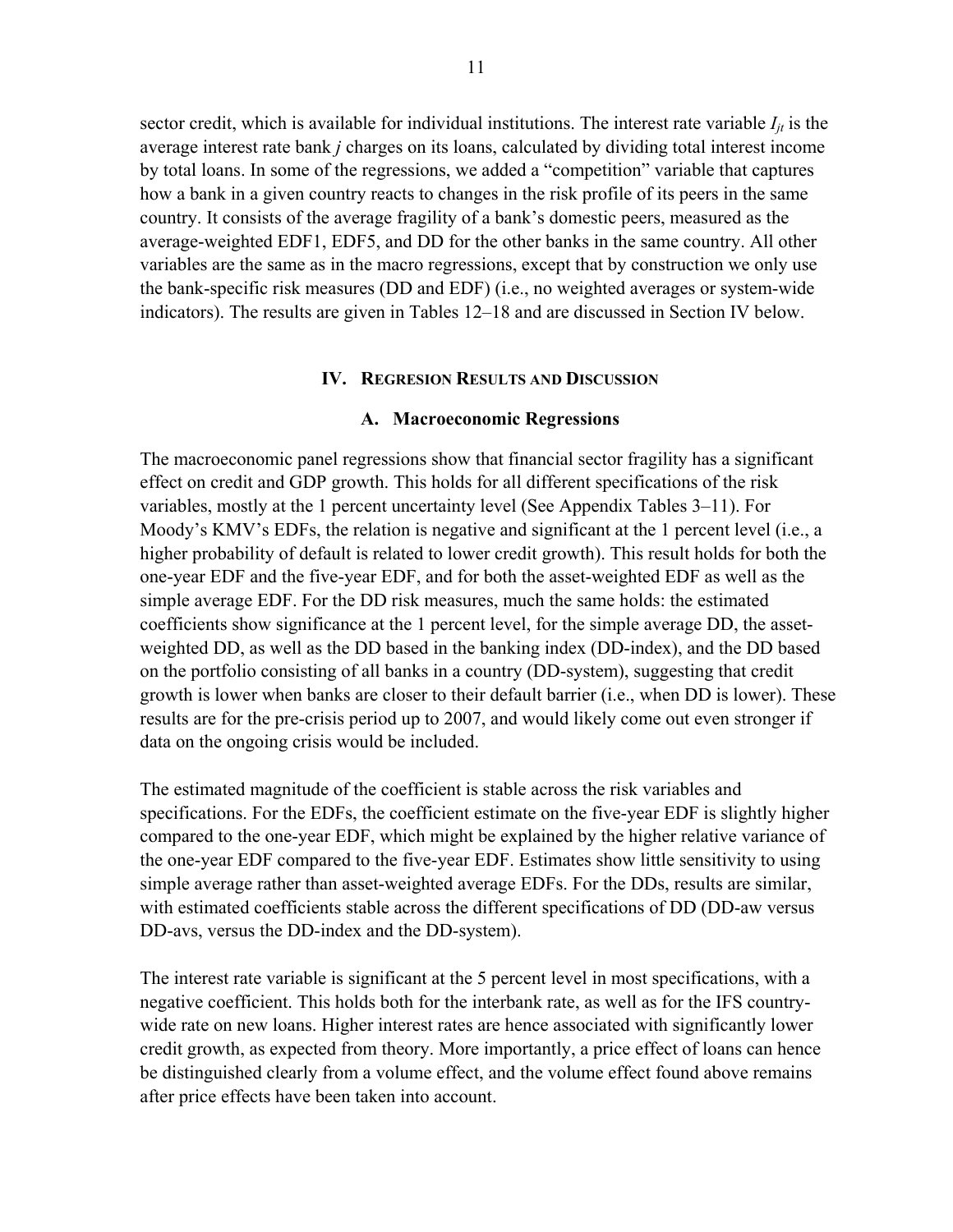sector credit, which is available for individual institutions. The interest rate variable $I_{jt}$ is the average interest rate bank *j* charges on its loans, calculated by dividing total interest income by total loans. In some of the regressions, we added a "competition" variable that captures how a bank in a given country reacts to changes in the risk profile of its peers in the same country. It consists of the average fragility of a bank's domestic peers, measured as the average-weighted EDF1, EDF5, and DD for the other banks in the same country. All other variables are the same as in the macro regressions, except that by construction we only use the bank-specific risk measures (DD and EDF) (i.e., no weighted averages or system-wide indicators). The results are given in Tables 12–18 and are discussed in Section IV below.

## IV. Regresion Results and Discussion

### A. Macroeconomic Regressions

The macroeconomic panel regressions show that financial sector fragility has a significant effect on credit and GDP growth. This holds for all different specifications of the risk variables, mostly at the 1 percent uncertainty level (See Appendix Tables 3–11). For Moody's KMV's EDFs, the relation is negative and significant at the 1 percent level (i.e., a higher probability of default is related to lower credit growth). This result holds for both the one-year EDF and the five-year EDF, and for both the asset-weighted EDF as well as the simple average EDF. For the DD risk measures, much the same holds: the estimated coefficients show significance at the 1 percent level, for the simple average DD, the asset-weighted DD, as well as the DD based in the banking index (DD-index), and the DD based on the portfolio consisting of all banks in a country (DD-system), suggesting that credit growth is lower when banks are closer to their default barrier (i.e., when DD is lower). These results are for the pre-crisis period up to 2007, and would likely come out even stronger if data on the ongoing crisis would be included.

The estimated magnitude of the coefficient is stable across the risk variables and specifications. For the EDFs, the coefficient estimate on the five-year EDF is slightly higher compared to the one-year EDF, which might be explained by the higher relative variance of the one-year EDF compared to the five-year EDF. Estimates show little sensitivity to using simple average rather than asset-weighted average EDFs. For the DDs, results are similar, with estimated coefficients stable across the different specifications of DD (DD-aw versus DD-avs, versus the DD-index and the DD-system).

The interest rate variable is significant at the 5 percent level in most specifications, with a negative coefficient. This holds both for the interbank rate, as well as for the IFS country-wide rate on new loans. Higher interest rates are hence associated with significantly lower credit growth, as expected from theory. More importantly, a price effect of loans can hence be distinguished clearly from a volume effect, and the volume effect found above remains after price effects have been taken into account.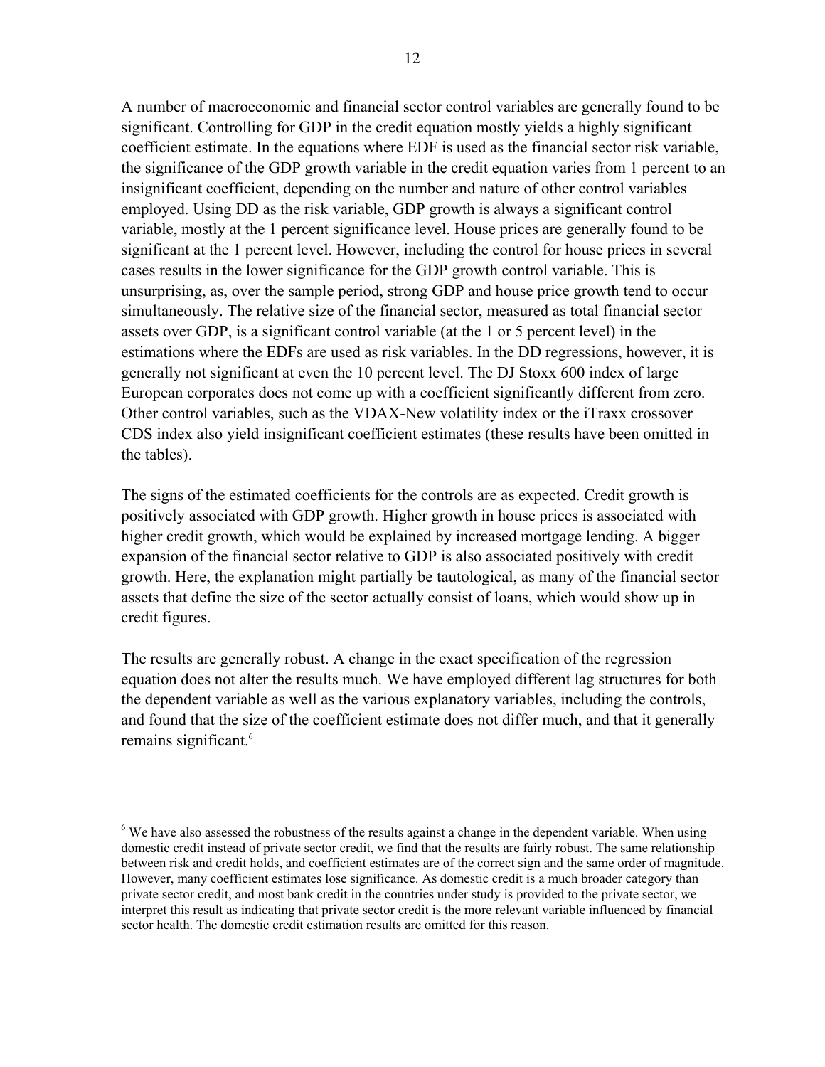A number of macroeconomic and financial sector control variables are generally found to be significant. Controlling for GDP in the credit equation mostly yields a highly significant coefficient estimate. In the equations where EDF is used as the financial sector risk variable, the significance of the GDP growth variable in the credit equation varies from 1 percent to an insignificant coefficient, depending on the number and nature of other control variables employed. Using DD as the risk variable, GDP growth is always a significant control variable, mostly at the 1 percent significance level. House prices are generally found to be significant at the 1 percent level. However, including the control for house prices in several cases results in the lower significance for the GDP growth control variable. This is unsurprising, as, over the sample period, strong GDP and house price growth tend to occur simultaneously. The relative size of the financial sector, measured as total financial sector assets over GDP, is a significant control variable (at the 1 or 5 percent level) in the estimations where the EDFs are used as risk variables. In the DD regressions, however, it is generally not significant at even the 10 percent level. The DJ Stoxx 600 index of large European corporates does not come up with a coefficient significantly different from zero. Other control variables, such as the VDAX-New volatility index or the iTraxx crossover CDS index also yield insignificant coefficient estimates (these results have been omitted in the tables).

The signs of the estimated coefficients for the controls are as expected. Credit growth is positively associated with GDP growth. Higher growth in house prices is associated with higher credit growth, which would be explained by increased mortgage lending. A bigger expansion of the financial sector relative to GDP is also associated positively with credit growth. Here, the explanation might partially be tautological, as many of the financial sector assets that define the size of the sector actually consist of loans, which would show up in credit figures.

The results are generally robust. A change in the exact specification of the regression equation does not alter the results much. We have employed different lag structures for both the dependent variable as well as the various explanatory variables, including the controls, and found that the size of the coefficient estimate does not differ much, and that it generally remains significant.[6]

[6] We have also assessed the robustness of the results against a change in the dependent variable. When using domestic credit instead of private sector credit, we find that the results are fairly robust. The same relationship between risk and credit holds, and coefficient estimates are of the correct sign and the same order of magnitude. However, many coefficient estimates lose significance. As domestic credit is a much broader category than private sector credit, and most bank credit in the countries under study is provided to the private sector, we interpret this result as indicating that private sector credit is the more relevant variable influenced by financial sector health. The domestic credit estimation results are omitted for this reason.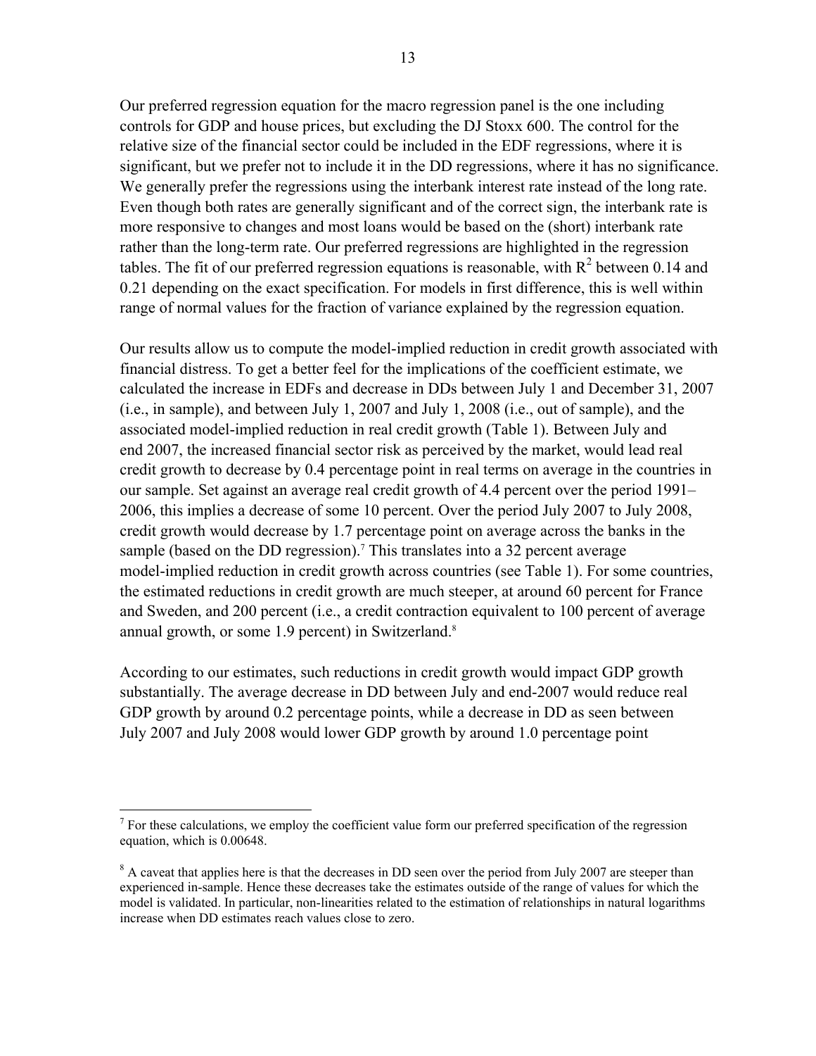Our preferred regression equation for the macro regression panel is the one including controls for GDP and house prices, but excluding the DJ Stoxx 600. The control for the relative size of the financial sector could be included in the EDF regressions, where it is significant, but we prefer not to include it in the DD regressions, where it has no significance. We generally prefer the regressions using the interbank interest rate instead of the long rate. Even though both rates are generally significant and of the correct sign, the interbank rate is more responsive to changes and most loans would be based on the (short) interbank rate rather than the long-term rate. Our preferred regressions are highlighted in the regression tables. The fit of our preferred regression equations is reasonable, with $R^2$ between 0.14 and 0.21 depending on the exact specification. For models in first difference, this is well within range of normal values for the fraction of variance explained by the regression equation.

Our results allow us to compute the model-implied reduction in credit growth associated with financial distress. To get a better feel for the implications of the coefficient estimate, we calculated the increase in EDFs and decrease in DDs between July 1 and December 31, 2007 (i.e., in sample), and between July 1, 2007 and July 1, 2008 (i.e., out of sample), and the associated model-implied reduction in real credit growth (Table 1). Between July and end 2007, the increased financial sector risk as perceived by the market, would lead real credit growth to decrease by 0.4 percentage point in real terms on average in the countries in our sample. Set against an average real credit growth of 4.4 percent over the period 1991–2006, this implies a decrease of some 10 percent. Over the period July 2007 to July 2008, credit growth would decrease by 1.7 percentage point on average across the banks in the sample (based on the DD regression).[7] This translates into a 32 percent average model-implied reduction in credit growth across countries (see Table 1). For some countries, the estimated reductions in credit growth are much steeper, at around 60 percent for France and Sweden, and 200 percent (i.e., a credit contraction equivalent to 100 percent of average annual growth, or some 1.9 percent) in Switzerland.[8]

According to our estimates, such reductions in credit growth would impact GDP growth substantially. The average decrease in DD between July and end-2007 would reduce real GDP growth by around 0.2 percentage points, while a decrease in DD as seen between July 2007 and July 2008 would lower GDP growth by around 1.0 percentage point

---

[7] For these calculations, we employ the coefficient value form our preferred specification of the regression equation, which is 0.00648.

[8] A caveat that applies here is that the decreases in DD seen over the period from July 2007 are steeper than experienced in-sample. Hence these decreases take the estimates outside of the range of values for which the model is validated. In particular, non-linearities related to the estimation of relationships in natural logarithms increase when DD estimates reach values close to zero.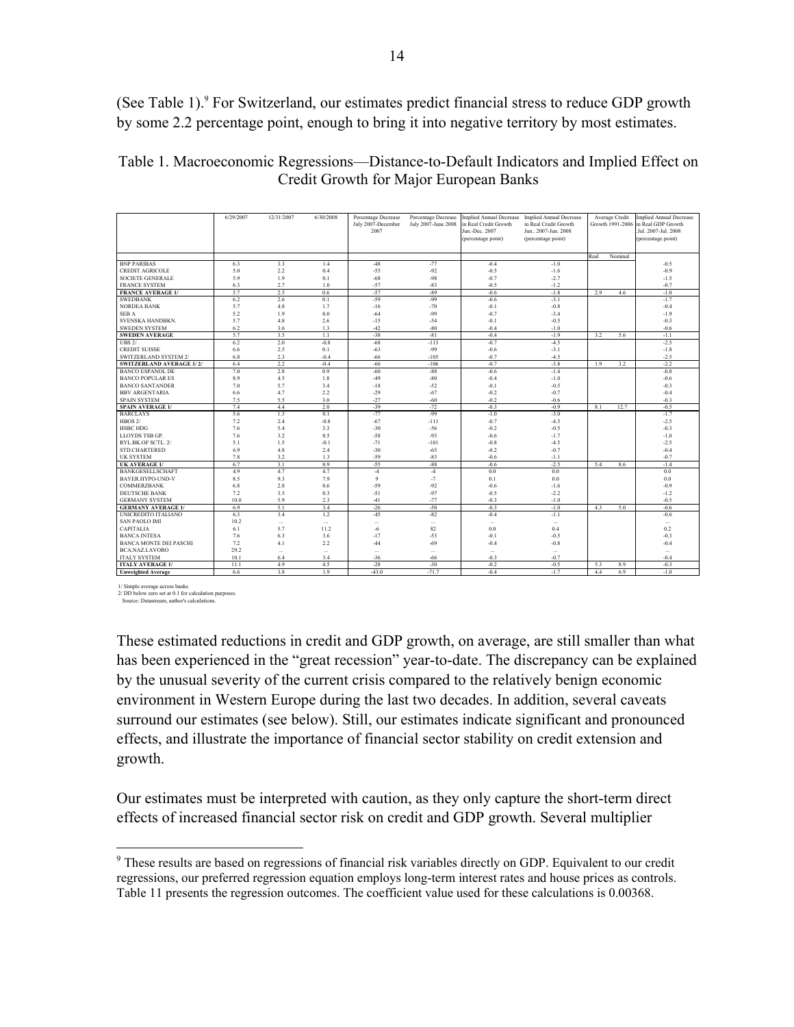(See Table 1).[9] For Switzerland, our estimates predict financial stress to reduce GDP growth by some 2.2 percentage point, enough to bring it into negative territory by most estimates.

Table 1. Macroeconomic Regressions—Distance-to-Default Indicators and Implied Effect on Credit Growth for Major European Banks

| | 6/29/2007 | 12/31/2007 | 6/30/2008 | Percentage Decrease July 2007-December 2007 | Percentage Decrease July 2007-June 2008 | Implied Annual Decrease in Real Credit Growth Jun.-Dec. 2007 (percentage point) | Implied Annual Decrease in Real Credit Growth Jun.. 2007-Jun. 2008 (percentage point) | Average Credit Growth 1991-2006 | | Implied Annual Decrease in Real GDP Growth Jul. 2007-Jul. 2008 (percentage point) |
|---|---|---|---|---|---|---|---|---|---|---|
| | | | | | | | | Real | Nominal | |
| BNP PARIBAS | 6.3 | 3.3 | 1.4 | -48 | -77 | -0.4 | -1.0 | | | -0.5 |
| CREDIT AGRICOLE | 5.0 | 2.2 | 0.4 | -55 | -92 | -0.5 | -1.6 | | | -0.9 |
| SOCIETE GENERALE | 5.9 | 1.9 | 0.1 | -68 | -98 | -0.7 | -2.7 | | | -1.5 |
| FRANCE SYSTEM | 6.3 | 2.7 | 1.0 | -57 | -83 | -0.5 | -1.2 | | | -0.7 |
| **FRANCE AVERAGE 1/** | 5.7 | 2.5 | 0.6 | -57 | -89 | -0.6 | -1.8 | 2.9 | 4.6 | -1.0 |
| SWEDBANK | 6.2 | 2.6 | 0.1 | -59 | -99 | -0.6 | -3.1 | | | -1.7 |
| NORDEA BANK | 5.7 | 4.8 | 1.7 | -16 | -70 | -0.1 | -0.8 | | | -0.4 |
| SEB A | 5.2 | 1.9 | 0.0 | -64 | -99 | -0.7 | -3.4 | | | -1.9 |
| SVENSKA HANDBKN. | 5.7 | 4.8 | 2.6 | -15 | -54 | -0.1 | -0.5 | | | -0.3 |
| SWEDEN SYSTEM | 6.2 | 3.6 | 1.3 | -42 | -80 | -0.4 | -1.0 | | | -0.6 |
| **SWEDEN AVERAGE** | 5.7 | 3.5 | 1.1 | -38 | -81 | -0.4 | -1.9 | 3.2 | 5.6 | -1.1 |
| UBS 2/ | 6.2 | 2.0 | -0.8 | -68 | -113 | -0.7 | -4.5 | | | -2.5 |
| CREDIT SUISSE | 6.6 | 2.5 | 0.1 | -63 | -99 | -0.6 | -3.1 | | | -1.8 |
| SWITZERLAND SYSTEM 2/ | 6.8 | 2.3 | -0.4 | -66 | -105 | -0.7 | -4.5 | | | -2.5 |
| **SWITZERLAND AVERAGE 1/ 2/** | 6.4 | 2.2 | -0.4 | -66 | -106 | -0.7 | -3.8 | 1.9 | 3.2 | -2.2 |
| BANCO ESPANOL DE | 7.0 | 2.8 | 0.9 | -60 | -88 | -0.6 | -1.4 | | | -0.8 |
| BANCO POPULAR ES | 8.9 | 4.5 | 1.8 | -49 | -80 | -0.4 | -1.0 | | | -0.6 |
| BANCO SANTANDER | 7.0 | 5.7 | 3.4 | -18 | -52 | -0.1 | -0.5 | | | -0.3 |
| BBV ARGENTARIA | 6.6 | 4.7 | 2.2 | -29 | -67 | -0.2 | -0.7 | | | -0.4 |
| SPAIN SYSTEM | 7.5 | 5.5 | 3.0 | -27 | -60 | -0.2 | -0.6 | | | -0.3 |
| **SPAIN AVERAGE 1/** | 7.4 | 4.4 | 2.0 | -39 | -72 | -0.3 | -0.9 | 8.1 | 12.7 | -0.5 |
| BARCLAYS | 5.6 | 1.3 | 0.1 | -77 | -99 | -1.0 | -3.0 | | | -1.7 |
| HBOS 2/ | 7.2 | 2.4 | -0.8 | -67 | -111 | -0.7 | -4.5 | | | -2.5 |
| HSBC HDG | 7.6 | 5.4 | 3.3 | -30 | -56 | -0.2 | -0.5 | | | -0.3 |
| LLOYDS TSB GP. | 7.6 | 3.2 | 0.5 | -58 | -93 | -0.6 | -1.7 | | | -1.0 |
| RYL.BK.OF SCTL. 2/ | 5.1 | 1.5 | -0.1 | -71 | -101 | -0.8 | -4.5 | | | -2.5 |
| STD.CHARTERED | 6.9 | 4.8 | 2.4 | -30 | -65 | -0.2 | -0.7 | | | -0.4 |
| UK SYSTEM | 7.8 | 3.2 | 1.3 | -59 | -83 | -0.6 | -1.1 | | | -0.7 |
| **UK AVERAGE 1/** | 6.7 | 3.1 | 0.9 | -55 | -88 | -0.6 | -2.5 | 5.4 | 8.6 | -1.4 |
| BANKGESELLSCHAFT | 4.9 | 4.7 | 4.7 | -4 | -4 | 0.0 | 0.0 | | | 0.0 |
| BAYER.HYPO-UND-V | 8.5 | 9.3 | 7.9 | 9 | -7 | 0.1 | 0.0 | | | 0.0 |
| COMMERZBANK | 6.8 | 2.8 | 0.6 | -59 | -92 | -0.6 | -1.6 | | | -0.9 |
| DEUTSCHE BANK | 7.2 | 3.5 | 0.3 | -51 | -97 | -0.5 | -2.2 | | | -1.2 |
| GERMANY SYSTEM | 10.0 | 5.9 | 2.3 | -41 | -77 | -0.3 | -1.0 | | | -0.5 |
| **GERMANY AVERAGE 1/** | 6.9 | 5.1 | 3.4 | -26 | -50 | -0.3 | -1.0 | 4.3 | 5.0 | -0.6 |
| UNICREDITO ITALIANO | 6.3 | 3.4 | 1.2 | -45 | -82 | -0.4 | -1.1 | | | -0.6 |
| SAN PAOLO IMI | 10.2 | ... | ... | ... | ... | ... | ... | | | ... |
| CAPITALIA | 6.1 | 5.7 | 11.2 | -6 | 82 | 0.0 | 0.4 | | | 0.2 |
| BANCA INTESA | 7.6 | 6.3 | 3.6 | -17 | -53 | -0.1 | -0.5 | | | -0.3 |
| BANCA MONTE DEI PASCHI | 7.2 | 4.1 | 2.2 | -44 | -69 | -0.4 | -0.8 | | | -0.4 |
| BCA.NAZ.LAVORO | 29.2 | ... | ... | ... | ... | ... | ... | | | ... |
| ITALY SYSTEM | 10.1 | 6.4 | 3.4 | -36 | -66 | -0.3 | -0.7 | | | -0.4 |
| **ITALY AVERAGE 1/** | 11.1 | 4.9 | 4.5 | -28 | -30 | -0.2 | -0.5 | 5.3 | 8.9 | -0.3 |
| **Unweighted Average** | 6.6 | 3.8 | 1.9 | -43.0 | -71.7 | -0.4 | -1.7 | 4.4 | 6.9 | -1.0 |

1/ Simple average across banks.
2/ DD below zero set at 0.1 for calculation purposes.
Source: Datastream, author's calculations.

These estimated reductions in credit and GDP growth, on average, are still smaller than what has been experienced in the "great recession" year-to-date. The discrepancy can be explained by the unusual severity of the current crisis compared to the relatively benign economic environment in Western Europe during the last two decades. In addition, several caveats surround our estimates (see below). Still, our estimates indicate significant and pronounced effects, and illustrate the importance of financial sector stability on credit extension and growth.

Our estimates must be interpreted with caution, as they only capture the short-term direct effects of increased financial sector risk on credit and GDP growth. Several multiplier

[9] These results are based on regressions of financial risk variables directly on GDP. Equivalent to our credit regressions, our preferred regression equation employs long-term interest rates and house prices as controls. Table 11 presents the regression outcomes. The coefficient value used for these calculations is 0.00368.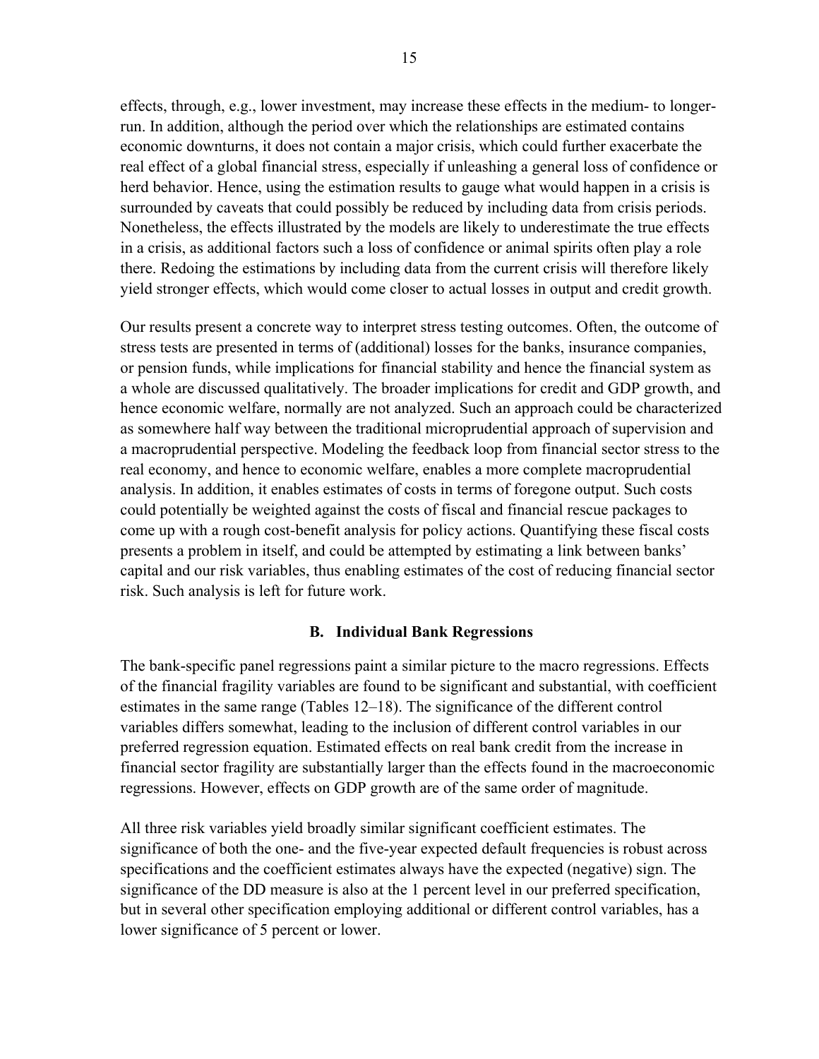effects, through, e.g., lower investment, may increase these effects in the medium- to longer-run. In addition, although the period over which the relationships are estimated contains economic downturns, it does not contain a major crisis, which could further exacerbate the real effect of a global financial stress, especially if unleashing a general loss of confidence or herd behavior. Hence, using the estimation results to gauge what would happen in a crisis is surrounded by caveats that could possibly be reduced by including data from crisis periods. Nonetheless, the effects illustrated by the models are likely to underestimate the true effects in a crisis, as additional factors such a loss of confidence or animal spirits often play a role there. Redoing the estimations by including data from the current crisis will therefore likely yield stronger effects, which would come closer to actual losses in output and credit growth.

Our results present a concrete way to interpret stress testing outcomes. Often, the outcome of stress tests are presented in terms of (additional) losses for the banks, insurance companies, or pension funds, while implications for financial stability and hence the financial system as a whole are discussed qualitatively. The broader implications for credit and GDP growth, and hence economic welfare, normally are not analyzed. Such an approach could be characterized as somewhere half way between the traditional microprudential approach of supervision and a macroprudential perspective. Modeling the feedback loop from financial sector stress to the real economy, and hence to economic welfare, enables a more complete macroprudential analysis. In addition, it enables estimates of costs in terms of foregone output. Such costs could potentially be weighted against the costs of fiscal and financial rescue packages to come up with a rough cost-benefit analysis for policy actions. Quantifying these fiscal costs presents a problem in itself, and could be attempted by estimating a link between banks' capital and our risk variables, thus enabling estimates of the cost of reducing financial sector risk. Such analysis is left for future work.

### B. Individual Bank Regressions

The bank-specific panel regressions paint a similar picture to the macro regressions. Effects of the financial fragility variables are found to be significant and substantial, with coefficient estimates in the same range (Tables 12–18). The significance of the different control variables differs somewhat, leading to the inclusion of different control variables in our preferred regression equation. Estimated effects on real bank credit from the increase in financial sector fragility are substantially larger than the effects found in the macroeconomic regressions. However, effects on GDP growth are of the same order of magnitude.

All three risk variables yield broadly similar significant coefficient estimates. The significance of both the one- and the five-year expected default frequencies is robust across specifications and the coefficient estimates always have the expected (negative) sign. The significance of the DD measure is also at the 1 percent level in our preferred specification, but in several other specification employing additional or different control variables, has a lower significance of 5 percent or lower.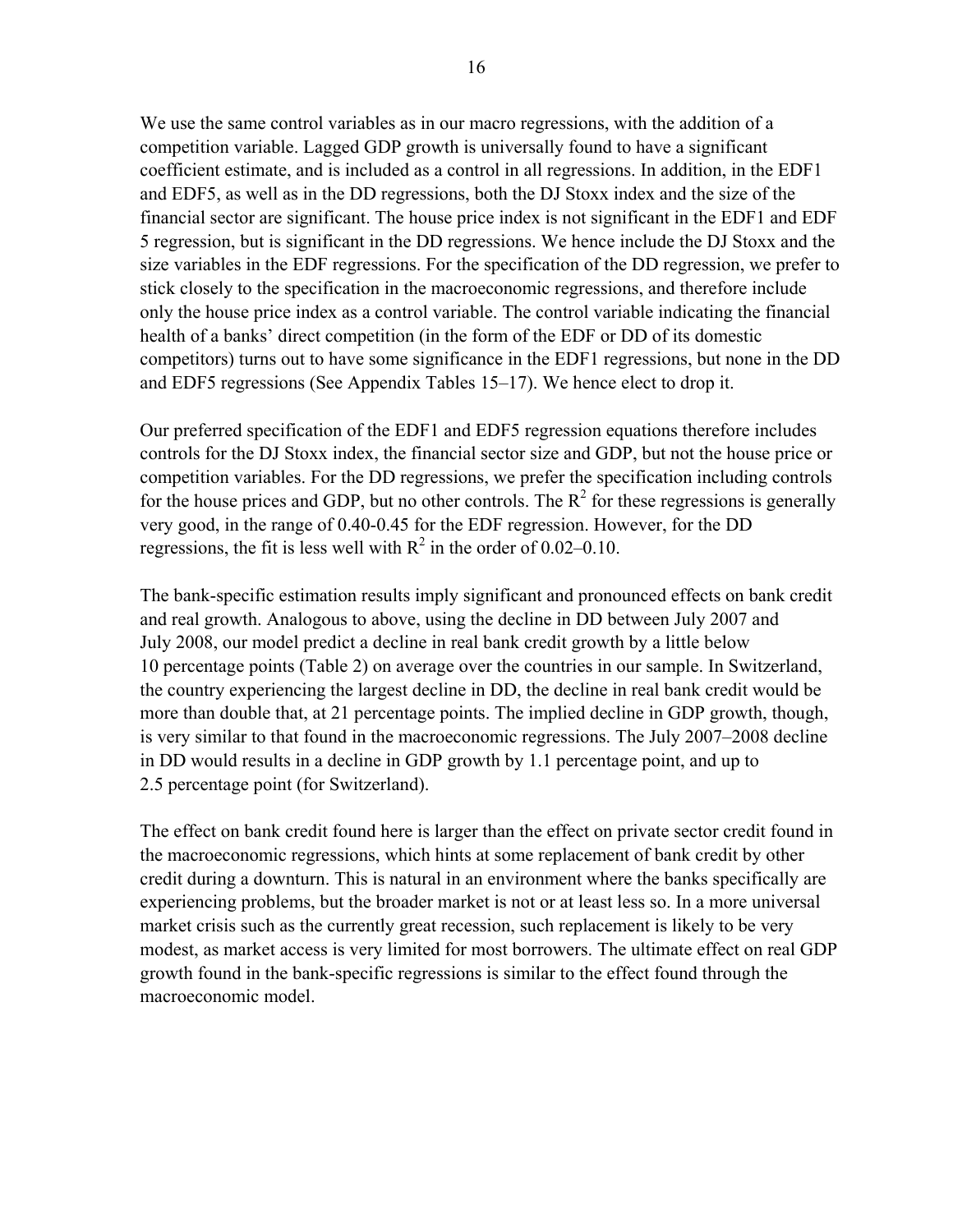We use the same control variables as in our macro regressions, with the addition of a competition variable. Lagged GDP growth is universally found to have a significant coefficient estimate, and is included as a control in all regressions. In addition, in the EDF1 and EDF5, as well as in the DD regressions, both the DJ Stoxx index and the size of the financial sector are significant. The house price index is not significant in the EDF1 and EDF 5 regression, but is significant in the DD regressions. We hence include the DJ Stoxx and the size variables in the EDF regressions. For the specification of the DD regression, we prefer to stick closely to the specification in the macroeconomic regressions, and therefore include only the house price index as a control variable. The control variable indicating the financial health of a banks' direct competition (in the form of the EDF or DD of its domestic competitors) turns out to have some significance in the EDF1 regressions, but none in the DD and EDF5 regressions (See Appendix Tables 15–17). We hence elect to drop it.

Our preferred specification of the EDF1 and EDF5 regression equations therefore includes controls for the DJ Stoxx index, the financial sector size and GDP, but not the house price or competition variables. For the DD regressions, we prefer the specification including controls for the house prices and GDP, but no other controls. The $R^2$ for these regressions is generally very good, in the range of 0.40-0.45 for the EDF regression. However, for the DD regressions, the fit is less well with $R^2$ in the order of 0.02–0.10.

The bank-specific estimation results imply significant and pronounced effects on bank credit and real growth. Analogous to above, using the decline in DD between July 2007 and July 2008, our model predict a decline in real bank credit growth by a little below 10 percentage points (Table 2) on average over the countries in our sample. In Switzerland, the country experiencing the largest decline in DD, the decline in real bank credit would be more than double that, at 21 percentage points. The implied decline in GDP growth, though, is very similar to that found in the macroeconomic regressions. The July 2007–2008 decline in DD would results in a decline in GDP growth by 1.1 percentage point, and up to 2.5 percentage point (for Switzerland).

The effect on bank credit found here is larger than the effect on private sector credit found in the macroeconomic regressions, which hints at some replacement of bank credit by other credit during a downturn. This is natural in an environment where the banks specifically are experiencing problems, but the broader market is not or at least less so. In a more universal market crisis such as the currently great recession, such replacement is likely to be very modest, as market access is very limited for most borrowers. The ultimate effect on real GDP growth found in the bank-specific regressions is similar to the effect found through the macroeconomic model.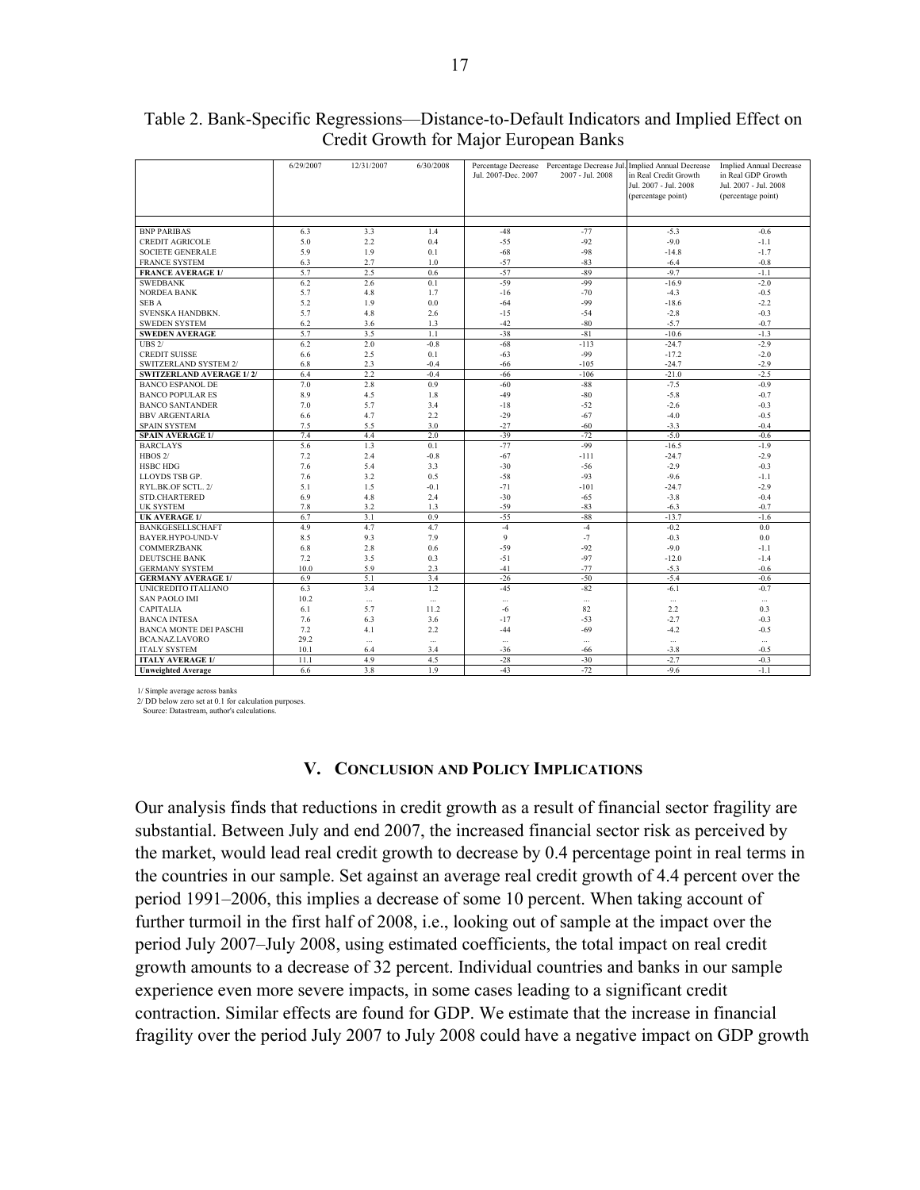Table 2. Bank-Specific Regressions—Distance-to-Default Indicators and Implied Effect on Credit Growth for Major European Banks

| | 6/29/2007 | 12/31/2007 | 6/30/2008 | Percentage Decrease Jul. 2007-Dec. 2007 | Percentage Decrease Jul. 2007 - Jul. 2008 | Implied Annual Decrease in Real Credit Growth Jul. 2007 - Jul. 2008 (percentage point) | Implied Annual Decrease in Real GDP Growth Jul. 2007 - Jul. 2008 (percentage point) |
|---|---|---|---|---|---|---|---|
| BNP PARIBAS | 6.3 | 3.3 | 1.4 | -48 | -77 | -5.3 | -0.6 |
| CREDIT AGRICOLE | 5.0 | 2.2 | 0.4 | -55 | -92 | -9.0 | -1.1 |
| SOCIETE GENERALE | 5.9 | 1.9 | 0.1 | -68 | -98 | -14.8 | -1.7 |
| FRANCE SYSTEM | 6.3 | 2.7 | 1.0 | -57 | -83 | -6.4 | -0.8 |
| **FRANCE AVERAGE 1/** | 5.7 | 2.5 | 0.6 | -57 | -89 | -9.7 | -1.1 |
| SWEDBANK | 6.2 | 2.6 | 0.1 | -59 | -99 | -16.9 | -2.0 |
| NORDEA BANK | 5.7 | 4.8 | 1.7 | -16 | -70 | -4.3 | -0.5 |
| SEB A | 5.2 | 1.9 | 0.0 | -64 | -99 | -18.6 | -2.2 |
| SVENSKA HANDBKN. | 5.7 | 4.8 | 2.6 | -15 | -54 | -2.8 | -0.3 |
| SWEDEN SYSTEM | 6.2 | 3.6 | 1.3 | -42 | -80 | -5.7 | -0.7 |
| **SWEDEN AVERAGE** | 5.7 | 3.5 | 1.1 | -38 | -81 | -10.6 | -1.3 |
| UBS 2/ | 6.2 | 2.0 | -0.8 | -68 | -113 | -24.7 | -2.9 |
| CREDIT SUISSE | 6.6 | 2.5 | 0.1 | -63 | -99 | -17.2 | -2.0 |
| SWITZERLAND SYSTEM 2/ | 6.8 | 2.3 | -0.4 | -66 | -105 | -24.7 | -2.9 |
| **SWITZERLAND AVERAGE 1/ 2/** | 6.4 | 2.2 | -0.4 | -66 | -106 | -21.0 | -2.5 |
| BANCO ESPANOL DE | 7.0 | 2.8 | 0.9 | -60 | -88 | -7.5 | -0.9 |
| BANCO POPULAR ES | 8.9 | 4.5 | 1.8 | -49 | -80 | -5.8 | -0.7 |
| BANCO SANTANDER | 7.0 | 5.7 | 3.4 | -18 | -52 | -2.6 | -0.3 |
| BBV ARGENTARIA | 6.6 | 4.7 | 2.2 | -29 | -67 | -4.0 | -0.5 |
| SPAIN SYSTEM | 7.5 | 5.5 | 3.0 | -27 | -60 | -3.3 | -0.4 |
| **SPAIN AVERAGE 1/** | 7.4 | 4.4 | 2.0 | -39 | -72 | -5.0 | -0.6 |
| BARCLAYS | 5.6 | 1.3 | 0.1 | -77 | -99 | -16.5 | -1.9 |
| HBOS 2/ | 7.2 | 2.4 | -0.8 | -67 | -111 | -24.7 | -2.9 |
| HSBC HDG | 7.6 | 5.4 | 3.3 | -30 | -56 | -2.9 | -0.3 |
| LLOYDS TSB GP. | 7.6 | 3.2 | 0.5 | -58 | -93 | -9.6 | -1.1 |
| RYL.BK.OF SCTL. 2/ | 5.1 | 1.5 | -0.1 | -71 | -101 | -24.7 | -2.9 |
| STD.CHARTERED | 6.9 | 4.8 | 2.4 | -30 | -65 | -3.8 | -0.4 |
| UK SYSTEM | 7.8 | 3.2 | 1.3 | -59 | -83 | -6.3 | -0.7 |
| **UK AVERAGE 1/** | 6.7 | 3.1 | 0.9 | -55 | -88 | -13.7 | -1.6 |
| BANKGESELLSCHAFT | 4.9 | 4.7 | 4.7 | -4 | -4 | -0.2 | 0.0 |
| BAYER.HYPO-UND-V | 8.5 | 9.3 | 7.9 | 9 | -7 | -0.3 | 0.0 |
| COMMERZBANK | 6.8 | 2.8 | 0.6 | -59 | -92 | -9.0 | -1.1 |
| DEUTSCHE BANK | 7.2 | 3.5 | 0.3 | -51 | -97 | -12.0 | -1.4 |
| GERMANY SYSTEM | 10.0 | 5.9 | 2.3 | -41 | -77 | -5.3 | -0.6 |
| **GERMANY AVERAGE 1/** | 6.9 | 5.1 | 3.4 | -26 | -50 | -5.4 | -0.6 |
| UNICREDITO ITALIANO | 6.3 | 3.4 | 1.2 | -45 | -82 | -6.1 | -0.7 |
| SAN PAOLO IMI | 10.2 | ... | ... | ... | ... | ... | ... |
| CAPITALIA | 6.1 | 5.7 | 11.2 | -6 | 82 | 2.2 | 0.3 |
| BANCA INTESA | 7.6 | 6.3 | 3.6 | -17 | -53 | -2.7 | -0.3 |
| BANCA MONTE DEI PASCHI | 7.2 | 4.1 | 2.2 | -44 | -69 | -4.2 | -0.5 |
| BCA.NAZ.LAVORO | 29.2 | ... | ... | ... | ... | ... | ... |
| ITALY SYSTEM | 10.1 | 6.4 | 3.4 | -36 | -66 | -3.8 | -0.5 |
| **ITALY AVERAGE 1/** | 11.1 | 4.9 | 4.5 | -28 | -30 | -2.7 | -0.3 |
| **Unweighted Average** | 6.6 | 3.8 | 1.9 | -43 | -72 | -9.6 | -1.1 |

1/ Simple average across banks
2/ DD below zero set at 0.1 for calculation purposes.
Source: Datastream, author's calculations.

## V. Conclusion and Policy Implications

Our analysis finds that reductions in credit growth as a result of financial sector fragility are substantial. Between July and end 2007, the increased financial sector risk as perceived by the market, would lead real credit growth to decrease by 0.4 percentage point in real terms in the countries in our sample. Set against an average real credit growth of 4.4 percent over the period 1991–2006, this implies a decrease of some 10 percent. When taking account of further turmoil in the first half of 2008, i.e., looking out of sample at the impact over the period July 2007–July 2008, using estimated coefficients, the total impact on real credit growth amounts to a decrease of 32 percent. Individual countries and banks in our sample experience even more severe impacts, in some cases leading to a significant credit contraction. Similar effects are found for GDP. We estimate that the increase in financial fragility over the period July 2007 to July 2008 could have a negative impact on GDP growth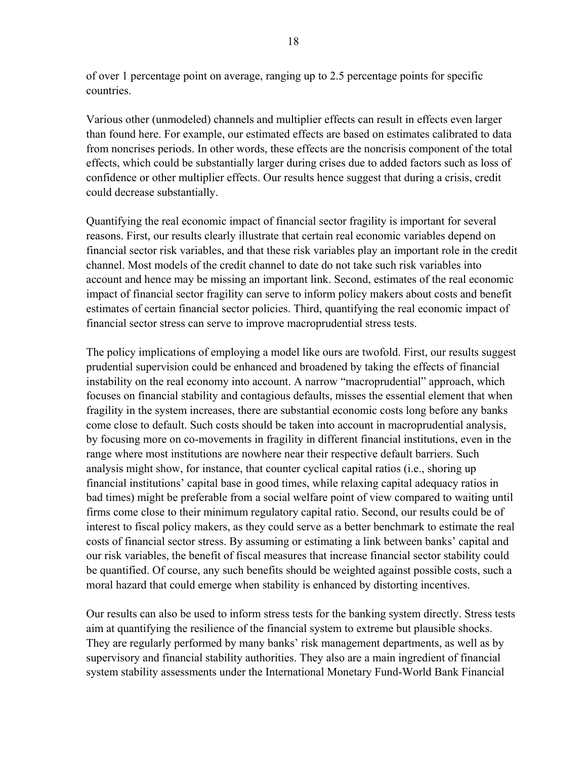of over 1 percentage point on average, ranging up to 2.5 percentage points for specific countries.

Various other (unmodeled) channels and multiplier effects can result in effects even larger than found here. For example, our estimated effects are based on estimates calibrated to data from noncrises periods. In other words, these effects are the noncrisis component of the total effects, which could be substantially larger during crises due to added factors such as loss of confidence or other multiplier effects. Our results hence suggest that during a crisis, credit could decrease substantially.

Quantifying the real economic impact of financial sector fragility is important for several reasons. First, our results clearly illustrate that certain real economic variables depend on financial sector risk variables, and that these risk variables play an important role in the credit channel. Most models of the credit channel to date do not take such risk variables into account and hence may be missing an important link. Second, estimates of the real economic impact of financial sector fragility can serve to inform policy makers about costs and benefit estimates of certain financial sector policies. Third, quantifying the real economic impact of financial sector stress can serve to improve macroprudential stress tests.

The policy implications of employing a model like ours are twofold. First, our results suggest prudential supervision could be enhanced and broadened by taking the effects of financial instability on the real economy into account. A narrow "macroprudential" approach, which focuses on financial stability and contagious defaults, misses the essential element that when fragility in the system increases, there are substantial economic costs long before any banks come close to default. Such costs should be taken into account in macroprudential analysis, by focusing more on co-movements in fragility in different financial institutions, even in the range where most institutions are nowhere near their respective default barriers. Such analysis might show, for instance, that counter cyclical capital ratios (i.e., shoring up financial institutions' capital base in good times, while relaxing capital adequacy ratios in bad times) might be preferable from a social welfare point of view compared to waiting until firms come close to their minimum regulatory capital ratio. Second, our results could be of interest to fiscal policy makers, as they could serve as a better benchmark to estimate the real costs of financial sector stress. By assuming or estimating a link between banks' capital and our risk variables, the benefit of fiscal measures that increase financial sector stability could be quantified. Of course, any such benefits should be weighted against possible costs, such a moral hazard that could emerge when stability is enhanced by distorting incentives.

Our results can also be used to inform stress tests for the banking system directly. Stress tests aim at quantifying the resilience of the financial system to extreme but plausible shocks. They are regularly performed by many banks' risk management departments, as well as by supervisory and financial stability authorities. They also are a main ingredient of financial system stability assessments under the International Monetary Fund-World Bank Financial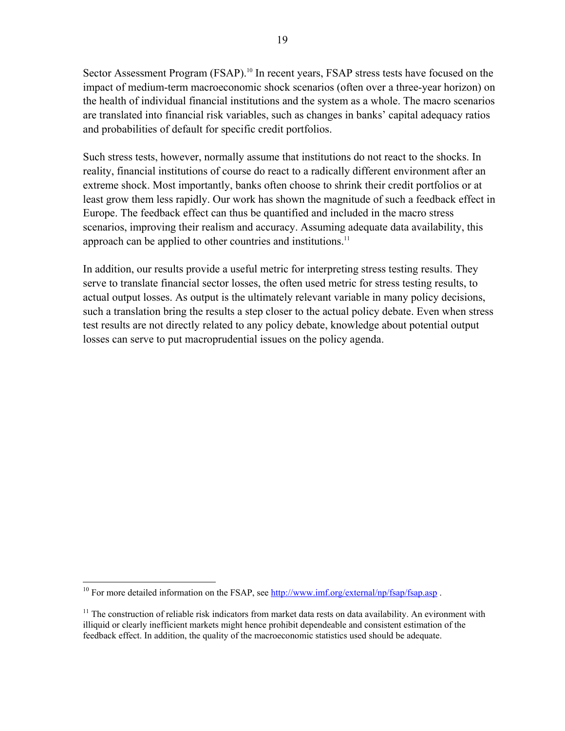Sector Assessment Program (FSAP).[10] In recent years, FSAP stress tests have focused on the impact of medium-term macroeconomic shock scenarios (often over a three-year horizon) on the health of individual financial institutions and the system as a whole. The macro scenarios are translated into financial risk variables, such as changes in banks' capital adequacy ratios and probabilities of default for specific credit portfolios.

Such stress tests, however, normally assume that institutions do not react to the shocks. In reality, financial institutions of course do react to a radically different environment after an extreme shock. Most importantly, banks often choose to shrink their credit portfolios or at least grow them less rapidly. Our work has shown the magnitude of such a feedback effect in Europe. The feedback effect can thus be quantified and included in the macro stress scenarios, improving their realism and accuracy. Assuming adequate data availability, this approach can be applied to other countries and institutions.[11]

In addition, our results provide a useful metric for interpreting stress testing results. They serve to translate financial sector losses, the often used metric for stress testing results, to actual output losses. As output is the ultimately relevant variable in many policy decisions, such a translation bring the results a step closer to the actual policy debate. Even when stress test results are not directly related to any policy debate, knowledge about potential output losses can serve to put macroprudential issues on the policy agenda.

---

[10] For more detailed information on the FSAP, see http://www.imf.org/external/np/fsap/fsap.asp .

[11] The construction of reliable risk indicators from market data rests on data availability. An evironment with illiquid or clearly inefficient markets might hence prohibit dependeable and consistent estimation of the feedback effect. In addition, the quality of the macroeconomic statistics used should be adequate.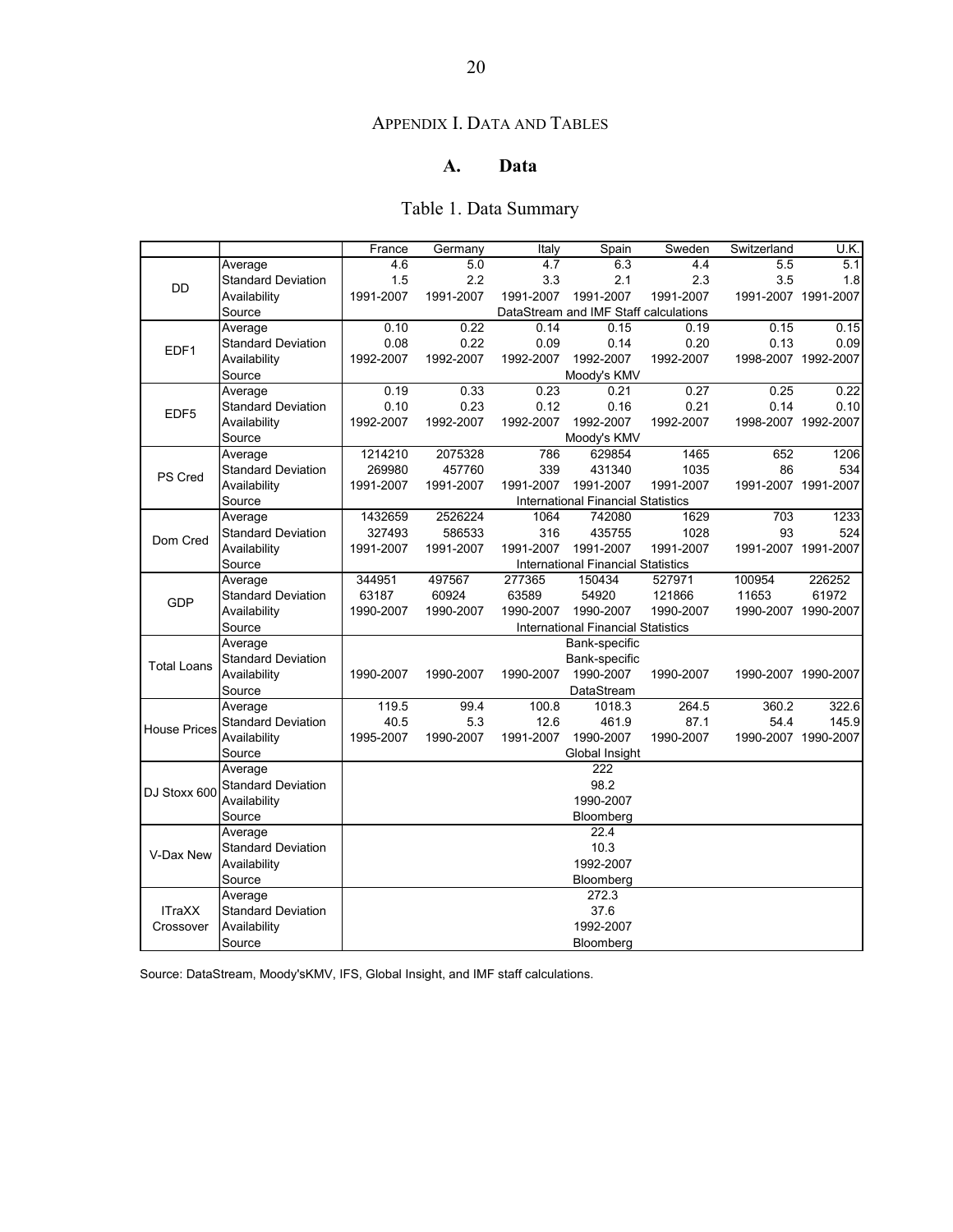# Appendix I. Data and Tables

## A. Data

Table 1. Data Summary

| | | France | Germany | Italy | Spain | Sweden | Switzerland | U.K. |
|---|---|---|---|---|---|---|---|---|
| DD | Average | 4.6 | 5.0 | 4.7 | 6.3 | 4.4 | 5.5 | 5.1 |
| | Standard Deviation | 1.5 | 2.2 | 3.3 | 2.1 | 2.3 | 3.5 | 1.8 |
| | Availability | 1991-2007 | 1991-2007 | 1991-2007 | 1991-2007 | 1991-2007 | 1991-2007 | 1991-2007 |
| | Source | DataStream and IMF Staff calculations | | | | | | |
| EDF1 | Average | 0.10 | 0.22 | 0.14 | 0.15 | 0.19 | 0.15 | 0.15 |
| | Standard Deviation | 0.08 | 0.22 | 0.09 | 0.14 | 0.20 | 0.13 | 0.09 |
| | Availability | 1992-2007 | 1992-2007 | 1992-2007 | 1992-2007 | 1992-2007 | 1998-2007 | 1992-2007 |
| | Source | Moody's KMV | | | | | | |
| EDF5 | Average | 0.19 | 0.33 | 0.23 | 0.21 | 0.27 | 0.25 | 0.22 |
| | Standard Deviation | 0.10 | 0.23 | 0.12 | 0.16 | 0.21 | 0.14 | 0.10 |
| | Availability | 1992-2007 | 1992-2007 | 1992-2007 | 1992-2007 | 1992-2007 | 1998-2007 | 1992-2007 |
| | Source | Moody's KMV | | | | | | |
| PS Cred | Average | 1214210 | 2075328 | 786 | 629854 | 1465 | 652 | 1206 |
| | Standard Deviation | 269980 | 457760 | 339 | 431340 | 1035 | 86 | 534 |
| | Availability | 1991-2007 | 1991-2007 | 1991-2007 | 1991-2007 | 1991-2007 | 1991-2007 | 1991-2007 |
| | Source | International Financial Statistics | | | | | | |
| Dom Cred | Average | 1432659 | 2526224 | 1064 | 742080 | 1629 | 703 | 1233 |
| | Standard Deviation | 327493 | 586533 | 316 | 435755 | 1028 | 93 | 524 |
| | Availability | 1991-2007 | 1991-2007 | 1991-2007 | 1991-2007 | 1991-2007 | 1991-2007 | 1991-2007 |
| | Source | International Financial Statistics | | | | | | |
| GDP | Average | 344951 | 497567 | 277365 | 150434 | 527971 | 100954 | 226252 |
| | Standard Deviation | 63187 | 60924 | 63589 | 54920 | 121866 | 11653 | 61972 |
| | Availability | 1990-2007 | 1990-2007 | 1990-2007 | 1990-2007 | 1990-2007 | 1990-2007 | 1990-2007 |
| | Source | International Financial Statistics | | | | | | |
| Total Loans | Average | Bank-specific | | | | | | |
| | Standard Deviation | Bank-specific | | | | | | |
| | Availability | 1990-2007 | 1990-2007 | 1990-2007 | 1990-2007 | 1990-2007 | 1990-2007 | 1990-2007 |
| | Source | DataStream | | | | | | |
| House Prices | Average | 119.5 | 99.4 | 100.8 | 1018.3 | 264.5 | 360.2 | 322.6 |
| | Standard Deviation | 40.5 | 5.3 | 12.6 | 461.9 | 87.1 | 54.4 | 145.9 |
| | Availability | 1995-2007 | 1990-2007 | 1991-2007 | 1990-2007 | 1990-2007 | 1990-2007 | 1990-2007 |
| | Source | Global Insight | | | | | | |
| DJ Stoxx 600 | Average | 222 | | | | | | |
| | Standard Deviation | 98.2 | | | | | | |
| | Availability | 1990-2007 | | | | | | |
| | Source | Bloomberg | | | | | | |
| V-Dax New | Average | 22.4 | | | | | | |
| | Standard Deviation | 10.3 | | | | | | |
| | Availability | 1992-2007 | | | | | | |
| | Source | Bloomberg | | | | | | |
| ITraXX Crossover | Average | 272.3 | | | | | | |
| | Standard Deviation | 37.6 | | | | | | |
| | Availability | 1992-2007 | | | | | | |
| | Source | Bloomberg | | | | | | |

Source: DataStream, Moody'sKMV, IFS, Global Insight, and IMF staff calculations.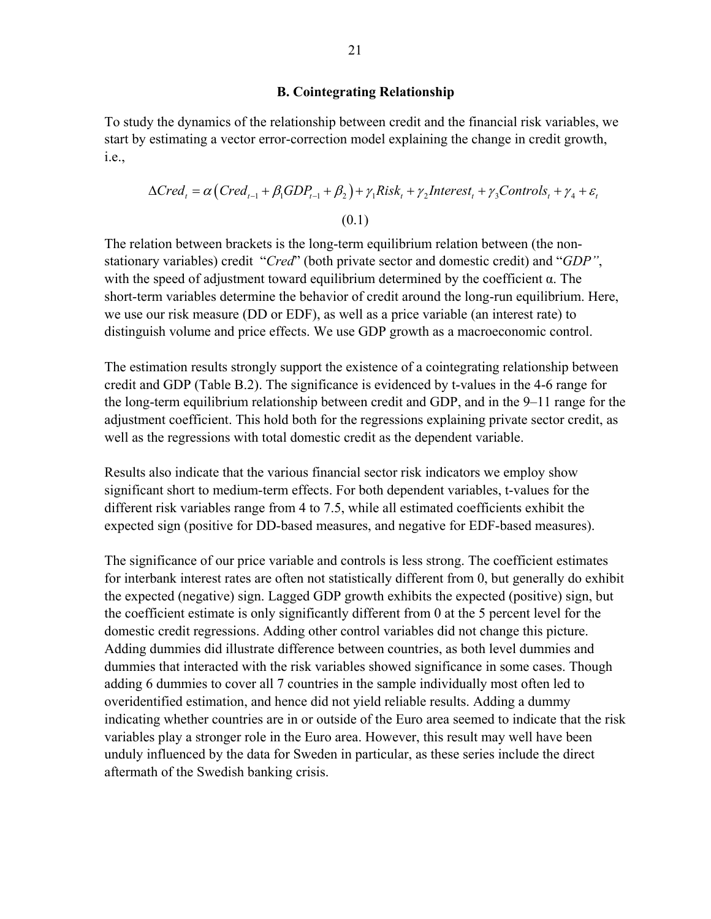### B. Cointegrating Relationship

To study the dynamics of the relationship between credit and the financial risk variables, we start by estimating a vector error-correction model explaining the change in credit growth, i.e.,

$$\Delta Cred_t = \alpha\left(Cred_{t-1} + \beta_1 GDP_{t-1} + \beta_2\right) + \gamma_1 Risk_t + \gamma_2 Interest_t + \gamma_3 Controls_t + \gamma_4 + \varepsilon_t \tag{0.1}$$

The relation between brackets is the long-term equilibrium relation between (the non-stationary variables) credit "*Cred*" (both private sector and domestic credit) and "*GDP"*, with the speed of adjustment toward equilibrium determined by the coefficient α. The short-term variables determine the behavior of credit around the long-run equilibrium. Here, we use our risk measure (DD or EDF), as well as a price variable (an interest rate) to distinguish volume and price effects. We use GDP growth as a macroeconomic control.

The estimation results strongly support the existence of a cointegrating relationship between credit and GDP (Table B.2). The significance is evidenced by t-values in the 4-6 range for the long-term equilibrium relationship between credit and GDP, and in the 9–11 range for the adjustment coefficient. This hold both for the regressions explaining private sector credit, as well as the regressions with total domestic credit as the dependent variable.

Results also indicate that the various financial sector risk indicators we employ show significant short to medium-term effects. For both dependent variables, t-values for the different risk variables range from 4 to 7.5, while all estimated coefficients exhibit the expected sign (positive for DD-based measures, and negative for EDF-based measures).

The significance of our price variable and controls is less strong. The coefficient estimates for interbank interest rates are often not statistically different from 0, but generally do exhibit the expected (negative) sign. Lagged GDP growth exhibits the expected (positive) sign, but the coefficient estimate is only significantly different from 0 at the 5 percent level for the domestic credit regressions. Adding other control variables did not change this picture. Adding dummies did illustrate difference between countries, as both level dummies and dummies that interacted with the risk variables showed significance in some cases. Though adding 6 dummies to cover all 7 countries in the sample individually most often led to overidentified estimation, and hence did not yield reliable results. Adding a dummy indicating whether countries are in or outside of the Euro area seemed to indicate that the risk variables play a stronger role in the Euro area. However, this result may well have been unduly influenced by the data for Sweden in particular, as these series include the direct aftermath of the Swedish banking crisis.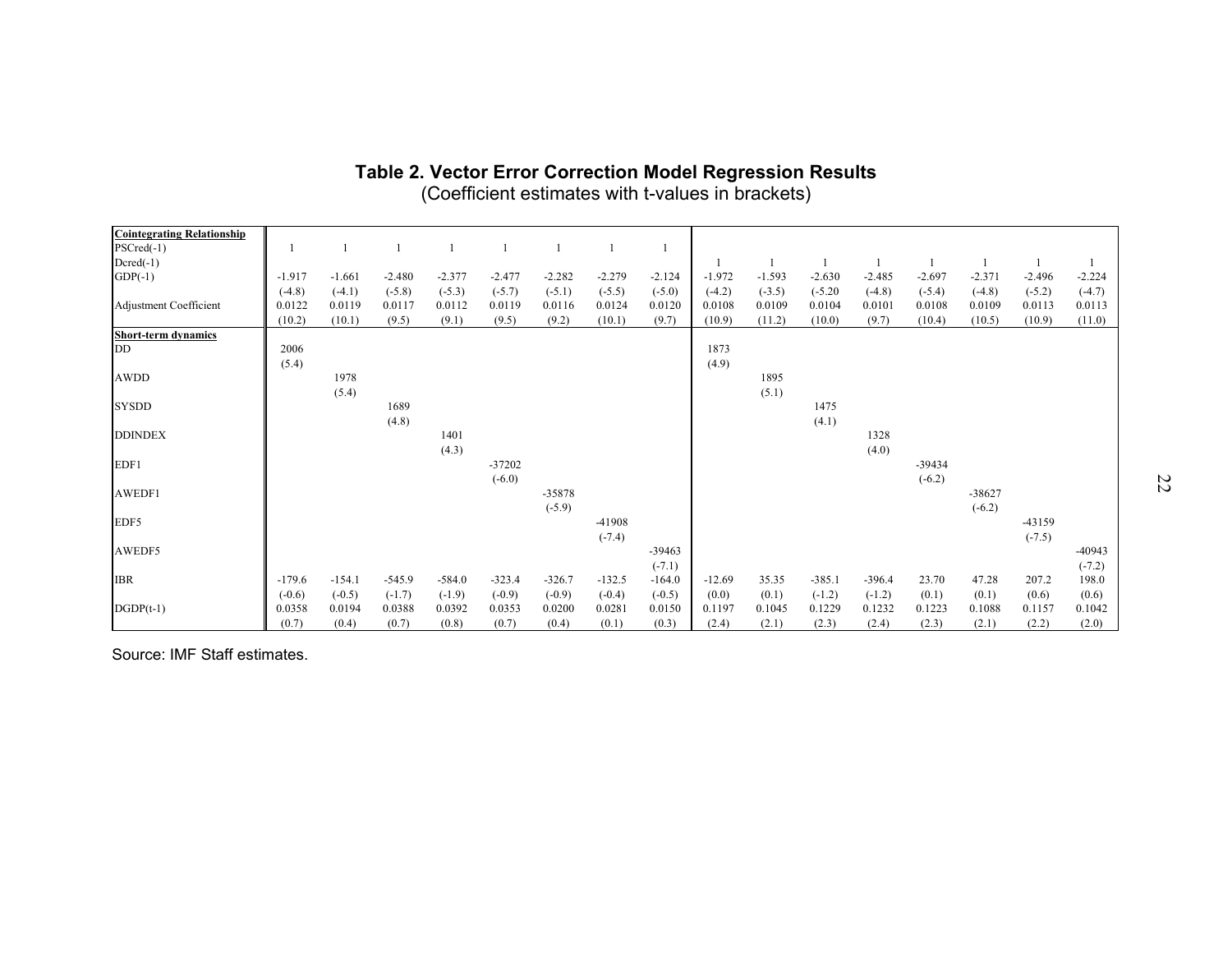## Table 2. Vector Error Correction Model Regression Results

(Coefficient estimates with t-values in brackets)

| | | | | | | | | | | | | | | | | |
|---|---|---|---|---|---|---|---|---|---|---|---|---|---|---|---|---|
| **Cointegrating Relationship** | | | | | | | | | | | | | | | | |
| PSCred(-1) | 1 | 1 | 1 | 1 | 1 | 1 | 1 | 1 | | | | | | | | |
| Dcred(-1) | | | | | | | | | 1 | 1 | 1 | 1 | 1 | 1 | 1 | 1 |
| GDP(-1) | -1.917 | -1.661 | -2.480 | -2.377 | -2.477 | -2.282 | -2.279 | -2.124 | -1.972 | -1.593 | -2.630 | -2.485 | -2.697 | -2.371 | -2.496 | -2.224 |
| | (-4.8) | (-4.1) | (-5.8) | (-5.3) | (-5.7) | (-5.1) | (-5.5) | (-5.0) | (-4.2) | (-3.5) | (-5.20 | (-4.8) | (-5.4) | (-4.8) | (-5.2) | (-4.7) |
| Adjustment Coefficient | 0.0122 | 0.0119 | 0.0117 | 0.0112 | 0.0119 | 0.0116 | 0.0124 | 0.0120 | 0.0108 | 0.0109 | 0.0104 | 0.0101 | 0.0108 | 0.0109 | 0.0113 | 0.0113 |
| | (10.2) | (10.1) | (9.5) | (9.1) | (9.5) | (9.2) | (10.1) | (9.7) | (10.9) | (11.2) | (10.0) | (9.7) | (10.4) | (10.5) | (10.9) | (11.0) |
| **Short-term dynamics** | | | | | | | | | | | | | | | | |
| DD | 2006 | | | | | | | | 1873 | | | | | | | |
| | (5.4) | | | | | | | | (4.9) | | | | | | | |
| AWDD | | 1978 | | | | | | | | 1895 | | | | | | |
| | | (5.4) | | | | | | | | (5.1) | | | | | | |
| SYSDD | | | 1689 | | | | | | | | 1475 | | | | | |
| | | | (4.8) | | | | | | | | (4.1) | | | | | |
| DDINDEX | | | | 1401 | | | | | | | | 1328 | | | | |
| | | | | (4.3) | | | | | | | | (4.0) | | | | |
| EDF1 | | | | | -37202 | | | | | | | | -39434 | | | |
| | | | | | (-6.0) | | | | | | | | (-6.2) | | | |
| AWEDF1 | | | | | | -35878 | | | | | | | | -38627 | | |
| | | | | | | (-5.9) | | | | | | | | (-6.2) | | |
| EDF5 | | | | | | | -41908 | | | | | | | | -43159 | |
| | | | | | | | (-7.4) | | | | | | | | (-7.5) | |
| AWEDF5 | | | | | | | | -39463 | | | | | | | | -40943 |
| | | | | | | | | (-7.1) | | | | | | | | (-7.2) |
| IBR | -179.6 | -154.1 | -545.9 | -584.0 | -323.4 | -326.7 | -132.5 | -164.0 | -12.69 | 35.35 | -385.1 | -396.4 | 23.70 | 47.28 | 207.2 | 198.0 |
| | (-0.6) | (-0.5) | (-1.7) | (-1.9) | (-0.9) | (-0.9) | (-0.4) | (-0.5) | (0.0) | (0.1) | (-1.2) | (-1.2) | (0.1) | (0.1) | (0.6) | (0.6) |
| DGDP(t-1) | 0.0358 | 0.0194 | 0.0388 | 0.0392 | 0.0353 | 0.0200 | 0.0281 | 0.0150 | 0.1197 | 0.1045 | 0.1229 | 0.1232 | 0.1223 | 0.1088 | 0.1157 | 0.1042 |
| | (0.7) | (0.4) | (0.7) | (0.8) | (0.7) | (0.4) | (0.1) | (0.3) | (2.4) | (2.1) | (2.3) | (2.4) | (2.3) | (2.1) | (2.2) | (2.0) |

Source: IMF Staff estimates.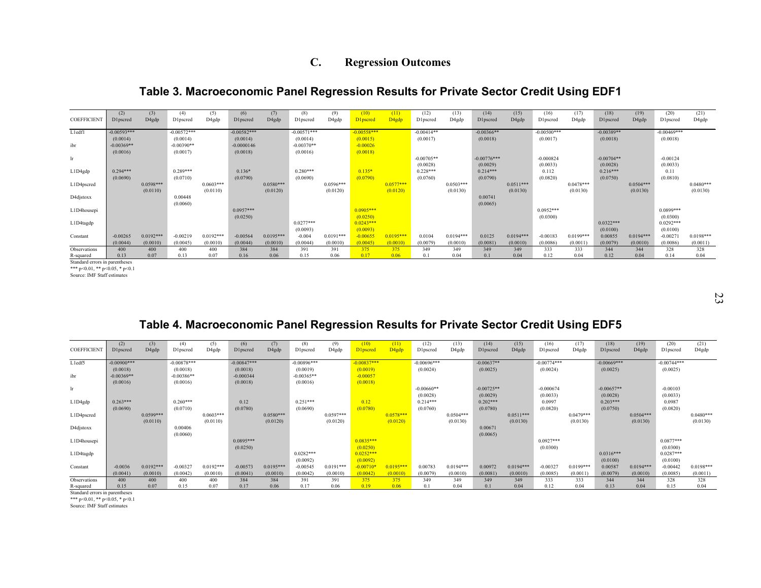## C. Regression Outcomes

### Table 3. Macroeconomic Panel Regression Results for Private Sector Credit Using EDF1

| COEFFICIENT | (2) D1pscred | (3) D4gdp | (4) D1pscred | (5) D4gdp | (6) D1pscred | (7) D4gdp | (8) D1pscred | (9) D4gdp | (10) D1pscred | (11) D4gdp | (12) D1pscred | (13) D4gdp | (14) D1pscred | (15) D4gdp | (16) D1pscred | (17) D4gdp | (18) D1pscred | (19) D4gdp | (20) D1pscred | (21) D4gdp |
|---|---|---|---|---|---|---|---|---|---|---|---|---|---|---|---|---|---|---|---|---|
| L1edf1 | -0.00593*** | | -0.00572*** | | -0.00582*** | | -0.00571*** | | -0.00558*** | | -0.00414** | | -0.00366** | | -0.00500*** | | -0.00389** | | -0.00469*** | |
| | (0.0014) | | (0.0014) | | (0.0014) | | (0.0014) | | (0.0015) | | (0.0017) | | (0.0018) | | (0.0017) | | (0.0018) | | (0.0018) | |
| ibr | -0.00369** | | -0.00390** | | -0.0000146 | | -0.00370** | | -0.00026 | | | | | | | | | | | |
| | (0.0016) | | (0.0017) | | (0.0018) | | (0.0016) | | (0.0018) | | | | | | | | | | | |
| lr | | | | | | | | | | | -0.00705** | | -0.00776*** | | -0.000824 | | -0.00704** | | -0.00124 | |
| | | | | | | | | | | | (0.0028) | | (0.0029) | | (0.0033) | | (0.0028) | | (0.0033) | |
| L1D4gdp | 0.294*** | | 0.289*** | | 0.136* | | 0.280*** | | 0.135* | | 0.228*** | | 0.214*** | | 0.112 | | 0.216*** | | 0.11 | |
| | (0.0690) | | (0.0710) | | (0.0790) | | (0.0690) | | (0.0790) | | (0.0760) | | (0.0790) | | (0.0820) | | (0.0750) | | (0.0810) | |
| L1D4pscred | | 0.0598*** | | 0.0603*** | | 0.0580*** | | 0.0596*** | | 0.0577*** | | 0.0503*** | | 0.0511*** | | 0.0478*** | | 0.0504*** | | 0.0480*** |
| | | (0.0110) | | (0.0110) | | (0.0120) | | (0.0120) | | (0.0120) | | (0.0130) | | (0.0130) | | (0.0130) | | (0.0130) | | (0.0130) |
| D4djstoxx | | | 0.00448 | | | | | | | | | | 0.00741 | | | | | | | |
| | | | (0.0060) | | | | | | | | | | (0.0065) | | | | | | | |
| L1D4housepi | | | | | 0.0957*** | | | | 0.0905*** | | | | | | 0.0952*** | | | | 0.0899*** | |
| | | | | | (0.0250) | | | | (0.0250) | | | | | | (0.0300) | | | | (0.0300) | |
| L1D4tagdp | | | | | | | 0.0277*** | | 0.0243*** | | | | | | | | 0.0322*** | | 0.0292*** | |
| | | | | | | | (0.0093) | | (0.0093) | | | | | | | | (0.0100) | | (0.0100) | |
| Constant | -0.00265 | 0.0192*** | -0.00219 | 0.0192*** | -0.00564 | 0.0195*** | -0.004 | 0.0191*** | -0.00655 | 0.0195*** | 0.0104 | 0.0194*** | 0.0125 | 0.0194*** | -0.00183 | 0.0199*** | 0.00855 | 0.0194*** | -0.00271 | 0.0198*** |
| | (0.0044) | (0.0010) | (0.0045) | (0.0010) | (0.0044) | (0.0010) | (0.0044) | (0.0010) | (0.0045) | (0.0010) | (0.0079) | (0.0010) | (0.0081) | (0.0010) | (0.0086) | (0.0011) | (0.0079) | (0.0010) | (0.0086) | (0.0011) |
| Observations | 400 | 400 | 400 | 400 | 384 | 384 | 391 | 391 | 375 | 375 | 349 | 349 | 349 | 349 | 333 | 333 | 344 | 344 | 328 | 328 |
| R-squared | 0.13 | 0.07 | 0.13 | 0.07 | 0.16 | 0.06 | 0.15 | 0.06 | 0.17 | 0.06 | 0.1 | 0.04 | 0.1 | 0.04 | 0.12 | 0.04 | 0.12 | 0.04 | 0.14 | 0.04 |

Standard errors in parentheses
*** p<0.01, ** p<0.05, * p<0.1
Source: IMF Staff estimates

### Table 4. Macroeconomic Panel Regression Results for Private Sector Credit Using EDF5

| COEFFICIENT | (2) D1pscred | (3) D4gdp | (4) D1pscred | (5) D4gdp | (6) D1pscred | (7) D4gdp | (8) D1pscred | (9) D4gdp | (10) D1pscred | (11) D4gdp | (12) D1pscred | (13) D4gdp | (14) D1pscred | (15) D4gdp | (16) D1pscred | (17) D4gdp | (18) D1pscred | (19) D4gdp | (20) D1pscred | (21) D4gdp |
|---|---|---|---|---|---|---|---|---|---|---|---|---|---|---|---|---|---|---|---|---|
| L1edf5 | -0.00900*** | | -0.00878*** | | -0.00847*** | | -0.00896*** | | -0.00837*** | | -0.00696*** | | -0.00637** | | -0.00774*** | | -0.00669*** | | -0.00744*** | |
| | (0.0018) | | (0.0018) | | (0.0018) | | (0.0019) | | (0.0019) | | (0.0024) | | (0.0025) | | (0.0024) | | (0.0025) | | (0.0025) | |
| ibr | -0.00369** | | -0.00386** | | -0.000344 | | -0.00365** | | -0.00057 | | | | | | | | | | | |
| | (0.0016) | | (0.0016) | | (0.0018) | | (0.0016) | | (0.0018) | | | | | | | | | | | |
| lr | | | | | | | | | | | -0.00660** | | -0.00725** | | -0.000674 | | -0.00657** | | -0.00103 | |
| | | | | | | | | | | | (0.0028) | | (0.0029) | | (0.0033) | | (0.0028) | | (0.0033) | |
| L1D4gdp | 0.263*** | | 0.260*** | | 0.12 | | 0.251*** | | 0.12 | | 0.214*** | | 0.202*** | | 0.0997 | | 0.203*** | | 0.0987 | |
| | (0.0690) | | (0.0710) | | (0.0780) | | (0.0690) | | (0.0780) | | (0.0760) | | (0.0780) | | (0.0820) | | (0.0750) | | (0.0820) | |
| L1D4pscred | | 0.0599*** | | 0.0603*** | | 0.0580*** | | 0.0597*** | | 0.0578*** | | 0.0504*** | | 0.0511*** | | 0.0479*** | | 0.0504*** | | 0.0480*** |
| | | (0.0110) | | (0.0110) | | (0.0120) | | (0.0120) | | (0.0120) | | (0.0130) | | (0.0130) | | (0.0130) | | (0.0130) | | (0.0130) |
| D4djstoxx | | | 0.00406 | | | | | | | | | | 0.00671 | | | | | | | |
| | | | (0.0060) | | | | | | | | | | (0.0065) | | | | | | | |
| L1D4housepi | | | | | 0.0895*** | | | | 0.0835*** | | | | | | 0.0927*** | | | | 0.0877*** | |
| | | | | | (0.0250) | | | | (0.0250) | | | | | | (0.0300) | | | | (0.0300) | |
| L1D4tagdp | | | | | | | 0.0282*** | | 0.0252*** | | | | | | | | 0.0316*** | | 0.0287*** | |
| | | | | | | | (0.0092) | | (0.0092) | | | | | | | | (0.0100) | | (0.0100) | |
| Constant | -0.0036 | 0.0192*** | -0.00327 | 0.0192*** | -0.00573 | 0.0195*** | -0.00545 | 0.0191*** | -0.00710* | 0.0195*** | 0.00783 | 0.0194*** | 0.00972 | 0.0194*** | -0.00327 | 0.0199*** | 0.00587 | 0.0194*** | -0.00442 | 0.0198*** |
| | (0.0041) | (0.0010) | (0.0042) | (0.0010) | (0.0041) | (0.0010) | (0.0042) | (0.0010) | (0.0042) | (0.0010) | (0.0079) | (0.0010) | (0.0081) | (0.0010) | (0.0085) | (0.0011) | (0.0079) | (0.0010) | (0.0085) | (0.0011) |
| Observations | 400 | 400 | 400 | 400 | 384 | 384 | 391 | 391 | 375 | 375 | 349 | 349 | 349 | 349 | 333 | 333 | 344 | 344 | 328 | 328 |
| R-squared | 0.15 | 0.07 | 0.15 | 0.07 | 0.17 | 0.06 | 0.17 | 0.06 | 0.19 | 0.06 | 0.1 | 0.04 | 0.1 | 0.04 | 0.12 | 0.04 | 0.13 | 0.04 | 0.15 | 0.04 |

Standard errors in parentheses
*** p<0.01, ** p<0.05, * p<0.1
Source: IMF Staff estimates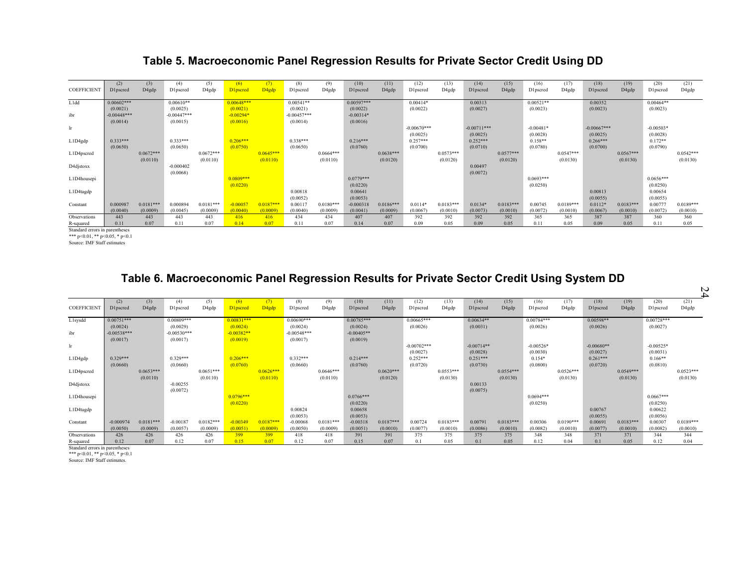## Table 5. Macroeconomic Panel Regression Results for Private Sector Credit Using DD

| COEFFICIENT | (2) D1pscred | (3) D4gdp | (4) D1pscred | (5) D4gdp | (6) D1pscred | (7) D4gdp | (8) D1pscred | (9) D4gdp | (10) D1pscred | (11) D4gdp | (12) D1pscred | (13) D4gdp | (14) D1pscred | (15) D4gdp | (16) D1pscred | (17) D4gdp | (18) D1pscred | (19) D4gdp | (20) D1pscred | (21) D4gdp |
|---|---|---|---|---|---|---|---|---|---|---|---|---|---|---|---|---|---|---|---|---|
| L1dd | 0.00602*** | | 0.00610** | | 0.00648*** | | 0.00541** | | 0.00597*** | | 0.00414* | | 0.00313 | | 0.00521** | | 0.00352 | | 0.00464** | |
| | (0.0021) | | (0.0025) | | (0.0021) | | (0.0021) | | (0.0022) | | (0.0022) | | (0.0027) | | (0.0023) | | (0.0023) | | (0.0023) | |
| ibr | -0.00448*** | | -0.00447*** | | -0.00294* | | -0.00457*** | | -0.00314* | | | | | | | | | | | |
| | (0.0014) | | (0.0015) | | (0.0016) | | (0.0014) | | (0.0016) | | | | | | | | | | | |
| lr | | | | | | | | | | | -0.00670*** | | -0.00711*** | | -0.00481* | | -0.00667*** | | -0.00503* | |
| | | | | | | | | | | | (0.0025) | | (0.0025) | | (0.0028) | | (0.0025) | | (0.0028) | |
| L1D4gdp | 0.333*** | | 0.333*** | | 0.206*** | | 0.338*** | | 0.216*** | | 0.257*** | | 0.252*** | | 0.158** | | 0.266*** | | 0.172** | |
| | (0.0650) | | (0.0650) | | (0.0750) | | (0.0650) | | (0.0760) | | (0.0700) | | (0.0710) | | (0.0780) | | (0.0700) | | (0.0790) | |
| L1D4pscred | | 0.0672*** | | 0.0672*** | | 0.0645*** | | 0.0664*** | | 0.0638*** | | 0.0573*** | | 0.0577*** | | 0.0547*** | | 0.0567*** | | 0.0542*** |
| | | (0.0110) | | (0.0110) | | (0.0110) | | (0.0110) | | (0.0120) | | (0.0120) | | (0.0120) | | (0.0130) | | (0.0130) | | (0.0130) |
| D4djstoxx | | | -0.000402 | | | | | | | | | | 0.00497 | | | | | | | |
| | | | (0.0068) | | | | | | | | | | (0.0072) | | | | | | | |
| L1D4housepi | | | | | 0.0809*** | | | | 0.0779*** | | | | | | 0.0693*** | | | | 0.0656*** | |
| | | | | | (0.0220) | | | | (0.0220) | | | | | | (0.0250) | | | | (0.0250) | |
| L1D4tagdp | | | | | | | 0.00818 | | 0.00641 | | | | | | | | 0.00813 | | 0.00654 | |
| | | | | | | | (0.0052) | | (0.0053) | | | | | | | | (0.0055) | | (0.0055) | |
| Constant | 0.000987 | 0.0181*** | 0.000894 | 0.0181*** | -0.00057 | 0.0187*** | 0.00117 | 0.0180*** | -0.000318 | 0.0186*** | 0.0114* | 0.0183*** | 0.0134* | 0.0183*** | 0.00745 | 0.0189*** | 0.0112* | 0.0183*** | 0.00777 | 0.0189*** |
| | (0.0040) | (0.0009) | (0.0045) | (0.0009) | (0.0040) | (0.0009) | (0.0040) | (0.0009) | (0.0041) | (0.0009) | (0.0067) | (0.0010) | (0.0073) | (0.0010) | (0.0072) | (0.0010) | (0.0067) | (0.0010) | (0.0072) | (0.0010) |
| Observations | 443 | 443 | 443 | 443 | 416 | 416 | 434 | 434 | 407 | 407 | 392 | 392 | 392 | 392 | 365 | 365 | 387 | 387 | 360 | 360 |
| R-squared | 0.11 | 0.07 | 0.11 | 0.07 | 0.14 | 0.07 | 0.11 | 0.07 | 0.14 | 0.07 | 0.09 | 0.05 | 0.09 | 0.05 | 0.11 | 0.05 | 0.09 | 0.05 | 0.11 | 0.05 |

Standard errors in parentheses
*** p<0.01, ** p<0.05, * p<0.1
Source: IMF Staff estimates

## Table 6. Macroeconomic Panel Regression Results for Private Sector Credit Using System DD

| COEFFICIENT | (2) D1pscred | (3) D4gdp | (4) D1pscred | (5) D4gdp | (6) D1pscred | (7) D4gdp | (8) D1pscred | (9) D4gdp | (10) D1pscred | (11) D4gdp | (12) D1pscred | (13) D4gdp | (14) D1pscred | (15) D4gdp | (16) D1pscred | (17) D4gdp | (18) D1pscred | (19) D4gdp | (20) D1pscred | (21) D4gdp |
|---|---|---|---|---|---|---|---|---|---|---|---|---|---|---|---|---|---|---|---|---|
| L1sysdd | 0.00751*** | | 0.00809*** | | 0.00831*** | | 0.00690*** | | 0.00785*** | | 0.00665*** | | 0.00634** | | 0.00784*** | | 0.00598** | | 0.00728*** | |
| | (0.0024) | | (0.0029) | | (0.0024) | | (0.0024) | | (0.0024) | | (0.0026) | | (0.0031) | | (0.0026) | | (0.0026) | | (0.0027) | |
| ibr | -0.00538*** | | -0.00530*** | | -0.00382** | | -0.00548*** | | -0.00405** | | | | | | | | | | | |
| | (0.0017) | | (0.0017) | | (0.0019) | | (0.0017) | | (0.0019) | | | | | | | | | | | |
| lr | | | | | | | | | | | -0.00702*** | | -0.00714** | | -0.00526* | | -0.00680** | | -0.00525* | |
| | | | | | | | | | | | (0.0027) | | (0.0028) | | (0.0030) | | (0.0027) | | (0.0031) | |
| L1D4gdp | 0.329*** | | 0.329*** | | 0.206*** | | 0.332*** | | 0.214*** | | 0.252*** | | 0.251*** | | 0.154* | | 0.261*** | | 0.166** | |
| | (0.0660) | | (0.0660) | | (0.0760) | | (0.0660) | | (0.0760) | | (0.0720) | | (0.0730) | | (0.0800) | | (0.0720) | | (0.0810) | |
| L1D4pscred | | 0.0653*** | | 0.0651*** | | 0.0626*** | | 0.0646*** | | 0.0620*** | | 0.0553*** | | 0.0554*** | | 0.0526*** | | 0.0549*** | | 0.0523*** |
| | | (0.0110) | | (0.0110) | | (0.0110) | | (0.0110) | | (0.0120) | | (0.0130) | | (0.0130) | | (0.0130) | | (0.0130) | | (0.0130) |
| D4djstoxx | | | -0.00255 | | | | | | | | | | 0.00133 | | | | | | | |
| | | | (0.0072) | | | | | | | | | | (0.0075) | | | | | | | |
| L1D4housepi | | | | | 0.0796*** | | | | 0.0766*** | | | | | | 0.0694*** | | | | 0.0667*** | |
| | | | | | (0.0220) | | | | (0.0220) | | | | | | (0.0250) | | | | (0.0250) | |
| L1D4tagdp | | | | | | | 0.00824 | | 0.00658 | | | | | | | | 0.00767 | | 0.00622 | |
| | | | | | | | (0.0053) | | (0.0053) | | | | | | | | (0.0055) | | (0.0056) | |
| Constant | -0.000974 | 0.0181*** | -0.00187 | 0.0182*** | -0.00349 | 0.0187*** | -0.00068 | 0.0181*** | -0.00318 | 0.0187*** | 0.00724 | 0.0183*** | 0.00791 | 0.0183*** | 0.00306 | 0.0190*** | 0.00691 | 0.0183*** | 0.00307 | 0.0189*** |
| | (0.0050) | (0.0009) | (0.0057) | (0.0009) | (0.0051) | (0.0009) | (0.0050) | (0.0009) | (0.0051) | (0.0010) | (0.0077) | (0.0010) | (0.0086) | (0.0010) | (0.0082) | (0.0010) | (0.0077) | (0.0010) | (0.0082) | (0.0010) |
| Observations | 426 | 426 | 426 | 426 | 399 | 399 | 418 | 418 | 391 | 391 | 375 | 375 | 375 | 375 | 348 | 348 | 371 | 371 | 344 | 344 |
| R-squared | 0.12 | 0.07 | 0.12 | 0.07 | 0.15 | 0.07 | 0.12 | 0.07 | 0.15 | 0.07 | 0.1 | 0.05 | 0.1 | 0.05 | 0.12 | 0.04 | 0.1 | 0.05 | 0.12 | 0.04 |

Standard errors in parentheses
*** p<0.01, ** p<0.05, * p<0.1
Source: IMF Staff estimates.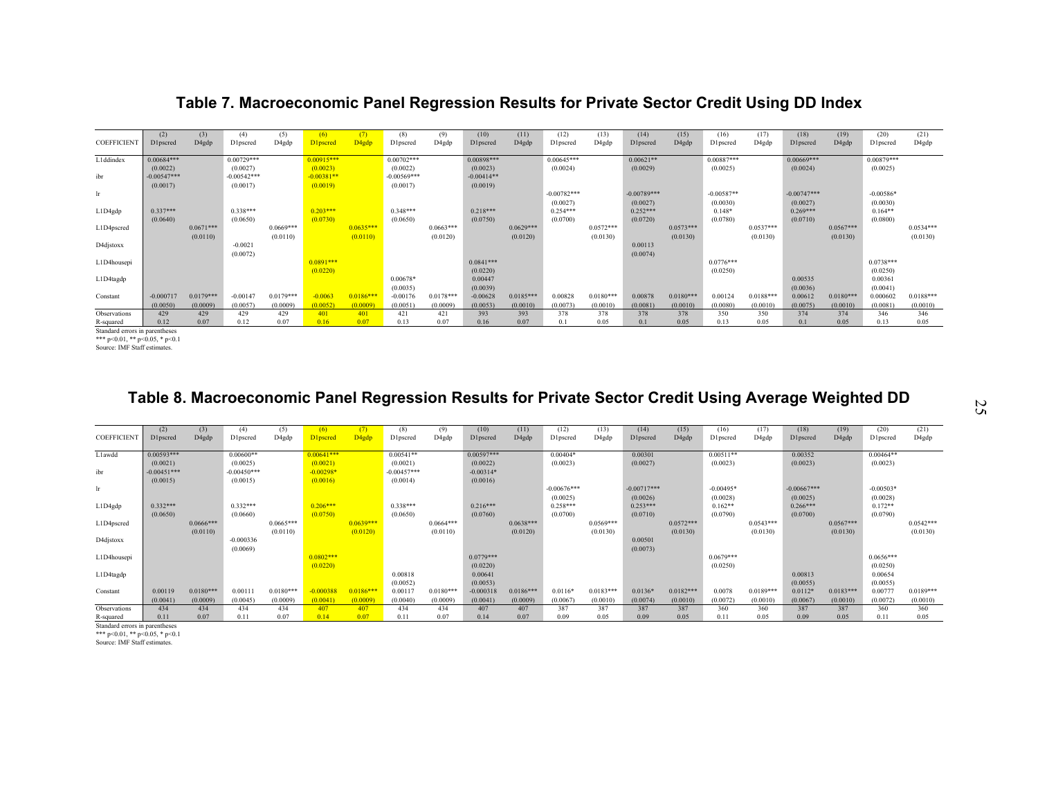## Table 7. Macroeconomic Panel Regression Results for Private Sector Credit Using DD Index

| COEFFICIENT | (2) D1pscred | (3) D4gdp | (4) D1pscred | (5) D4gdp | (6) D1pscred | (7) D4gdp | (8) D1pscred | (9) D4gdp | (10) D1pscred | (11) D4gdp | (12) D1pscred | (13) D4gdp | (14) D1pscred | (15) D4gdp | (16) D1pscred | (17) D4gdp | (18) D1pscred | (19) D4gdp | (20) D1pscred | (21) D4gdp |
|---|---|---|---|---|---|---|---|---|---|---|---|---|---|---|---|---|---|---|---|---|
| L1ddindex | 0.00684*** | | 0.00729*** | | 0.00915*** | | 0.00702*** | | 0.00898*** | | 0.00645*** | | 0.00621** | | 0.00887*** | | 0.00669*** | | 0.00879*** | |
| | (0.0022) | | (0.0027) | | (0.0023) | | (0.0022) | | (0.0023) | | (0.0024) | | (0.0029) | | (0.0025) | | (0.0024) | | (0.0025) | |
| ibr | -0.00547*** | | -0.00542*** | | -0.00381** | | -0.00569*** | | -0.00414** | | | | | | | | | | | |
| | (0.0017) | | (0.0017) | | (0.0019) | | (0.0017) | | (0.0019) | | | | | | | | | | | |
| lr | | | | | | | | | | | -0.00782*** | | -0.00789*** | | -0.00587** | | -0.00747*** | | -0.00586* | |
| | | | | | | | | | | | (0.0027) | | (0.0027) | | (0.0030) | | (0.0027) | | (0.0030) | |
| L1D4gdp | 0.337*** | | 0.338*** | | 0.203*** | | 0.348*** | | 0.218*** | | 0.254*** | | 0.252*** | | 0.148* | | 0.269*** | | 0.164** | |
| | (0.0640) | | (0.0650) | | (0.0730) | | (0.0650) | | (0.0750) | | (0.0700) | | (0.0720) | | (0.0780) | | (0.0710) | | (0.0800) | |
| L1D4pscred | | 0.0671*** | | 0.0669*** | | 0.0635*** | | 0.0663*** | | 0.0629*** | | 0.0572*** | | 0.0573*** | | 0.0537*** | | 0.0567*** | | 0.0534*** |
| | | (0.0110) | | (0.0110) | | (0.0110) | | (0.0120) | | (0.0120) | | (0.0130) | | (0.0130) | | (0.0130) | | (0.0130) | | (0.0130) |
| D4djstoxx | | | -0.0021 | | | | | | | | | | 0.00113 | | | | | | | |
| | | | (0.0072) | | | | | | | | | | (0.0074) | | | | | | | |
| L1D4housepi | | | | | 0.0891*** | | | | 0.0841*** | | | | | | 0.0776*** | | | | 0.0738*** | |
| | | | | | (0.0220) | | | | (0.0220) | | | | | | (0.0250) | | | | (0.0250) | |
| L1D4tagdp | | | | | | | 0.00678* | | 0.00447 | | | | | | | | 0.00535 | | 0.00361 | |
| | | | | | | | (0.0035) | | (0.0039) | | | | | | | | (0.0036) | | (0.0041) | |
| Constant | -0.000717 | 0.0179*** | -0.00147 | 0.0179*** | -0.0063 | 0.0186*** | -0.00176 | 0.0178*** | -0.00628 | 0.0185*** | 0.00828 | 0.0180*** | 0.00878 | 0.0180*** | 0.00124 | 0.0188*** | 0.00612 | 0.0180*** | 0.000602 | 0.0188*** |
| | (0.0050) | (0.0009) | (0.0057) | (0.0009) | (0.0052) | (0.0009) | (0.0051) | (0.0009) | (0.0053) | (0.0010) | (0.0073) | (0.0010) | (0.0081) | (0.0010) | (0.0080) | (0.0010) | (0.0075) | (0.0010) | (0.0081) | (0.0010) |
| Observations | 429 | 429 | 429 | 429 | 401 | 401 | 421 | 421 | 393 | 393 | 378 | 378 | 378 | 378 | 350 | 350 | 374 | 374 | 346 | 346 |
| R-squared | 0.12 | 0.07 | 0.12 | 0.07 | 0.16 | 0.07 | 0.13 | 0.07 | 0.16 | 0.07 | 0.1 | 0.05 | 0.1 | 0.05 | 0.13 | 0.05 | 0.1 | 0.05 | 0.13 | 0.05 |

Standard errors in parentheses
*** p<0.01, ** p<0.05, * p<0.1
Source: IMF Staff estimates.

## Table 8. Macroeconomic Panel Regression Results for Private Sector Credit Using Average Weighted DD

| COEFFICIENT | (2) D1pscred | (3) D4gdp | (4) D1pscred | (5) D4gdp | (6) D1pscred | (7) D4gdp | (8) D1pscred | (9) D4gdp | (10) D1pscred | (11) D4gdp | (12) D1pscred | (13) D4gdp | (14) D1pscred | (15) D4gdp | (16) D1pscred | (17) D4gdp | (18) D1pscred | (19) D4gdp | (20) D1pscred | (21) D4gdp |
|---|---|---|---|---|---|---|---|---|---|---|---|---|---|---|---|---|---|---|---|---|
| L1awdd | 0.00593*** | | 0.00600** | | 0.00641*** | | 0.00541** | | 0.00597*** | | 0.00404* | | 0.00301 | | 0.00511** | | 0.00352 | | 0.00464** | |
| | (0.0021) | | (0.0025) | | (0.0021) | | (0.0021) | | (0.0022) | | (0.0023) | | (0.0027) | | (0.0023) | | (0.0023) | | (0.0023) | |
| ibr | -0.00451*** | | -0.00450*** | | -0.00298* | | -0.00457*** | | -0.00314* | | | | | | | | | | | |
| | (0.0015) | | (0.0015) | | (0.0016) | | (0.0014) | | (0.0016) | | | | | | | | | | | |
| lr | | | | | | | | | | | -0.00676*** | | -0.00717*** | | -0.00495* | | -0.00667*** | | -0.00503* | |
| | | | | | | | | | | | (0.0025) | | (0.0026) | | (0.0028) | | (0.0025) | | (0.0028) | |
| L1D4gdp | 0.332*** | | 0.332*** | | 0.206*** | | 0.338*** | | 0.216*** | | 0.258*** | | 0.253*** | | 0.162** | | 0.266*** | | 0.172** | |
| | (0.0650) | | (0.0660) | | (0.0750) | | (0.0650) | | (0.0760) | | (0.0700) | | (0.0710) | | (0.0790) | | (0.0700) | | (0.0790) | |
| L1D4pscred | | 0.0666*** | | 0.0665*** | | 0.0639*** | | 0.0664*** | | 0.0638*** | | 0.0569*** | | 0.0572*** | | 0.0543*** | | 0.0567*** | | 0.0542*** |
| | | (0.0110) | | (0.0110) | | (0.0120) | | (0.0110) | | (0.0120) | | (0.0130) | | (0.0130) | | (0.0130) | | (0.0130) | | (0.0130) |
| D4djstoxx | | | -0.000336 | | | | | | | | | | 0.00501 | | | | | | | |
| | | | (0.0069) | | | | | | | | | | (0.0073) | | | | | | | |
| L1D4housepi | | | | | 0.0802*** | | | | 0.0779*** | | | | | | 0.0679*** | | | | 0.0656*** | |
| | | | | | (0.0220) | | | | (0.0220) | | | | | | (0.0250) | | | | (0.0250) | |
| L1D4tagdp | | | | | | | 0.00818 | | 0.00641 | | | | | | | | 0.00813 | | 0.00654 | |
| | | | | | | | (0.0052) | | (0.0053) | | | | | | | | (0.0055) | | (0.0055) | |
| Constant | 0.00119 | 0.0180*** | 0.00111 | 0.0180*** | -0.000388 | 0.0186*** | 0.00117 | 0.0180*** | -0.000318 | 0.0186*** | 0.0116* | 0.0183*** | 0.0136* | 0.0182*** | 0.0078 | 0.0189*** | 0.0112* | 0.0183*** | 0.00777 | 0.0189*** |
| | (0.0041) | (0.0009) | (0.0045) | (0.0009) | (0.0041) | (0.0009) | (0.0040) | (0.0009) | (0.0041) | (0.0009) | (0.0067) | (0.0010) | (0.0074) | (0.0010) | (0.0072) | (0.0010) | (0.0067) | (0.0010) | (0.0072) | (0.0010) |
| Observations | 434 | 434 | 434 | 434 | 407 | 407 | 434 | 434 | 407 | 407 | 387 | 387 | 387 | 387 | 360 | 360 | 387 | 387 | 360 | 360 |
| R-squared | 0.11 | 0.07 | 0.11 | 0.07 | 0.14 | 0.07 | 0.11 | 0.07 | 0.14 | 0.07 | 0.09 | 0.05 | 0.09 | 0.05 | 0.11 | 0.05 | 0.09 | 0.05 | 0.11 | 0.05 |

Standard errors in parentheses
*** p<0.01, ** p<0.05, * p<0.1
Source: IMF Staff estimates.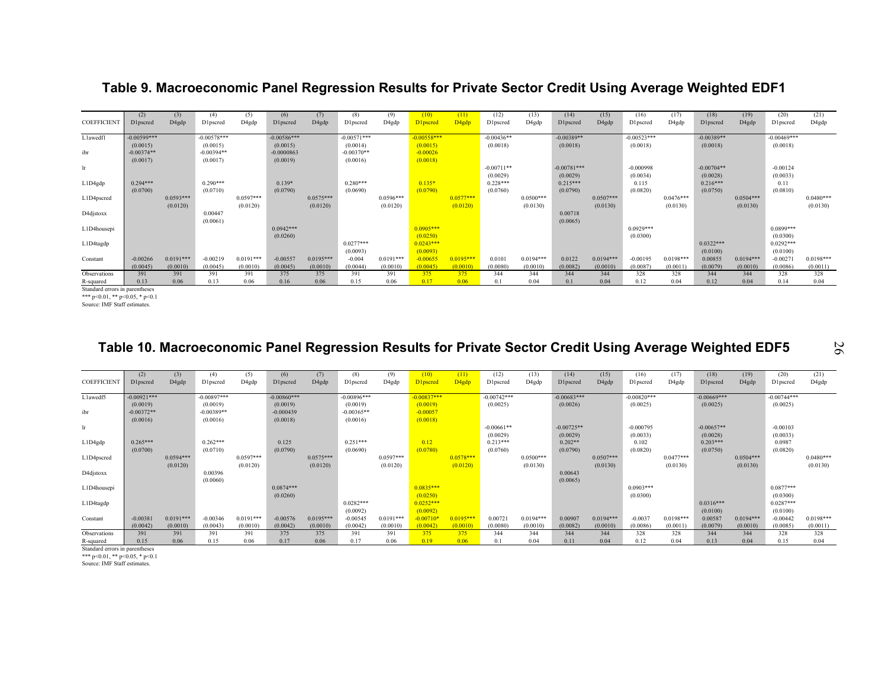## Table 9. Macroeconomic Panel Regression Results for Private Sector Credit Using Average Weighted EDF1

| COEFFICIENT | (2) D1pscred | (3) D4gdp | (4) D1pscred | (5) D4gdp | (6) D1pscred | (7) D4gdp | (8) D1pscred | (9) D4gdp | (10) D1pscred | (11) D4gdp | (12) D1pscred | (13) D4gdp | (14) D1pscred | (15) D4gdp | (16) D1pscred | (17) D4gdp | (18) D1pscred | (19) D4gdp | (20) D1pscred | (21) D4gdp |
|---|---|---|---|---|---|---|---|---|---|---|---|---|---|---|---|---|---|---|---|---|
| L1awedf1 | -0.00599*** | | -0.00578*** | | -0.00586*** | | -0.00571*** | | -0.00558*** | | -0.00436** | | -0.00389** | | -0.00523*** | | -0.00389** | | -0.00469*** | |
| | (0.0015) | | (0.0015) | | (0.0015) | | (0.0014) | | (0.0015) | | (0.0018) | | (0.0018) | | (0.0018) | | (0.0018) | | (0.0018) | |
| ibr | -0.00374** | | -0.00394** | | -0.0000863 | | -0.00370** | | -0.00026 | | | | | | | | | | | |
| | (0.0017) | | (0.0017) | | (0.0019) | | (0.0016) | | (0.0018) | | | | | | | | | | | |
| lr | | | | | | | | | | | -0.00711** | | -0.00781*** | | -0.000998 | | -0.00704** | | -0.00124 | |
| | | | | | | | | | | | (0.0029) | | (0.0029) | | (0.0034) | | (0.0028) | | (0.0033) | |
| L1D4gdp | 0.294*** | | 0.290*** | | 0.139* | | 0.280*** | | 0.135* | | 0.228*** | | 0.215*** | | 0.115 | | 0.216*** | | 0.11 | |
| | (0.0700) | | (0.0710) | | (0.0790) | | (0.0690) | | (0.0790) | | (0.0760) | | (0.0790) | | (0.0820) | | (0.0750) | | (0.0810) | |
| L1D4pscred | | 0.0593*** | | 0.0597*** | | 0.0575*** | | 0.0596*** | | 0.0577*** | | 0.0500*** | | 0.0507*** | | 0.0476*** | | 0.0504*** | | 0.0480*** |
| | | (0.0120) | | (0.0120) | | (0.0120) | | (0.0120) | | (0.0120) | | (0.0130) | | (0.0130) | | (0.0130) | | (0.0130) | | (0.0130) |
| D4djstoxx | | | 0.00447 | | | | | | | | | | 0.00718 | | | | | | | |
| | | | (0.0061) | | | | | | | | | | (0.0065) | | | | | | | |
| L1D4housepi | | | | | 0.0942*** | | | | 0.0905*** | | | | | | 0.0929*** | | | | 0.0899*** | |
| | | | | | (0.0260) | | | | (0.0250) | | | | | | (0.0300) | | | | (0.0300) | |
| L1D4tagdp | | | | | | | 0.0277*** | | 0.0243*** | | | | | | | | 0.0322*** | | 0.0292*** | |
| | | | | | | | (0.0093) | | (0.0093) | | | | | | | | (0.0100) | | (0.0100) | |
| Constant | -0.00266 | 0.0191*** | -0.00219 | 0.0191*** | -0.00557 | 0.0195*** | -0.004 | 0.0191*** | -0.00655 | 0.0195*** | 0.0101 | 0.0194*** | 0.0122 | 0.0194*** | -0.00195 | 0.0198*** | 0.00855 | 0.0194*** | -0.00271 | 0.0198*** |
| | (0.0045) | (0.0010) | (0.0045) | (0.0010) | (0.0045) | (0.0010) | (0.0044) | (0.0010) | (0.0045) | (0.0010) | (0.0080) | (0.0010) | (0.0082) | (0.0010) | (0.0087) | (0.0011) | (0.0079) | (0.0010) | (0.0086) | (0.0011) |
| Observations | 391 | 391 | 391 | 391 | 375 | 375 | 391 | 391 | 375 | 375 | 344 | 344 | 344 | 344 | 328 | 328 | 344 | 344 | 328 | 328 |
| R-squared | 0.13 | 0.06 | 0.13 | 0.06 | 0.16 | 0.06 | 0.15 | 0.06 | 0.17 | 0.06 | 0.1 | 0.04 | 0.1 | 0.04 | 0.12 | 0.04 | 0.12 | 0.04 | 0.14 | 0.04 |

Standard errors in parentheses

*** p<0.01, ** p<0.05, * p<0.1

Source: IMF Staff estimates.

## Table 10. Macroeconomic Panel Regression Results for Private Sector Credit Using Average Weighted EDF5

| COEFFICIENT | (2) D1pscred | (3) D4gdp | (4) D1pscred | (5) D4gdp | (6) D1pscred | (7) D4gdp | (8) D1pscred | (9) D4gdp | (10) D1pscred | (11) D4gdp | (12) D1pscred | (13) D4gdp | (14) D1pscred | (15) D4gdp | (16) D1pscred | (17) D4gdp | (18) D1pscred | (19) D4gdp | (20) D1pscred | (21) D4gdp |
|---|---|---|---|---|---|---|---|---|---|---|---|---|---|---|---|---|---|---|---|---|
| L1awedf5 | -0.00921*** | | -0.00897*** | | -0.00860*** | | -0.00896*** | | -0.00837*** | | -0.00742*** | | -0.00683*** | | -0.00820*** | | -0.00669*** | | -0.00744*** | |
| | (0.0019) | | (0.0019) | | (0.0019) | | (0.0019) | | (0.0019) | | (0.0025) | | (0.0026) | | (0.0025) | | (0.0025) | | (0.0025) | |
| ibr | -0.00372** | | -0.00389** | | -0.000439 | | -0.00365** | | -0.00057 | | | | | | | | | | | |
| | (0.0016) | | (0.0016) | | (0.0018) | | (0.0016) | | (0.0018) | | | | | | | | | | | |
| lr | | | | | | | | | | | -0.00661** | | -0.00725** | | -0.000795 | | -0.00657** | | -0.00103 | |
| | | | | | | | | | | | (0.0029) | | (0.0029) | | (0.0033) | | (0.0028) | | (0.0033) | |
| L1D4gdp | 0.265*** | | 0.262*** | | 0.125 | | 0.251*** | | 0.12 | | 0.213*** | | 0.202** | | 0.102 | | 0.203*** | | 0.0987 | |
| | (0.0700) | | (0.0710) | | (0.0790) | | (0.0690) | | (0.0780) | | (0.0760) | | (0.0790) | | (0.0820) | | (0.0750) | | (0.0820) | |
| L1D4pscred | | 0.0594*** | | 0.0597*** | | 0.0575*** | | 0.0597*** | | 0.0578*** | | 0.0500*** | | 0.0507*** | | 0.0477*** | | 0.0504*** | | 0.0480*** |
| | | (0.0120) | | (0.0120) | | (0.0120) | | (0.0120) | | (0.0120) | | (0.0130) | | (0.0130) | | (0.0130) | | (0.0130) | | (0.0130) |
| D4djstoxx | | | 0.00396 | | | | | | | | | | 0.00643 | | | | | | | |
| | | | (0.0060) | | | | | | | | | | (0.0065) | | | | | | | |
| L1D4housepi | | | | | 0.0874*** | | | | 0.0835*** | | | | | | 0.0903*** | | | | 0.0877*** | |
| | | | | | (0.0260) | | | | (0.0250) | | | | | | (0.0300) | | | | (0.0300) | |
| L1D4tagdp | | | | | | | 0.0282*** | | 0.0252*** | | | | | | | | 0.0316*** | | 0.0287*** | |
| | | | | | | | (0.0092) | | (0.0092) | | | | | | | | (0.0100) | | (0.0100) | |
| Constant | -0.00381 | 0.0191*** | -0.00346 | 0.0191*** | -0.00576 | 0.0195*** | -0.00545 | 0.0191*** | -0.00710* | 0.0195*** | 0.00721 | 0.0194*** | 0.00907 | 0.0194*** | -0.0037 | 0.0198*** | 0.00587 | 0.0194*** | -0.00442 | 0.0198*** |
| | (0.0042) | (0.0010) | (0.0043) | (0.0010) | (0.0042) | (0.0010) | (0.0042) | (0.0010) | (0.0042) | (0.0010) | (0.0080) | (0.0010) | (0.0082) | (0.0010) | (0.0086) | (0.0011) | (0.0079) | (0.0010) | (0.0085) | (0.0011) |
| Observations | 391 | 391 | 391 | 391 | 375 | 375 | 391 | 391 | 375 | 375 | 344 | 344 | 344 | 344 | 328 | 328 | 344 | 344 | 328 | 328 |
| R-squared | 0.15 | 0.06 | 0.15 | 0.06 | 0.17 | 0.06 | 0.17 | 0.06 | 0.19 | 0.06 | 0.1 | 0.04 | 0.11 | 0.04 | 0.12 | 0.04 | 0.13 | 0.04 | 0.15 | 0.04 |

Standard errors in parentheses

*** p<0.01, ** p<0.05, * p<0.1

Source: IMF Staff estimates.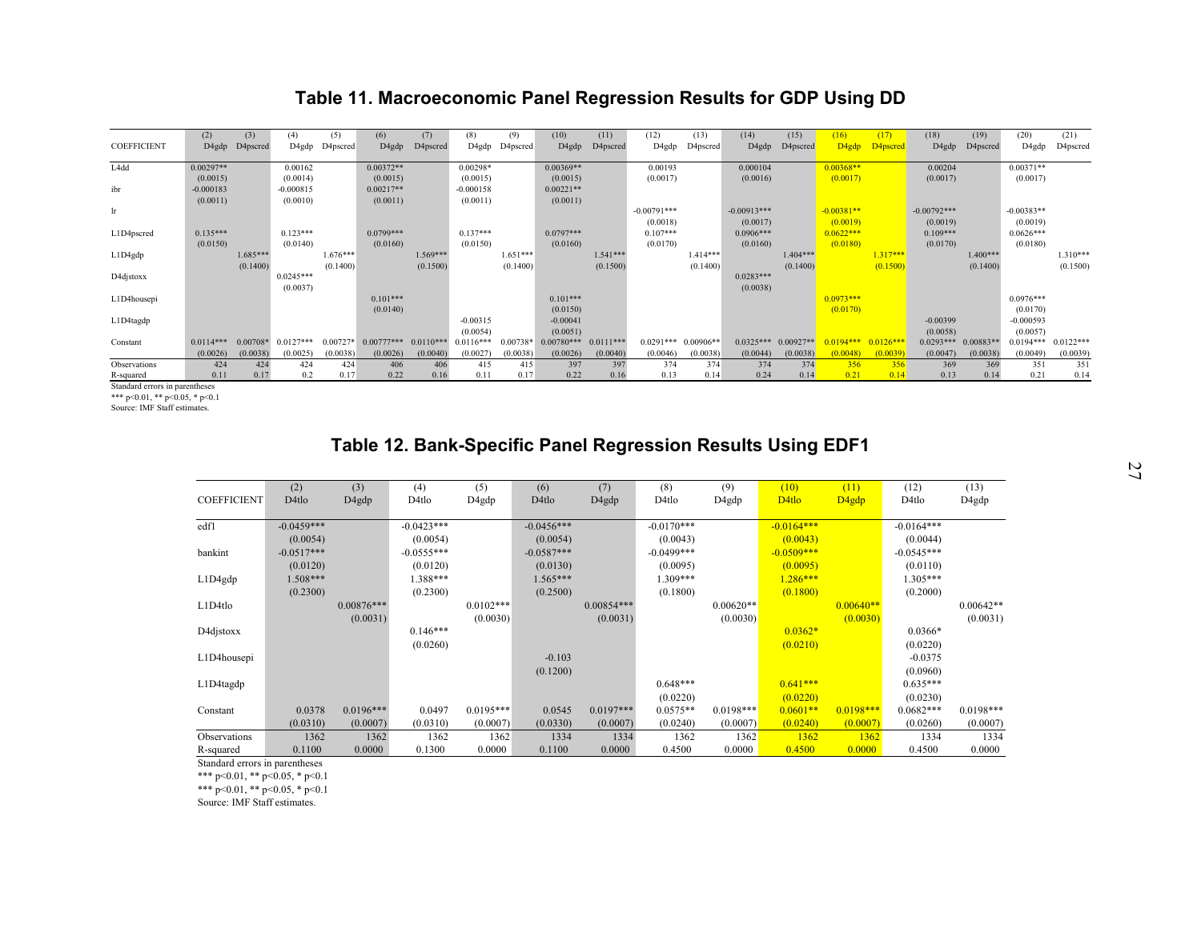## Table 11. Macroeconomic Panel Regression Results for GDP Using DD

| COEFFICIENT | (2) D4gdp | (3) D4pscred | (4) D4gdp | (5) D4pscred | (6) D4gdp | (7) D4pscred | (8) D4gdp | (9) D4pscred | (10) D4gdp | (11) D4pscred | (12) D4gdp | (13) D4pscred | (14) D4gdp | (15) D4pscred | (16) D4gdp | (17) D4pscred | (18) D4gdp | (19) D4pscred | (20) D4gdp | (21) D4pscred |
|---|---|---|---|---|---|---|---|---|---|---|---|---|---|---|---|---|---|---|---|---|
| L4dd | 0.00297** | | 0.00162 | | 0.00372** | | 0.00298* | | 0.00369** | | 0.00193 | | 0.000104 | | 0.00368** | | 0.00204 | | 0.00371** | |
| | (0.0015) | | (0.0014) | | (0.0015) | | (0.0015) | | (0.0015) | | (0.0017) | | (0.0016) | | (0.0017) | | (0.0017) | | (0.0017) | |
| ibr | -0.000183 | | -0.000815 | | 0.00217** | | -0.000158 | | 0.00221** | | | | | | | | | | | |
| | (0.0011) | | (0.0010) | | (0.0011) | | (0.0011) | | (0.0011) | | | | | | | | | | | |
| lr | | | | | | | | | | | -0.00791*** | | -0.00913*** | | -0.00381** | | -0.00792*** | | -0.00383** | |
| | | | | | | | | | | | (0.0018) | | (0.0017) | | (0.0019) | | (0.0019) | | (0.0019) | |
| L1D4pscred | 0.135*** | | 0.123*** | | 0.0799*** | | 0.137*** | | 0.0797*** | | 0.107*** | | 0.0906*** | | 0.0622*** | | 0.109*** | | 0.0626*** | |
| | (0.0150) | | (0.0140) | | (0.0160) | | (0.0150) | | (0.0160) | | (0.0170) | | (0.0160) | | (0.0180) | | (0.0170) | | (0.0180) | |
| L1D4gdp | | 1.685*** | | 1.676*** | | 1.569*** | | 1.651*** | | 1.541*** | | 1.414*** | | 1.404*** | | 1.317*** | | 1.400*** | | 1.310*** |
| | | (0.1400) | | (0.1400) | | (0.1500) | | (0.1400) | | (0.1500) | | (0.1400) | | (0.1400) | | (0.1500) | | (0.1400) | | (0.1500) |
| D4djstoxx | | | 0.0245*** | | | | | | | | | | 0.0283*** | | | | | | | |
| | | | (0.0037) | | | | | | | | | | (0.0038) | | | | | | | |
| L1D4housepi | | | | | 0.101*** | | | | 0.101*** | | | | | | 0.0973*** | | | | 0.0976*** | |
| | | | | | (0.0140) | | | | (0.0150) | | | | | | (0.0170) | | | | (0.0170) | |
| L1D4tagdp | | | | | | | -0.00315 | | -0.00041 | | | | | | | | -0.00399 | | -0.000593 | |
| | | | | | | | (0.0054) | | (0.0051) | | | | | | | | (0.0058) | | (0.0057) | |
| Constant | 0.0114*** | 0.00708* | 0.0127*** | 0.00727* | 0.00777*** | 0.0110*** | 0.0116*** | 0.00738* | 0.00780*** | 0.0111*** | 0.0291*** | 0.00906** | 0.0325*** | 0.00927** | 0.0194*** | 0.0126*** | 0.0293*** | 0.00883** | 0.0194*** | 0.0122*** |
| | (0.0026) | (0.0038) | (0.0025) | (0.0038) | (0.0026) | (0.0040) | (0.0027) | (0.0038) | (0.0026) | (0.0040) | (0.0046) | (0.0038) | (0.0044) | (0.0038) | (0.0048) | (0.0039) | (0.0047) | (0.0038) | (0.0049) | (0.0039) |
| Observations | 424 | 424 | 424 | 424 | 406 | 406 | 415 | 415 | 397 | 397 | 374 | 374 | 374 | 374 | 356 | 356 | 369 | 369 | 351 | 351 |
| R-squared | 0.11 | 0.17 | 0.2 | 0.17 | 0.22 | 0.16 | 0.11 | 0.17 | 0.22 | 0.16 | 0.13 | 0.14 | 0.24 | 0.14 | 0.21 | 0.14 | 0.13 | 0.14 | 0.21 | 0.14 |

Standard errors in parentheses
*** p<0.01, ** p<0.05, * p<0.1
Source: IMF Staff estimates.

## Table 12. Bank-Specific Panel Regression Results Using EDF1

| COEFFICIENT | (2) D4tlo | (3) D4gdp | (4) D4tlo | (5) D4gdp | (6) D4tlo | (7) D4gdp | (8) D4tlo | (9) D4gdp | (10) D4tlo | (11) D4gdp | (12) D4tlo | (13) D4gdp |
|---|---|---|---|---|---|---|---|---|---|---|---|---|
| edf1 | -0.0459*** | | -0.0423*** | | -0.0456*** | | -0.0170*** | | -0.0164*** | | -0.0164*** | |
| | (0.0054) | | (0.0054) | | (0.0054) | | (0.0043) | | (0.0043) | | (0.0044) | |
| bankint | -0.0517*** | | -0.0555*** | | -0.0587*** | | -0.0499*** | | -0.0509*** | | -0.0545*** | |
| | (0.0120) | | (0.0120) | | (0.0130) | | (0.0095) | | (0.0095) | | (0.0110) | |
| L1D4gdp | 1.508*** | | 1.388*** | | 1.565*** | | 1.309*** | | 1.286*** | | 1.305*** | |
| | (0.2300) | | (0.2300) | | (0.2500) | | (0.1800) | | (0.1800) | | (0.2000) | |
| L1D4tlo | | 0.00876*** | | 0.0102*** | | 0.00854*** | | 0.00620** | | 0.00640** | | 0.00642** |
| | | (0.0031) | | (0.0030) | | (0.0031) | | (0.0030) | | (0.0030) | | (0.0031) |
| D4djstoxx | | | 0.146*** | | | | | | 0.0362* | | 0.0366* | |
| | | | (0.0260) | | | | | | (0.0210) | | (0.0220) | |
| L1D4housepi | | | | | -0.103 | | | | | | -0.0375 | |
| | | | | | (0.1200) | | | | | | (0.0960) | |
| L1D4tagdp | | | | | | | 0.648*** | | 0.641*** | | 0.635*** | |
| | | | | | | | (0.0220) | | (0.0220) | | (0.0230) | |
| Constant | 0.0378 | 0.0196*** | 0.0497 | 0.0195*** | 0.0545 | 0.0197*** | 0.0575** | 0.0198*** | 0.0601** | 0.0198*** | 0.0682*** | 0.0198*** |
| | (0.0310) | (0.0007) | (0.0310) | (0.0007) | (0.0330) | (0.0007) | (0.0240) | (0.0007) | (0.0240) | (0.0007) | (0.0260) | (0.0007) |
| Observations | 1362 | 1362 | 1362 | 1362 | 1334 | 1334 | 1362 | 1362 | 1362 | 1362 | 1334 | 1334 |
| R-squared | 0.1100 | 0.0000 | 0.1300 | 0.0000 | 0.1100 | 0.0000 | 0.4500 | 0.0000 | 0.4500 | 0.0000 | 0.4500 | 0.0000 |

Standard errors in parentheses
*** p<0.01, ** p<0.05, * p<0.1
*** p<0.01, ** p<0.05, * p<0.1
Source: IMF Staff estimates.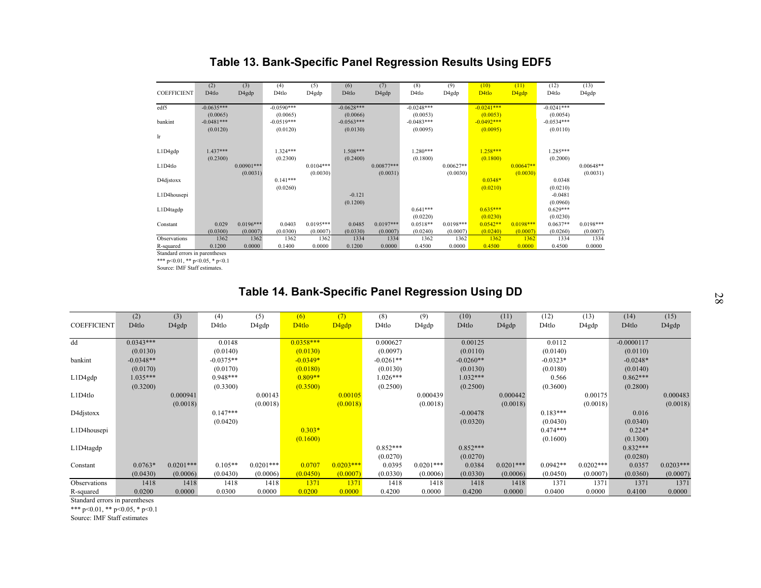## Table 13. Bank-Specific Panel Regression Results Using EDF5

| COEFFICIENT | (2) D4tlo | (3) D4gdp | (4) D4tlo | (5) D4gdp | (6) D4tlo | (7) D4gdp | (8) D4tlo | (9) D4gdp | (10) D4tlo | (11) D4gdp | (12) D4tlo | (13) D4gdp |
|---|---|---|---|---|---|---|---|---|---|---|---|---|
| edf5 | -0.0635*** | | -0.0590*** | | -0.0628*** | | -0.0248*** | | -0.0241*** | | -0.0241*** | |
| | (0.0065) | | (0.0065) | | (0.0066) | | (0.0053) | | (0.0053) | | (0.0054) | |
| bankint | -0.0481*** | | -0.0519*** | | -0.0563*** | | -0.0483*** | | -0.0492*** | | -0.0534*** | |
| | (0.0120) | | (0.0120) | | (0.0130) | | (0.0095) | | (0.0095) | | (0.0110) | |
| lr | | | | | | | | | | | | |
| L1D4gdp | 1.437*** | | 1.324*** | | 1.508*** | | 1.280*** | | 1.258*** | | 1.285*** | |
| | (0.2300) | | (0.2300) | | (0.2400) | | (0.1800) | | (0.1800) | | (0.2000) | |
| L1D4tlo | | 0.00901*** | | 0.0104*** | | 0.00877*** | | 0.00627** | | 0.00647** | | 0.00648** |
| | | (0.0031) | | (0.0030) | | (0.0031) | | (0.0030) | | (0.0030) | | (0.0031) |
| D4djstoxx | | | 0.141*** | | | | | | 0.0348* | | 0.0348 | |
| | | | (0.0260) | | | | | | (0.0210) | | (0.0210) | |
| L1D4housepi | | | | | -0.121 | | | | | | -0.0481 | |
| | | | | | (0.1200) | | | | | | (0.0960) | |
| L1D4tagdp | | | | | | | 0.641*** | | 0.635*** | | 0.629*** | |
| | | | | | | | (0.0220) | | (0.0230) | | (0.0230) | |
| Constant | 0.029 | 0.0196*** | 0.0403 | 0.0195*** | 0.0485 | 0.0197*** | 0.0518** | 0.0198*** | 0.0542** | 0.0198*** | 0.0637** | 0.0198*** |
| | (0.0300) | (0.0007) | (0.0300) | (0.0007) | (0.0330) | (0.0007) | (0.0240) | (0.0007) | (0.0240) | (0.0007) | (0.0260) | (0.0007) |
| Observations | 1362 | 1362 | 1362 | 1362 | 1334 | 1334 | 1362 | 1362 | 1362 | 1362 | 1334 | 1334 |
| R-squared | 0.1200 | 0.0000 | 0.1400 | 0.0000 | 0.1200 | 0.0000 | 0.4500 | 0.0000 | 0.4500 | 0.0000 | 0.4500 | 0.0000 |

Standard errors in parentheses
*** p<0.01, ** p<0.05, * p<0.1
Source: IMF Staff estimates.

## Table 14. Bank-Specific Panel Regression Using DD

| COEFFICIENT | (2) D4tlo | (3) D4gdp | (4) D4tlo | (5) D4gdp | (6) D4tlo | (7) D4gdp | (8) D4tlo | (9) D4gdp | (10) D4tlo | (11) D4gdp | (12) D4tlo | (13) D4gdp | (14) D4tlo | (15) D4gdp |
|---|---|---|---|---|---|---|---|---|---|---|---|---|---|---|
| dd | 0.0343*** | | 0.0148 | | 0.0358*** | | 0.000627 | | 0.00125 | | 0.0112 | | -0.0000117 | |
| | (0.0130) | | (0.0140) | | (0.0130) | | (0.0097) | | (0.0110) | | (0.0140) | | (0.0110) | |
| bankint | -0.0348** | | -0.0375** | | -0.0349* | | -0.0261** | | -0.0260** | | -0.0323* | | -0.0248* | |
| | (0.0170) | | (0.0170) | | (0.0180) | | (0.0130) | | (0.0130) | | (0.0180) | | (0.0140) | |
| L1D4gdp | 1.035*** | | 0.948*** | | 0.809** | | 1.026*** | | 1.032*** | | 0.566 | | 0.862*** | |
| | (0.3200) | | (0.3300) | | (0.3500) | | (0.2500) | | (0.2500) | | (0.3600) | | (0.2800) | |
| L1D4tlo | | 0.000941 | | 0.00143 | | 0.00105 | | 0.000439 | | 0.000442 | | 0.00175 | | 0.000483 |
| | | (0.0018) | | (0.0018) | | (0.0018) | | (0.0018) | | (0.0018) | | (0.0018) | | (0.0018) |
| D4djstoxx | | | 0.147*** | | | | | | -0.00478 | | 0.183*** | | 0.016 | |
| | | | (0.0420) | | | | | | (0.0320) | | (0.0430) | | (0.0340) | |
| L1D4housepi | | | | | 0.303* | | | | | | 0.474*** | | 0.224* | |
| | | | | | (0.1600) | | | | | | (0.1600) | | (0.1300) | |
| L1D4tagdp | | | | | | | 0.852*** | | 0.852*** | | | | 0.832*** | |
| | | | | | | | (0.0270) | | (0.0270) | | | | (0.0280) | |
| Constant | 0.0763* | 0.0201*** | 0.105** | 0.0201*** | 0.0707 | 0.0203*** | 0.0395 | 0.0201*** | 0.0384 | 0.0201*** | 0.0942** | 0.0202*** | 0.0357 | 0.0203*** |
| | (0.0430) | (0.0006) | (0.0430) | (0.0006) | (0.0450) | (0.0007) | (0.0330) | (0.0006) | (0.0330) | (0.0006) | (0.0450) | (0.0007) | (0.0360) | (0.0007) |
| Observations | 1418 | 1418 | 1418 | 1418 | 1371 | 1371 | 1418 | 1418 | 1418 | 1418 | 1371 | 1371 | 1371 | 1371 |
| R-squared | 0.0200 | 0.0000 | 0.0300 | 0.0000 | 0.0200 | 0.0000 | 0.4200 | 0.0000 | 0.4200 | 0.0000 | 0.0400 | 0.0000 | 0.4100 | 0.0000 |

Standard errors in parentheses
*** p<0.01, ** p<0.05, * p<0.1
Source: IMF Staff estimates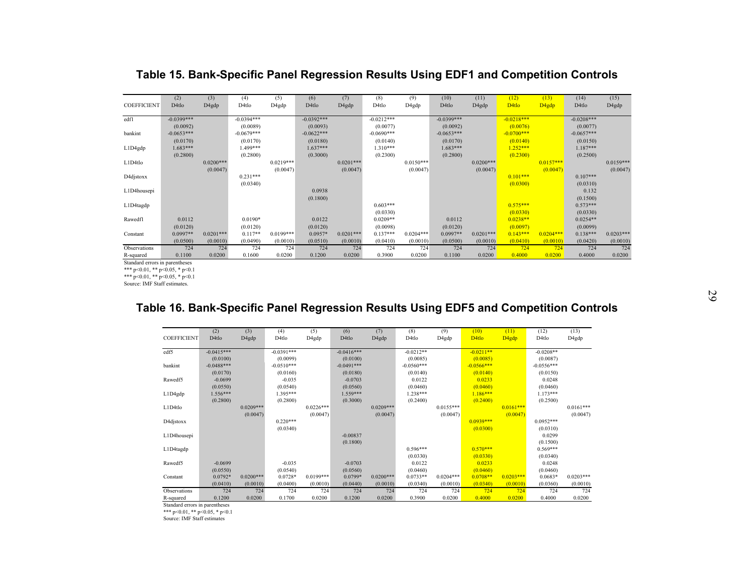## Table 15. Bank-Specific Panel Regression Results Using EDF1 and Competition Controls

| COEFFICIENT | (2) D4tlo | (3) D4gdp | (4) D4tlo | (5) D4gdp | (6) D4tlo | (7) D4gdp | (8) D4tlo | (9) D4gdp | (10) D4tlo | (11) D4gdp | (12) D4tlo | (13) D4gdp | (14) D4tlo | (15) D4gdp |
|---|---|---|---|---|---|---|---|---|---|---|---|---|---|---|
| edf1 | -0.0399*** | | -0.0394*** | | -0.0392*** | | -0.0212*** | | -0.0399*** | | -0.0218*** | | -0.0208*** | |
| | (0.0092) | | (0.0089) | | (0.0093) | | (0.0077) | | (0.0092) | | (0.0076) | | (0.0077) | |
| bankint | -0.0653*** | | -0.0679*** | | -0.0622*** | | -0.0690*** | | -0.0653*** | | -0.0700*** | | -0.0657*** | |
| | (0.0170) | | (0.0170) | | (0.0180) | | (0.0140) | | (0.0170) | | (0.0140) | | (0.0150) | |
| L1D4gdp | 1.683*** | | 1.499*** | | 1.637*** | | 1.310*** | | 1.683*** | | 1.252*** | | 1.187*** | |
| | (0.2800) | | (0.2800) | | (0.3000) | | (0.2300) | | (0.2800) | | (0.2300) | | (0.2500) | |
| L1D4tlo | | 0.0200*** | | 0.0219*** | | 0.0201*** | | 0.0150*** | | 0.0200*** | | 0.0157*** | | 0.0159*** |
| | | (0.0047) | | (0.0047) | | (0.0047) | | (0.0047) | | (0.0047) | | (0.0047) | | (0.0047) |
| D4djstoxx | | | 0.231*** | | | | | | | | 0.101*** | | 0.107*** | |
| | | | (0.0340) | | | | | | | | (0.0300) | | (0.0310) | |
| L1D4housepi | | | | | 0.0938 | | | | | | | | 0.132 | |
| | | | | | (0.1800) | | | | | | | | (0.1500) | |
| L1D4tagdp | | | | | | | 0.603*** | | | | 0.575*** | | 0.573*** | |
| | | | | | | | (0.0330) | | | | (0.0330) | | (0.0330) | |
| Rawedf1 | 0.0112 | | 0.0190* | | 0.0122 | | 0.0209** | | 0.0112 | | 0.0238** | | 0.0254** | |
| | (0.0120) | | (0.0120) | | (0.0120) | | (0.0098) | | (0.0120) | | (0.0097) | | (0.0099) | |
| Constant | 0.0997** | 0.0201*** | 0.117** | 0.0199*** | 0.0957* | 0.0201*** | 0.137*** | 0.0204*** | 0.0997** | 0.0201*** | 0.143*** | 0.0204*** | 0.138*** | 0.0203*** |
| | (0.0500) | (0.0010) | (0.0490) | (0.0010) | (0.0510) | (0.0010) | (0.0410) | (0.0010) | (0.0500) | (0.0010) | (0.0410) | (0.0010) | (0.0420) | (0.0010) |
| Observations | 724 | 724 | 724 | 724 | 724 | 724 | 724 | 724 | 724 | 724 | 724 | 724 | 724 | 724 |
| R-squared | 0.1100 | 0.0200 | 0.1600 | 0.0200 | 0.1200 | 0.0200 | 0.3900 | 0.0200 | 0.1100 | 0.0200 | 0.4000 | 0.0200 | 0.4000 | 0.0200 |

Standard errors in parentheses

*** p<0.01, ** p<0.05, * p<0.1

*** p<0.01, ** p<0.05, * p<0.1

Source: IMF Staff estimates.

## Table 16. Bank-Specific Panel Regression Results Using EDF5 and Competition Controls

| COEFFICIENT | (2) D4tlo | (3) D4gdp | (4) D4tlo | (5) D4gdp | (6) D4tlo | (7) D4gdp | (8) D4tlo | (9) D4gdp | (10) D4tlo | (11) D4gdp | (12) D4tlo | (13) D4gdp |
|---|---|---|---|---|---|---|---|---|---|---|---|---|
| edf5 | -0.0415*** | | -0.0391*** | | -0.0416*** | | -0.0212** | | -0.0211** | | -0.0208** | |
| | (0.0100) | | (0.0099) | | (0.0100) | | (0.0085) | | (0.0085) | | (0.0087) | |
| bankint | -0.0488*** | | -0.0510*** | | -0.0491*** | | -0.0560*** | | -0.0566*** | | -0.0556*** | |
| | (0.0170) | | (0.0160) | | (0.0180) | | (0.0140) | | (0.0140) | | (0.0150) | |
| Rawedf5 | -0.0699 | | -0.035 | | -0.0703 | | 0.0122 | | 0.0233 | | 0.0248 | |
| | (0.0550) | | (0.0540) | | (0.0560) | | (0.0460) | | (0.0460) | | (0.0460) | |
| L1D4gdp | 1.556*** | | 1.395*** | | 1.559*** | | 1.238*** | | 1.186*** | | 1.173*** | |
| | (0.2800) | | (0.2800) | | (0.3000) | | (0.2400) | | (0.2400) | | (0.2500) | |
| L1D4tlo | | 0.0209*** | | 0.0226*** | | 0.0209*** | | 0.0155*** | | 0.0161*** | | 0.0161*** |
| | | (0.0047) | | (0.0047) | | (0.0047) | | (0.0047) | | (0.0047) | | (0.0047) |
| D4djstoxx | | | 0.220*** | | | | | | 0.0939*** | | 0.0952*** | |
| | | | (0.0340) | | | | | | (0.0300) | | (0.0310) | |
| L1D4housepi | | | | | -0.00837 | | | | | | 0.0299 | |
| | | | | | (0.1800) | | | | | | (0.1500) | |
| L1D4tagdp | | | | | | | 0.596*** | | 0.570*** | | 0.569*** | |
| | | | | | | | (0.0330) | | (0.0330) | | (0.0340) | |
| Rawedf5 | -0.0699 | | -0.035 | | -0.0703 | | 0.0122 | | 0.0233 | | 0.0248 | |
| | (0.0550) | | (0.0540) | | (0.0560) | | (0.0460) | | (0.0460) | | (0.0460) | |
| Constant | 0.0792* | 0.0200*** | 0.0728* | 0.0199*** | 0.0799* | 0.0200*** | 0.0733** | 0.0204*** | 0.0708** | 0.0203*** | 0.0683* | 0.0203*** |
| | (0.0410) | (0.0010) | (0.0400) | (0.0010) | (0.0440) | (0.0010) | (0.0340) | (0.0010) | (0.0340) | (0.0010) | (0.0360) | (0.0010) |
| Observations | 724 | 724 | 724 | 724 | 724 | 724 | 724 | 724 | 724 | 724 | 724 | 724 |
| R-squared | 0.1200 | 0.0200 | 0.1700 | 0.0200 | 0.1200 | 0.0200 | 0.3900 | 0.0200 | 0.4000 | 0.0200 | 0.4000 | 0.0200 |

Standard errors in parentheses

*** p<0.01, ** p<0.05, * p<0.1

Source: IMF Staff estimates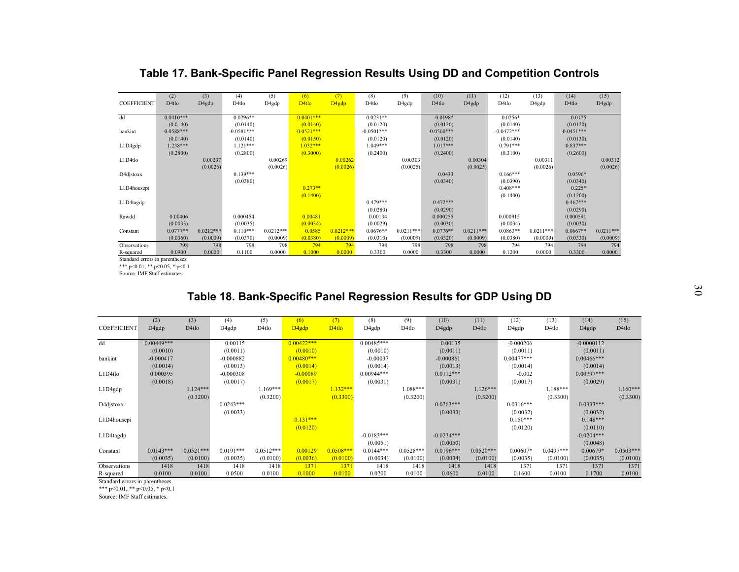## Table 17. Bank-Specific Panel Regression Results Using DD and Competition Controls

| COEFFICIENT | (2) D4tlo | (3) D4gdp | (4) D4tlo | (5) D4gdp | (6) D4tlo | (7) D4gdp | (8) D4tlo | (9) D4gdp | (10) D4tlo | (11) D4gdp | (12) D4tlo | (13) D4gdp | (14) D4tlo | (15) D4gdp |
|---|---|---|---|---|---|---|---|---|---|---|---|---|---|---|
| dd | 0.0410*** | | 0.0296** | | 0.0401*** | | 0.0231** | | 0.0198* | | 0.0256* | | 0.0175 | |
| | (0.0140) | | (0.0140) | | (0.0140) | | (0.0120) | | (0.0120) | | (0.0140) | | (0.0120) | |
| bankint | -0.0588*** | | -0.0581*** | | -0.0521*** | | -0.0501*** | | -0.0500*** | | -0.0472*** | | -0.0451*** | |
| | (0.0140) | | (0.0140) | | (0.0150) | | (0.0120) | | (0.0120) | | (0.0140) | | (0.0130) | |
| L1D4gdp | 1.238*** | | 1.121*** | | 1.032*** | | 1.049*** | | 1.017*** | | 0.791*** | | 0.837*** | |
| | (0.2800) | | (0.2800) | | (0.3000) | | (0.2400) | | (0.2400) | | (0.3100) | | (0.2600) | |
| L1D4tlo | | 0.00237 | | 0.00269 | | 0.00262 | | 0.00303 | | 0.00304 | | 0.00311 | | 0.00312 |
| | | (0.0026) | | (0.0026) | | (0.0026) | | (0.0025) | | (0.0025) | | (0.0026) | | (0.0026) |
| D4djstoxx | | | 0.139*** | | | | | | 0.0433 | | 0.166*** | | 0.0596* | |
| | | | (0.0380) | | | | | | (0.0340) | | (0.0390) | | (0.0340) | |
| L1D4housepi | | | | | 0.273** | | | | | | 0.408*** | | 0.225* | |
| | | | | | (0.1400) | | | | | | (0.1400) | | (0.1200) | |
| L1D4tagdp | | | | | | | 0.479*** | | 0.472*** | | | | 0.467*** | |
| | | | | | | | (0.0280) | | (0.0290) | | | | (0.0290) | |
| Rawdd | 0.00406 | | 0.000454 | | 0.00481 | | 0.00134 | | 0.000255 | | 0.000915 | | 0.000591 | |
| | (0.0033) | | (0.0035) | | (0.0034) | | (0.0029) | | (0.0030) | | (0.0034) | | (0.0030) | |
| Constant | 0.0777** | 0.0212*** | 0.110*** | 0.0212*** | 0.0585 | 0.0212*** | 0.0676** | 0.0211*** | 0.0776** | 0.0211*** | 0.0863** | 0.0211*** | 0.0667** | 0.0211*** |
| | (0.0360) | (0.0009) | (0.0370) | (0.0009) | (0.0380) | (0.0009) | (0.0310) | (0.0009) | (0.0320) | (0.0009) | (0.0380) | (0.0009) | (0.0330) | (0.0009) |
| Observations | 798 | 798 | 798 | 798 | 794 | 794 | 798 | 798 | 798 | 798 | 794 | 794 | 794 | 794 |
| R-squared | 0.0900 | 0.0000 | 0.1100 | 0.0000 | 0.1000 | 0.0000 | 0.3300 | 0.0000 | 0.3300 | 0.0000 | 0.1200 | 0.0000 | 0.3300 | 0.0000 |

Standard errors in parentheses

*** p<0.01, ** p<0.05, * p<0.1

Source: IMF Staff estimates.

## Table 18. Bank-Specific Panel Regression Results for GDP Using DD

| COEFFICIENT | (2) D4gdp | (3) D4tlo | (4) D4gdp | (5) D4tlo | (6) D4gdp | (7) D4tlo | (8) D4gdp | (9) D4tlo | (10) D4gdp | (11) D4tlo | (12) D4gdp | (13) D4tlo | (14) D4gdp | (15) D4tlo |
|---|---|---|---|---|---|---|---|---|---|---|---|---|---|---|
| dd | 0.00449*** | | 0.00115 | | 0.00422*** | | 0.00485*** | | 0.00135 | | -0.000206 | | -0.0000112 | |
| | (0.0010) | | (0.0011) | | (0.0010) | | (0.0010) | | (0.0011) | | (0.0011) | | (0.0011) | |
| bankint | -0.000417 | | -0.000882 | | 0.00480*** | | -0.00037 | | -0.000861 | | 0.00477*** | | 0.00466*** | |
| | (0.0014) | | (0.0013) | | (0.0014) | | (0.0014) | | (0.0013) | | (0.0014) | | (0.0014) | |
| L1D4tlo | 0.000395 | | -0.000308 | | -0.00089 | | 0.00944*** | | 0.0112*** | | -0.002 | | 0.00797*** | |
| | (0.0018) | | (0.0017) | | (0.0017) | | (0.0031) | | (0.0031) | | (0.0017) | | (0.0029) | |
| L1D4gdp | | 1.124*** | | 1.169*** | | 1.132*** | | 1.088*** | | 1.126*** | | 1.188*** | | 1.160*** |
| | | (0.3200) | | (0.3200) | | (0.3300) | | (0.3200) | | (0.3200) | | (0.3300) | | (0.3300) |
| D4djstoxx | | | 0.0243*** | | | | | | 0.0263*** | | 0.0316*** | | 0.0333*** | |
| | | | (0.0033) | | | | | | (0.0033) | | (0.0032) | | (0.0032) | |
| L1D4housepi | | | | | 0.131*** | | | | | | 0.150*** | | 0.148*** | |
| | | | | | (0.0120) | | | | | | (0.0120) | | (0.0110) | |
| L1D4tagdp | | | | | | | -0.0183*** | | -0.0234*** | | | | -0.0204*** | |
| | | | | | | | (0.0051) | | (0.0050) | | | | (0.0048) | |
| Constant | 0.0143*** | 0.0521*** | 0.0191*** | 0.0512*** | 0.00129 | 0.0508*** | 0.0144*** | 0.0528*** | 0.0196*** | 0.0520*** | 0.00607* | 0.0497*** | 0.00679* | 0.0503*** |
| | (0.0035) | (0.0100) | (0.0035) | (0.0100) | (0.0036) | (0.0100) | (0.0034) | (0.0100) | (0.0034) | (0.0100) | (0.0035) | (0.0100) | (0.0035) | (0.0100) |
| Observations | 1418 | 1418 | 1418 | 1418 | 1371 | 1371 | 1418 | 1418 | 1418 | 1418 | 1371 | 1371 | 1371 | 1371 |
| R-squared | 0.0100 | 0.0100 | 0.0500 | 0.0100 | 0.1000 | 0.0100 | 0.0200 | 0.0100 | 0.0600 | 0.0100 | 0.1600 | 0.0100 | 0.1700 | 0.0100 |

Standard errors in parentheses

*** p<0.01, ** p<0.05, * p<0.1

Source: IMF Staff estimates.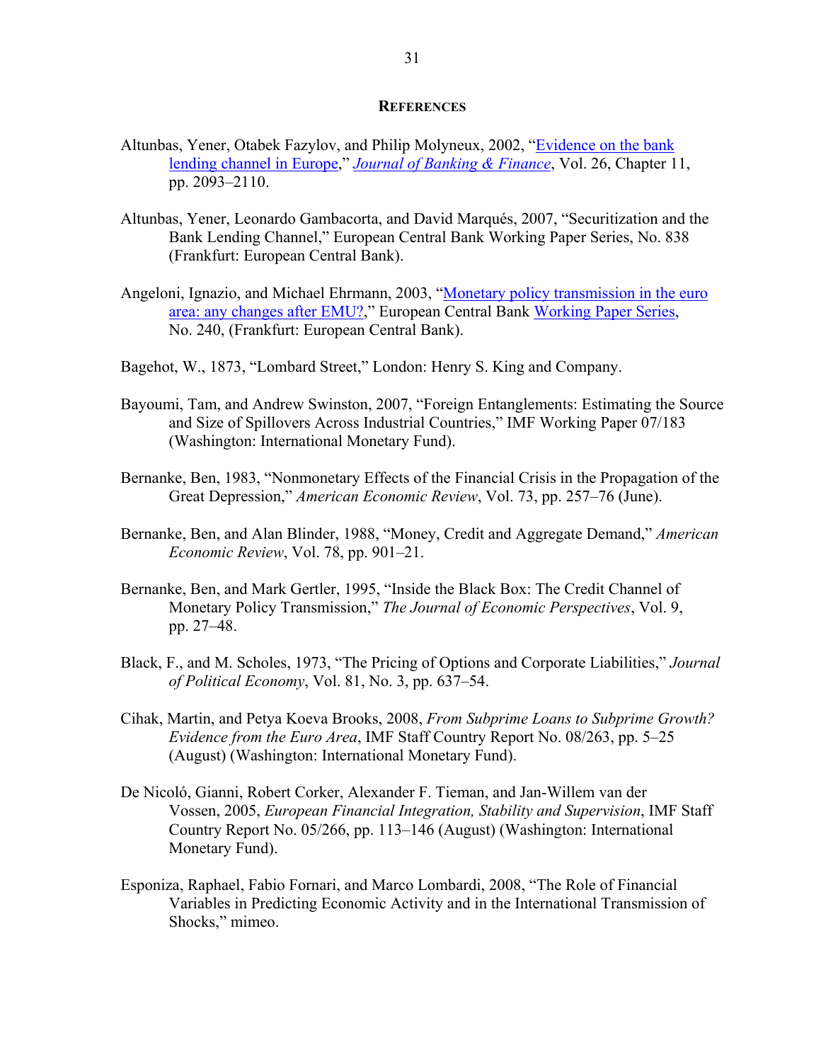## REFERENCES

Altunbas, Yener, Otabek Fazylov, and Philip Molyneux, 2002, "Evidence on the bank lending channel in Europe," *Journal of Banking & Finance*, Vol. 26, Chapter 11, pp. 2093–2110.

Altunbas, Yener, Leonardo Gambacorta, and David Marqués, 2007, "Securitization and the Bank Lending Channel," European Central Bank Working Paper Series, No. 838 (Frankfurt: European Central Bank).

Angeloni, Ignazio, and Michael Ehrmann, 2003, "Monetary policy transmission in the euro area: any changes after EMU?," European Central Bank Working Paper Series, No. 240, (Frankfurt: European Central Bank).

Bagehot, W., 1873, "Lombard Street," London: Henry S. King and Company.

Bayoumi, Tam, and Andrew Swinston, 2007, "Foreign Entanglements: Estimating the Source and Size of Spillovers Across Industrial Countries," IMF Working Paper 07/183 (Washington: International Monetary Fund).

Bernanke, Ben, 1983, "Nonmonetary Effects of the Financial Crisis in the Propagation of the Great Depression," *American Economic Review*, Vol. 73, pp. 257–76 (June).

Bernanke, Ben, and Alan Blinder, 1988, "Money, Credit and Aggregate Demand," *American Economic Review*, Vol. 78, pp. 901–21.

Bernanke, Ben, and Mark Gertler, 1995, "Inside the Black Box: The Credit Channel of Monetary Policy Transmission," *The Journal of Economic Perspectives*, Vol. 9, pp. 27–48.

Black, F., and M. Scholes, 1973, "The Pricing of Options and Corporate Liabilities," *Journal of Political Economy*, Vol. 81, No. 3, pp. 637–54.

Cihak, Martin, and Petya Koeva Brooks, 2008, *From Subprime Loans to Subprime Growth? Evidence from the Euro Area*, IMF Staff Country Report No. 08/263, pp. 5–25 (August) (Washington: International Monetary Fund).

De Nicoló, Gianni, Robert Corker, Alexander F. Tieman, and Jan-Willem van der Vossen, 2005, *European Financial Integration, Stability and Supervision*, IMF Staff Country Report No. 05/266, pp. 113–146 (August) (Washington: International Monetary Fund).

Esponiza, Raphael, Fabio Fornari, and Marco Lombardi, 2008, "The Role of Financial Variables in Predicting Economic Activity and in the International Transmission of Shocks," mimeo.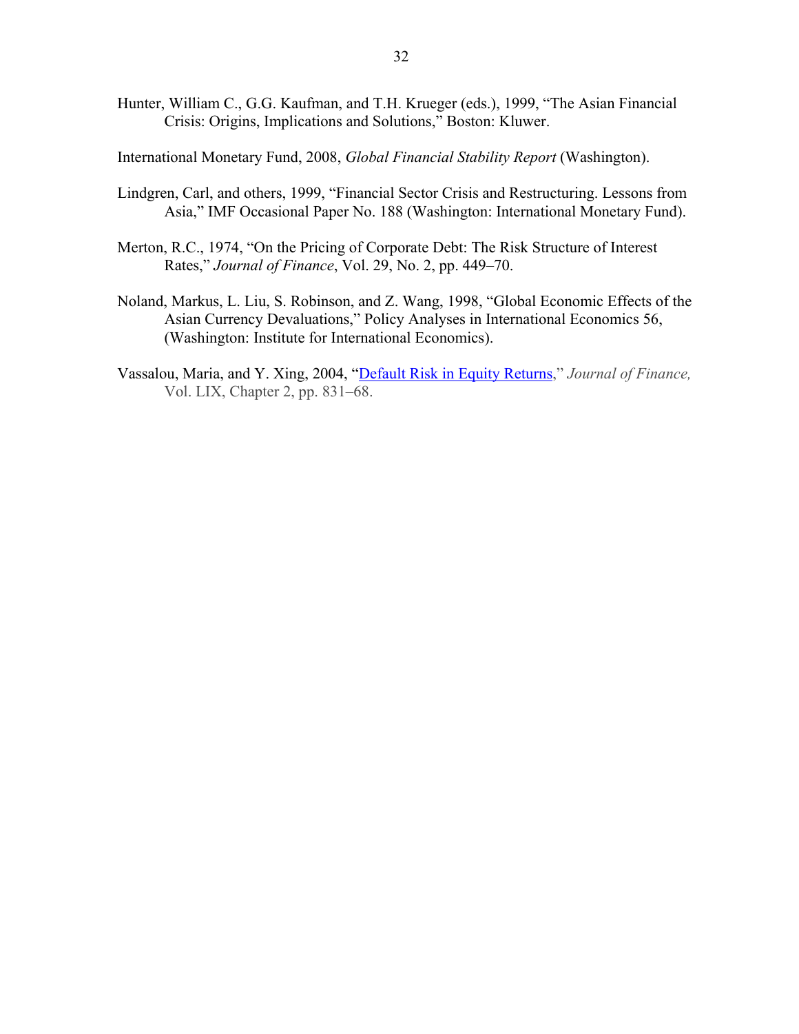Hunter, William C., G.G. Kaufman, and T.H. Krueger (eds.), 1999, "The Asian Financial Crisis: Origins, Implications and Solutions," Boston: Kluwer.

International Monetary Fund, 2008, *Global Financial Stability Report* (Washington).

Lindgren, Carl, and others, 1999, "Financial Sector Crisis and Restructuring. Lessons from Asia," IMF Occasional Paper No. 188 (Washington: International Monetary Fund).

Merton, R.C., 1974, "On the Pricing of Corporate Debt: The Risk Structure of Interest Rates," *Journal of Finance*, Vol. 29, No. 2, pp. 449–70.

Noland, Markus, L. Liu, S. Robinson, and Z. Wang, 1998, "Global Economic Effects of the Asian Currency Devaluations," Policy Analyses in International Economics 56, (Washington: Institute for International Economics).

Vassalou, Maria, and Y. Xing, 2004, "Default Risk in Equity Returns," *Journal of Finance,* Vol. LIX, Chapter 2, pp. 831–68.